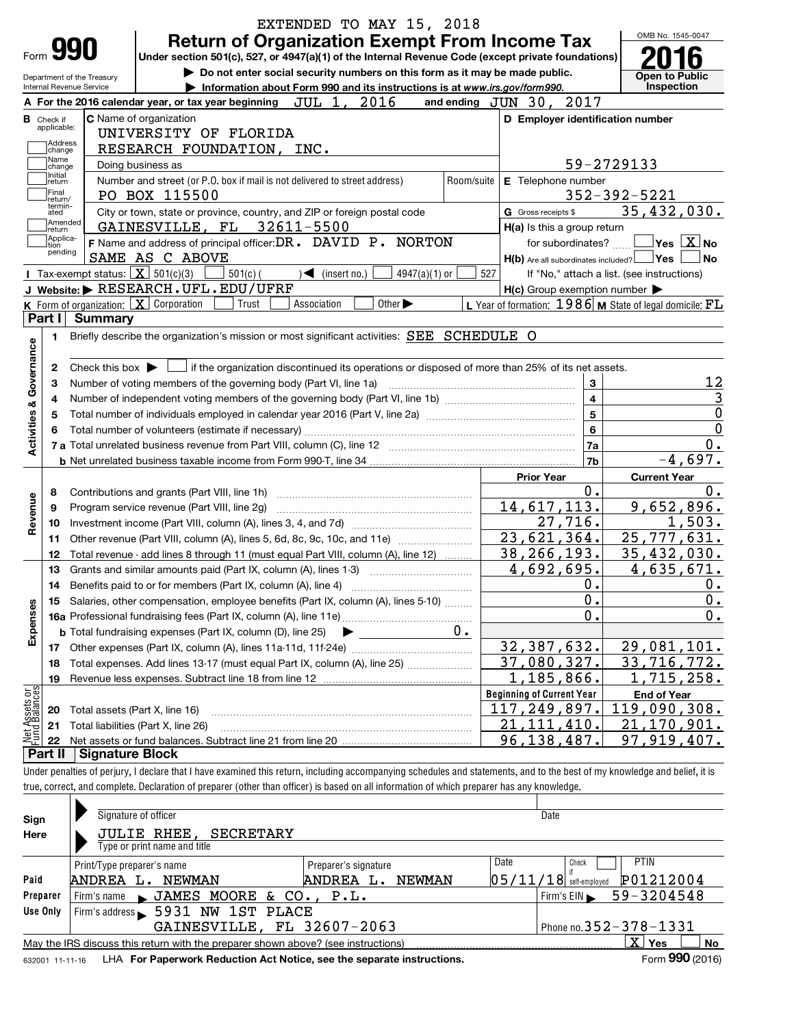EXTENDED TO MAY 15, 2018

Form **990**

# Return of Organization Exempt From Income Tax

**Under section 501(c), 527, or 4947(a)(1) of the Internal Revenue Code (except private foundations)**

▶ Do not enter social security numbers on this form as it may be made public.

▶ Information about Form 990 and its instructions is at www.irs.gov/form990.

Department of the Treasury
Internal Revenue Service

OMB No. 1545-0047

**2016**

**Open to Public Inspection**

**A** For the 2016 calendar year, or tax year beginning JUL 1, 2016 and ending JUN 30, 2017

**B** Check if applicable:
- Address change
- Name change
- Initial return
- Final return/terminated
- Amended return
- Application pending

**C** Name of organization
UNIVERSITY OF FLORIDA
RESEARCH FOUNDATION, INC.

Doing business as

Number and street (or P.O. box if mail is not delivered to street address) | Room/suite
PO BOX 115500

City or town, state or province, country, and ZIP or foreign postal code
GAINESVILLE, FL 32611-5500

**F** Name and address of principal officer: DR. DAVID P. NORTON
SAME AS C ABOVE

**D** Employer identification number
59-2729133

**E** Telephone number
352-392-5221

**G** Gross receipts $ 35,432,030.

**H(a)** Is this a group return for subordinates? ☐ Yes ☒ No

**H(b)** Are all subordinates included? ☐ Yes ☐ No
If "No," attach a list. (see instructions)

**H(c)** Group exemption number ▶

**I** Tax-exempt status: ☒ 501(c)(3) ☐ 501(c) ( ) ◀ (insert no.) ☐ 4947(a)(1) or ☐ 527

**J** Website: ▶ RESEARCH.UFL.EDU/UFRF

**K** Form of organization: ☒ Corporation ☐ Trust ☐ Association ☐ Other ▶

**L** Year of formation: 1986 **M** State of legal domicile: FL

## Part I Summary

**Activities & Governance**

1 Briefly describe the organization's mission or most significant activities: SEE SCHEDULE O

2 Check this box ▶ ☐ if the organization discontinued its operations or disposed of more than 25% of its net assets.

| | | | |
|---|---|---|---|
| 3 | Number of voting members of the governing body (Part VI, line 1a) | 3 | 12 |
| 4 | Number of independent voting members of the governing body (Part VI, line 1b) | 4 | 3 |
| 5 | Total number of individuals employed in calendar year 2016 (Part V, line 2a) | 5 | 0 |
| 6 | Total number of volunteers (estimate if necessary) | 6 | 0 |
| 7a | Total unrelated business revenue from Part VIII, column (C), line 12 | 7a | 0. |
| b | Net unrelated business taxable income from Form 990-T, line 34 | 7b | -4,697. |

| | | | Prior Year | Current Year |
|---|---|---|---|---|
| **Revenue** | 8 | Contributions and grants (Part VIII, line 1h) | 0. | 0. |
| | 9 | Program service revenue (Part VIII, line 2g) | 14,617,113. | 9,652,896. |
| | 10 | Investment income (Part VIII, column (A), lines 3, 4, and 7d) | 27,716. | 1,503. |
| | 11 | Other revenue (Part VIII, column (A), lines 5, 6d, 8c, 9c, 10c, and 11e) | 23,621,364. | 25,777,631. |
| | 12 | Total revenue - add lines 8 through 11 (must equal Part VIII, column (A), line 12) | 38,266,193. | 35,432,030. |
| **Expenses** | 13 | Grants and similar amounts paid (Part IX, column (A), lines 1-3) | 4,692,695. | 4,635,671. |
| | 14 | Benefits paid to or for members (Part IX, column (A), line 4) | 0. | 0. |
| | 15 | Salaries, other compensation, employee benefits (Part IX, column (A), lines 5-10) | 0. | 0. |
| | 16a | Professional fundraising fees (Part IX, column (A), line 11e) | 0. | 0. |
| | b | Total fundraising expenses (Part IX, column (D), line 25) ▶ 0. | | |
| | 17 | Other expenses (Part IX, column (A), lines 11a-11d, 11f-24e) | 32,387,632. | 29,081,101. |
| | 18 | Total expenses. Add lines 13-17 (must equal Part IX, column (A), line 25) | 37,080,327. | 33,716,772. |
| | 19 | Revenue less expenses. Subtract line 18 from line 12 | 1,185,866. | 1,715,258. |
| | | | **Beginning of Current Year** | **End of Year** |
| **Net Assets or Fund Balances** | 20 | Total assets (Part X, line 16) | 117,249,897. | 119,090,308. |
| | 21 | Total liabilities (Part X, line 26) | 21,111,410. | 21,170,901. |
| | 22 | Net assets or fund balances. Subtract line 21 from line 20 | 96,138,487. | 97,919,407. |

## Part II Signature Block

Under penalties of perjury, I declare that I have examined this return, including accompanying schedules and statements, and to the best of my knowledge and belief, it is true, correct, and complete. Declaration of preparer (other than officer) is based on all information of which preparer has any knowledge.

**Sign Here**

Signature of officer | Date

JULIE RHEE, SECRETARY
Type or print name and title

**Paid Preparer Use Only**

| Print/Type preparer's name | Preparer's signature | Date | Check ☐ if self-employed | PTIN |
|---|---|---|---|---|
| ANDREA L. NEWMAN | ANDREA L. NEWMAN | 05/11/18 | | P01212004 |

Firm's name ▶ JAMES MOORE & CO., P.L. | Firm's EIN ▶ 59-3204548

Firm's address ▶ 5931 NW 1ST PLACE
GAINESVILLE, FL 32607-2063 | Phone no. 352-378-1331

May the IRS discuss this return with the preparer shown above? (see instructions) ☒ Yes ☐ No

632001 11-11-16 LHA For Paperwork Reduction Act Notice, see the separate instructions. Form **990** (2016)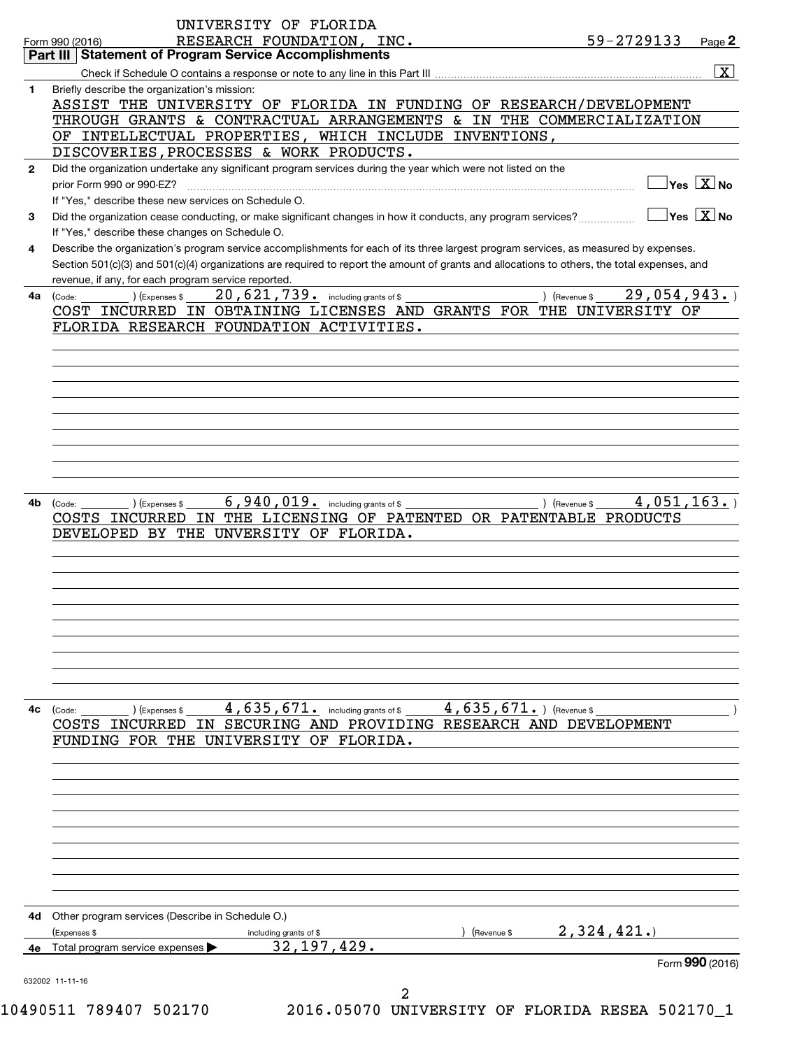UNIVERSITY OF FLORIDA
RESEARCH FOUNDATION, INC. 59-2729133

Form 990 (2016) Page **2**

## Part III | Statement of Program Service Accomplishments

Check if Schedule O contains a response or note to any line in this Part III .................... [X]

**1** Briefly describe the organization's mission:

ASSIST THE UNIVERSITY OF FLORIDA IN FUNDING OF RESEARCH/DEVELOPMENT THROUGH GRANTS & CONTRACTUAL ARRANGEMENTS & IN THE COMMERCIALIZATION OF INTELLECTUAL PROPERTIES, WHICH INCLUDE INVENTIONS, DISCOVERIES,PROCESSES & WORK PRODUCTS.

**2** Did the organization undertake any significant program services during the year which were not listed on the prior Form 990 or 990-EZ? .................... [ ] Yes [X] No

If "Yes," describe these new services on Schedule O.

**3** Did the organization cease conducting, or make significant changes in how it conducts, any program services? .................... [ ] Yes [X] No

If "Yes," describe these changes on Schedule O.

**4** Describe the organization's program service accomplishments for each of its three largest program services, as measured by expenses. Section 501(c)(3) and 501(c)(4) organizations are required to report the amount of grants and allocations to others, the total expenses, and revenue, if any, for each program service reported.

**4a** (Code: ) (Expenses $ 20,621,739. including grants of $ ) (Revenue $ 29,054,943. )

COST INCURRED IN OBTAINING LICENSES AND GRANTS FOR THE UNIVERSITY OF FLORIDA RESEARCH FOUNDATION ACTIVITIES.

**4b** (Code: ) (Expenses $ 6,940,019. including grants of $ ) (Revenue $ 4,051,163. )

COSTS INCURRED IN THE LICENSING OF PATENTED OR PATENTABLE PRODUCTS DEVELOPED BY THE UNVERSITY OF FLORIDA.

**4c** (Code: ) (Expenses $ 4,635,671. including grants of $ 4,635,671. ) (Revenue $ )

COSTS INCURRED IN SECURING AND PROVIDING RESEARCH AND DEVELOPMENT FUNDING FOR THE UNIVERSITY OF FLORIDA.

**4d** Other program services (Describe in Schedule O.)

(Expenses $ including grants of $ ) (Revenue $ 2,324,421.)

**4e** Total program service expenses ▶ 32,197,429.

Form **990** (2016)

632002 11-11-16

10490511 789407 502170 2016.05070 UNIVERSITY OF FLORIDA RESEA 502170_1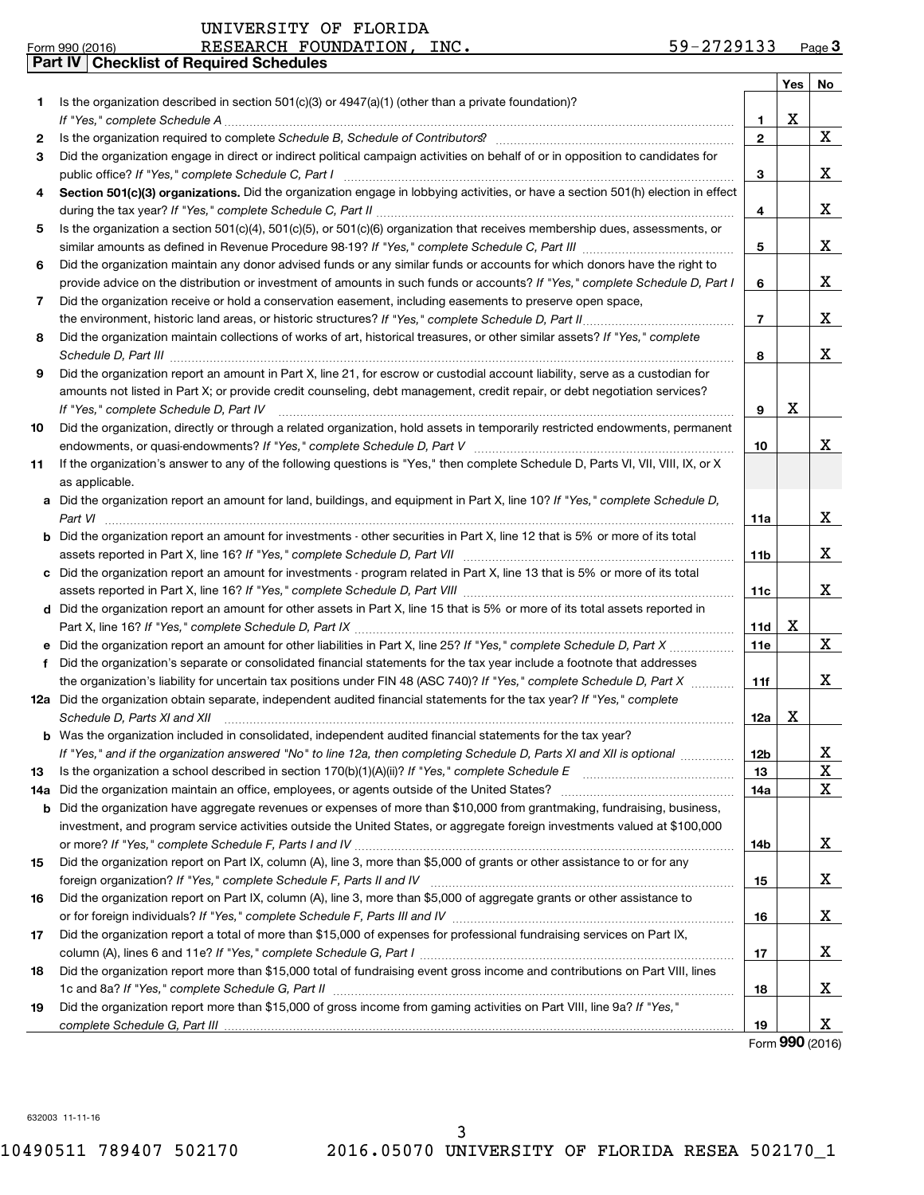UNIVERSITY OF FLORIDA
Form 990 (2016) RESEARCH FOUNDATION, INC. 59-2729133 Page **3**

## Part IV Checklist of Required Schedules

| | | | Yes | No |
|---|---|---|---|---|
| **1** | Is the organization described in section 501(c)(3) or 4947(a)(1) (other than a private foundation)? *If "Yes," complete Schedule A* | **1** | X | |
| **2** | Is the organization required to complete *Schedule B, Schedule of Contributors*? | **2** | | X |
| **3** | Did the organization engage in direct or indirect political campaign activities on behalf of or in opposition to candidates for public office? *If "Yes," complete Schedule C, Part I* | **3** | | X |
| **4** | **Section 501(c)(3) organizations.** Did the organization engage in lobbying activities, or have a section 501(h) election in effect during the tax year? *If "Yes," complete Schedule C, Part II* | **4** | | X |
| **5** | Is the organization a section 501(c)(4), 501(c)(5), or 501(c)(6) organization that receives membership dues, assessments, or similar amounts as defined in Revenue Procedure 98-19? *If "Yes," complete Schedule C, Part III* | **5** | | X |
| **6** | Did the organization maintain any donor advised funds or any similar funds or accounts for which donors have the right to provide advice on the distribution or investment of amounts in such funds or accounts? *If "Yes," complete Schedule D, Part I* | **6** | | X |
| **7** | Did the organization receive or hold a conservation easement, including easements to preserve open space, the environment, historic land areas, or historic structures? *If "Yes," complete Schedule D, Part II* | **7** | | X |
| **8** | Did the organization maintain collections of works of art, historical treasures, or other similar assets? *If "Yes," complete Schedule D, Part III* | **8** | | X |
| **9** | Did the organization report an amount in Part X, line 21, for escrow or custodial account liability, serve as a custodian for amounts not listed in Part X; or provide credit counseling, debt management, credit repair, or debt negotiation services? *If "Yes," complete Schedule D, Part IV* | **9** | X | |
| **10** | Did the organization, directly or through a related organization, hold assets in temporarily restricted endowments, permanent endowments, or quasi-endowments? *If "Yes," complete Schedule D, Part V* | **10** | | X |
| **11** | If the organization's answer to any of the following questions is "Yes," then complete Schedule D, Parts VI, VII, VIII, IX, or X as applicable. | | | |
| **a** | Did the organization report an amount for land, buildings, and equipment in Part X, line 10? *If "Yes," complete Schedule D, Part VI* | **11a** | | X |
| **b** | Did the organization report an amount for investments - other securities in Part X, line 12 that is 5% or more of its total assets reported in Part X, line 16? *If "Yes," complete Schedule D, Part VII* | **11b** | | X |
| **c** | Did the organization report an amount for investments - program related in Part X, line 13 that is 5% or more of its total assets reported in Part X, line 16? *If "Yes," complete Schedule D, Part VIII* | **11c** | | X |
| **d** | Did the organization report an amount for other assets in Part X, line 15 that is 5% or more of its total assets reported in Part X, line 16? *If "Yes," complete Schedule D, Part IX* | **11d** | X | |
| **e** | Did the organization report an amount for other liabilities in Part X, line 25? *If "Yes," complete Schedule D, Part X* | **11e** | | X |
| **f** | Did the organization's separate or consolidated financial statements for the tax year include a footnote that addresses the organization's liability for uncertain tax positions under FIN 48 (ASC 740)? *If "Yes," complete Schedule D, Part X* | **11f** | | X |
| **12a** | Did the organization obtain separate, independent audited financial statements for the tax year? *If "Yes," complete Schedule D, Parts XI and XII* | **12a** | X | |
| **b** | Was the organization included in consolidated, independent audited financial statements for the tax year? *If "Yes," and if the organization answered "No" to line 12a, then completing Schedule D, Parts XI and XII is optional* | **12b** | | X |
| **13** | Is the organization a school described in section 170(b)(1)(A)(ii)? *If "Yes," complete Schedule E* | **13** | | X |
| **14a** | Did the organization maintain an office, employees, or agents outside of the United States? | **14a** | | X |
| **b** | Did the organization have aggregate revenues or expenses of more than $10,000 from grantmaking, fundraising, business, investment, and program service activities outside the United States, or aggregate foreign investments valued at $100,000 or more? *If "Yes," complete Schedule F, Parts I and IV* | **14b** | | X |
| **15** | Did the organization report on Part IX, column (A), line 3, more than $5,000 of grants or other assistance to or for any foreign organization? *If "Yes," complete Schedule F, Parts II and IV* | **15** | | X |
| **16** | Did the organization report on Part IX, column (A), line 3, more than $5,000 of aggregate grants or other assistance to or for foreign individuals? *If "Yes," complete Schedule F, Parts III and IV* | **16** | | X |
| **17** | Did the organization report a total of more than $15,000 of expenses for professional fundraising services on Part IX, column (A), lines 6 and 11e? *If "Yes," complete Schedule G, Part I* | **17** | | X |
| **18** | Did the organization report more than $15,000 total of fundraising event gross income and contributions on Part VIII, lines 1c and 8a? *If "Yes," complete Schedule G, Part II* | **18** | | X |
| **19** | Did the organization report more than $15,000 of gross income from gaming activities on Part VIII, line 9a? *If "Yes," complete Schedule G, Part III* | **19** | | X |

Form **990** (2016)

632003 11-11-16

10490511 789407 502170 2016.05070 UNIVERSITY OF FLORIDA RESEA 502170_1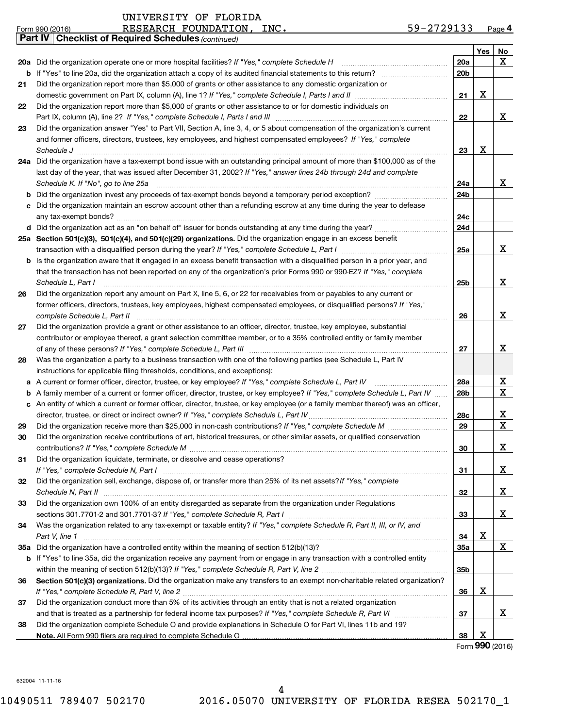UNIVERSITY OF FLORIDA
Form 990 (2016) RESEARCH FOUNDATION, INC. 59-2729133 Page 4

**Part IV Checklist of Required Schedules** *(continued)*

| | | | Yes | No |
|---|---|---|---|---|
| **20a** | Did the organization operate one or more hospital facilities? *If "Yes," complete Schedule H* | **20a** | | X |
| **b** | If "Yes" to line 20a, did the organization attach a copy of its audited financial statements to this return? | **20b** | | |
| **21** | Did the organization report more than $5,000 of grants or other assistance to any domestic organization or domestic government on Part IX, column (A), line 1? *If "Yes," complete Schedule I, Parts I and II* | **21** | X | |
| **22** | Did the organization report more than $5,000 of grants or other assistance to or for domestic individuals on Part IX, column (A), line 2? *If "Yes," complete Schedule I, Parts I and III* | **22** | | X |
| **23** | Did the organization answer "Yes" to Part VII, Section A, line 3, 4, or 5 about compensation of the organization's current and former officers, directors, trustees, key employees, and highest compensated employees? *If "Yes," complete Schedule J* | **23** | X | |
| **24a** | Did the organization have a tax-exempt bond issue with an outstanding principal amount of more than $100,000 as of the last day of the year, that was issued after December 31, 2002? *If "Yes," answer lines 24b through 24d and complete Schedule K. If "No", go to line 25a* | **24a** | | X |
| **b** | Did the organization invest any proceeds of tax-exempt bonds beyond a temporary period exception? | **24b** | | |
| **c** | Did the organization maintain an escrow account other than a refunding escrow at any time during the year to defease any tax-exempt bonds? | **24c** | | |
| **d** | Did the organization act as an "on behalf of" issuer for bonds outstanding at any time during the year? | **24d** | | |
| **25a** | **Section 501(c)(3), 501(c)(4), and 501(c)(29) organizations.** Did the organization engage in an excess benefit transaction with a disqualified person during the year? *If "Yes," complete Schedule L, Part I* | **25a** | | X |
| **b** | Is the organization aware that it engaged in an excess benefit transaction with a disqualified person in a prior year, and that the transaction has not been reported on any of the organization's prior Forms 990 or 990-EZ? *If "Yes," complete Schedule L, Part I* | **25b** | | X |
| **26** | Did the organization report any amount on Part X, line 5, 6, or 22 for receivables from or payables to any current or former officers, directors, trustees, key employees, highest compensated employees, or disqualified persons? *If "Yes," complete Schedule L, Part II* | **26** | | X |
| **27** | Did the organization provide a grant or other assistance to an officer, director, trustee, key employee, substantial contributor or employee thereof, a grant selection committee member, or to a 35% controlled entity or family member of any of these persons? *If "Yes," complete Schedule L, Part III* | **27** | | X |
| **28** | Was the organization a party to a business transaction with one of the following parties (see Schedule L, Part IV instructions for applicable filing thresholds, conditions, and exceptions): | | | |
| **a** | A current or former officer, director, trustee, or key employee? *If "Yes," complete Schedule L, Part IV* | **28a** | | X |
| **b** | A family member of a current or former officer, director, trustee, or key employee? *If "Yes," complete Schedule L, Part IV* | **28b** | | X |
| **c** | An entity of which a current or former officer, director, trustee, or key employee (or a family member thereof) was an officer, director, trustee, or direct or indirect owner? *If "Yes," complete Schedule L, Part IV* | **28c** | | X |
| **29** | Did the organization receive more than $25,000 in non-cash contributions? *If "Yes," complete Schedule M* | **29** | | X |
| **30** | Did the organization receive contributions of art, historical treasures, or other similar assets, or qualified conservation contributions? *If "Yes," complete Schedule M* | **30** | | X |
| **31** | Did the organization liquidate, terminate, or dissolve and cease operations? *If "Yes," complete Schedule N, Part I* | **31** | | X |
| **32** | Did the organization sell, exchange, dispose of, or transfer more than 25% of its net assets? *If "Yes," complete Schedule N, Part II* | **32** | | X |
| **33** | Did the organization own 100% of an entity disregarded as separate from the organization under Regulations sections 301.7701-2 and 301.7701-3? *If "Yes," complete Schedule R, Part I* | **33** | | X |
| **34** | Was the organization related to any tax-exempt or taxable entity? *If "Yes," complete Schedule R, Part II, III, or IV, and Part V, line 1* | **34** | X | |
| **35a** | Did the organization have a controlled entity within the meaning of section 512(b)(13)? | **35a** | | X |
| **b** | If "Yes" to line 35a, did the organization receive any payment from or engage in any transaction with a controlled entity within the meaning of section 512(b)(13)? *If "Yes," complete Schedule R, Part V, line 2* | **35b** | | |
| **36** | **Section 501(c)(3) organizations.** Did the organization make any transfers to an exempt non-charitable related organization? *If "Yes," complete Schedule R, Part V, line 2* | **36** | X | |
| **37** | Did the organization conduct more than 5% of its activities through an entity that is not a related organization and that is treated as a partnership for federal income tax purposes? *If "Yes," complete Schedule R, Part VI* | **37** | | X |
| **38** | Did the organization complete Schedule O and provide explanations in Schedule O for Part VI, lines 11b and 19? **Note.** All Form 990 filers are required to complete Schedule O | **38** | X | |

Form **990** (2016)

632004 11-11-16

10490511 789407 502170 2016.05070 UNIVERSITY OF FLORIDA RESEA 502170_1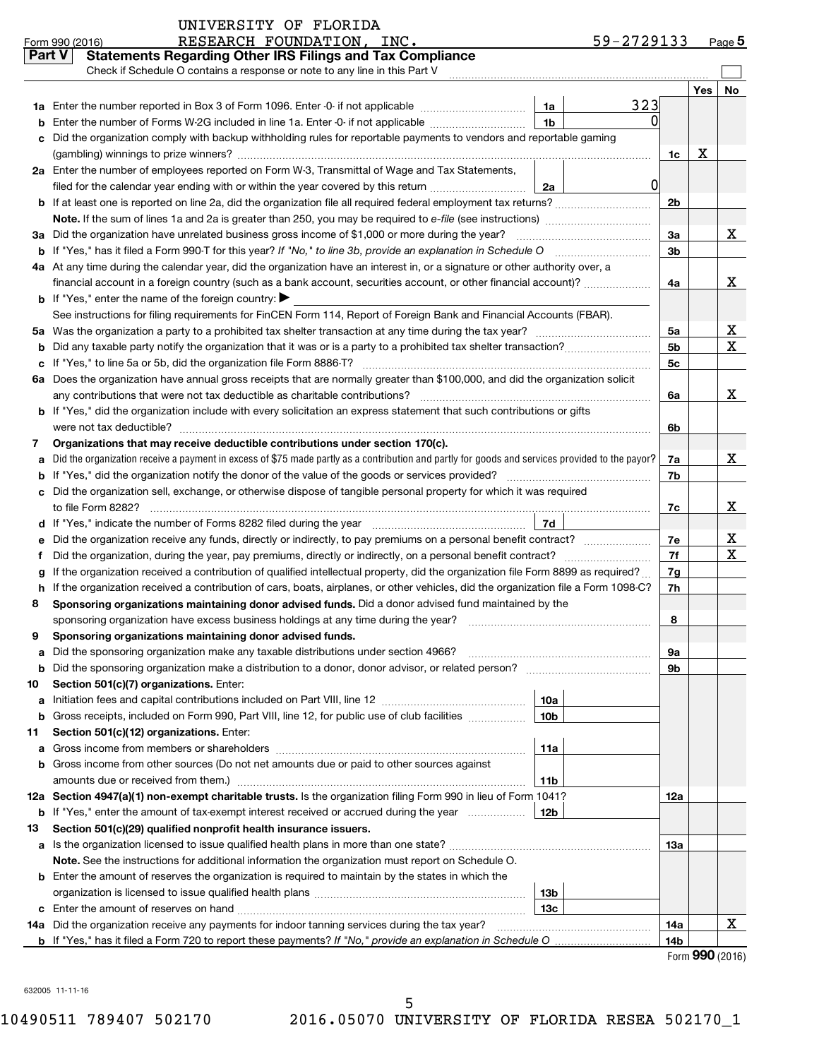UNIVERSITY OF FLORIDA

Form 990 (2016) RESEARCH FOUNDATION, INC. 59-2729133 Page 5

## Part V Statements Regarding Other IRS Filings and Tax Compliance

Check if Schedule O contains a response or note to any line in this Part V

| | | | | | Yes | No |
|---|---|---|---|---|---|---|
| 1a | Enter the number reported in Box 3 of Form 1096. Enter -0- if not applicable | 1a | 323 | | | |
| b | Enter the number of Forms W-2G included in line 1a. Enter -0- if not applicable | 1b | 0 | | | |
| c | Did the organization comply with backup withholding rules for reportable payments to vendors and reportable gaming (gambling) winnings to prize winners? | | | 1c | X | |
| 2a | Enter the number of employees reported on Form W-3, Transmittal of Wage and Tax Statements, filed for the calendar year ending with or within the year covered by this return | 2a | 0 | | | |
| b | If at least one is reported on line 2a, did the organization file all required federal employment tax returns? | | | 2b | | |
| | **Note.** If the sum of lines 1a and 2a is greater than 250, you may be required to *e-file* (see instructions) | | | | | |
| 3a | Did the organization have unrelated business gross income of $1,000 or more during the year? | | | 3a | | X |
| b | If "Yes," has it filed a Form 990-T for this year? *If "No," to line 3b, provide an explanation in Schedule O* | | | 3b | | |
| 4a | At any time during the calendar year, did the organization have an interest in, or a signature or other authority over, a financial account in a foreign country (such as a bank account, securities account, or other financial account)? | | | 4a | | X |
| b | If "Yes," enter the name of the foreign country: ▶ | | | | | |
| | See instructions for filing requirements for FinCEN Form 114, Report of Foreign Bank and Financial Accounts (FBAR). | | | | | |
| 5a | Was the organization a party to a prohibited tax shelter transaction at any time during the tax year? | | | 5a | | X |
| b | Did any taxable party notify the organization that it was or is a party to a prohibited tax shelter transaction? | | | 5b | | X |
| c | If "Yes," to line 5a or 5b, did the organization file Form 8886-T? | | | 5c | | |
| 6a | Does the organization have annual gross receipts that are normally greater than $100,000, and did the organization solicit any contributions that were not tax deductible as charitable contributions? | | | 6a | | X |
| b | If "Yes," did the organization include with every solicitation an express statement that such contributions or gifts were not tax deductible? | | | 6b | | |
| 7 | **Organizations that may receive deductible contributions under section 170(c).** | | | | | |
| a | Did the organization receive a payment in excess of $75 made partly as a contribution and partly for goods and services provided to the payor? | | | 7a | | X |
| b | If "Yes," did the organization notify the donor of the value of the goods or services provided? | | | 7b | | |
| c | Did the organization sell, exchange, or otherwise dispose of tangible personal property for which it was required to file Form 8282? | | | 7c | | X |
| d | If "Yes," indicate the number of Forms 8282 filed during the year | 7d | | | | |
| e | Did the organization receive any funds, directly or indirectly, to pay premiums on a personal benefit contract? | | | 7e | | X |
| f | Did the organization, during the year, pay premiums, directly or indirectly, on a personal benefit contract? | | | 7f | | X |
| g | If the organization received a contribution of qualified intellectual property, did the organization file Form 8899 as required? | | | 7g | | |
| h | If the organization received a contribution of cars, boats, airplanes, or other vehicles, did the organization file a Form 1098-C? | | | 7h | | |
| 8 | **Sponsoring organizations maintaining donor advised funds.** Did a donor advised fund maintained by the sponsoring organization have excess business holdings at any time during the year? | | | 8 | | |
| 9 | **Sponsoring organizations maintaining donor advised funds.** | | | | | |
| a | Did the sponsoring organization make any taxable distributions under section 4966? | | | 9a | | |
| b | Did the sponsoring organization make a distribution to a donor, donor advisor, or related person? | | | 9b | | |
| 10 | **Section 501(c)(7) organizations.** Enter: | | | | | |
| a | Initiation fees and capital contributions included on Part VIII, line 12 | 10a | | | | |
| b | Gross receipts, included on Form 990, Part VIII, line 12, for public use of club facilities | 10b | | | | |
| 11 | **Section 501(c)(12) organizations.** Enter: | | | | | |
| a | Gross income from members or shareholders | 11a | | | | |
| b | Gross income from other sources (Do not net amounts due or paid to other sources against amounts due or received from them.) | 11b | | | | |
| 12a | **Section 4947(a)(1) non-exempt charitable trusts.** Is the organization filing Form 990 in lieu of Form 1041? | | | 12a | | |
| b | If "Yes," enter the amount of tax-exempt interest received or accrued during the year | 12b | | | | |
| 13 | **Section 501(c)(29) qualified nonprofit health insurance issuers.** | | | | | |
| a | Is the organization licensed to issue qualified health plans in more than one state? | | | 13a | | |
| | **Note.** See the instructions for additional information the organization must report on Schedule O. | | | | | |
| b | Enter the amount of reserves the organization is required to maintain by the states in which the organization is licensed to issue qualified health plans | 13b | | | | |
| c | Enter the amount of reserves on hand | 13c | | | | |
| 14a | Did the organization receive any payments for indoor tanning services during the tax year? | | | 14a | | X |
| b | If "Yes," has it filed a Form 720 to report these payments? *If "No," provide an explanation in Schedule O* | | | 14b | | |

Form **990** (2016)

632005 11-11-16

10490511 789407 502170 2016.05070 UNIVERSITY OF FLORIDA RESEA 502170_1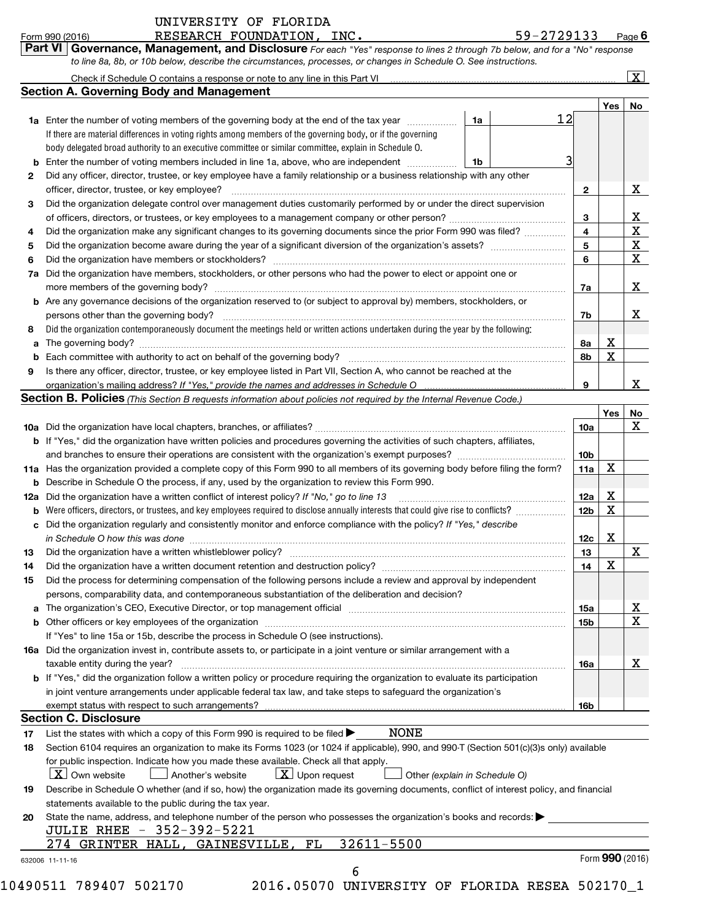UNIVERSITY OF FLORIDA
Form 990 (2016) RESEARCH FOUNDATION, INC. 59-2729133 Page **6**

**Part VI Governance, Management, and Disclosure** *For each "Yes" response to lines 2 through 7b below, and for a "No" response to line 8a, 8b, or 10b below, describe the circumstances, processes, or changes in Schedule O. See instructions.*

Check if Schedule O contains a response or note to any line in this Part VI .......... [X]

## Section A. Governing Body and Management

| | | | | | Yes | No |
|---|---|---|---|---|---|---|
| **1a** | Enter the number of voting members of the governing body at the end of the tax year. If there are material differences in voting rights among members of the governing body, or if the governing body delegated broad authority to an executive committee or similar committee, explain in Schedule O. | 1a | 12 | | | |
| **b** | Enter the number of voting members included in line 1a, above, who are independent | 1b | 3 | | | |
| **2** | Did any officer, director, trustee, or key employee have a family relationship or a business relationship with any other officer, director, trustee, or key employee? | | | 2 | | X |
| **3** | Did the organization delegate control over management duties customarily performed by or under the direct supervision of officers, directors, or trustees, or key employees to a management company or other person? | | | 3 | | X |
| **4** | Did the organization make any significant changes to its governing documents since the prior Form 990 was filed? | | | 4 | | X |
| **5** | Did the organization become aware during the year of a significant diversion of the organization's assets? | | | 5 | | X |
| **6** | Did the organization have members or stockholders? | | | 6 | | X |
| **7a** | Did the organization have members, stockholders, or other persons who had the power to elect or appoint one or more members of the governing body? | | | 7a | | X |
| **b** | Are any governance decisions of the organization reserved to (or subject to approval by) members, stockholders, or persons other than the governing body? | | | 7b | | X |
| **8** | Did the organization contemporaneously document the meetings held or written actions undertaken during the year by the following: | | | | | |
| **a** | The governing body? | | | 8a | X | |
| **b** | Each committee with authority to act on behalf of the governing body? | | | 8b | X | |
| **9** | Is there any officer, director, trustee, or key employee listed in Part VII, Section A, who cannot be reached at the organization's mailing address? *If "Yes," provide the names and addresses in Schedule O* | | | 9 | | X |

## Section B. Policies *(This Section B requests information about policies not required by the Internal Revenue Code.)*

| | | | Yes | No |
|---|---|---|---|---|
| **10a** | Did the organization have local chapters, branches, or affiliates? | 10a | | X |
| **b** | If "Yes," did the organization have written policies and procedures governing the activities of such chapters, affiliates, and branches to ensure their operations are consistent with the organization's exempt purposes? | 10b | | |
| **11a** | Has the organization provided a complete copy of this Form 990 to all members of its governing body before filing the form? | 11a | X | |
| **b** | Describe in Schedule O the process, if any, used by the organization to review this Form 990. | | | |
| **12a** | Did the organization have a written conflict of interest policy? *If "No," go to line 13* | 12a | X | |
| **b** | Were officers, directors, or trustees, and key employees required to disclose annually interests that could give rise to conflicts? | 12b | X | |
| **c** | Did the organization regularly and consistently monitor and enforce compliance with the policy? *If "Yes," describe in Schedule O how this was done* | 12c | X | |
| **13** | Did the organization have a written whistleblower policy? | 13 | | X |
| **14** | Did the organization have a written document retention and destruction policy? | 14 | X | |
| **15** | Did the process for determining compensation of the following persons include a review and approval by independent persons, comparability data, and contemporaneous substantiation of the deliberation and decision? | | | |
| **a** | The organization's CEO, Executive Director, or top management official | 15a | | X |
| **b** | Other officers or key employees of the organization | 15b | | X |
| | If "Yes" to line 15a or 15b, describe the process in Schedule O (see instructions). | | | |
| **16a** | Did the organization invest in, contribute assets to, or participate in a joint venture or similar arrangement with a taxable entity during the year? | 16a | | X |
| **b** | If "Yes," did the organization follow a written policy or procedure requiring the organization to evaluate its participation in joint venture arrangements under applicable federal tax law, and take steps to safeguard the organization's exempt status with respect to such arrangements? | 16b | | |

## Section C. Disclosure

**17** List the states with which a copy of this Form 990 is required to be filed ▶ NONE

**18** Section 6104 requires an organization to make its Forms 1023 (or 1024 if applicable), 990, and 990-T (Section 501(c)(3)s only) available for public inspection. Indicate how you made these available. Check all that apply.

[X] Own website [ ] Another's website [X] Upon request [ ] Other *(explain in Schedule O)*

**19** Describe in Schedule O whether (and if so, how) the organization made its governing documents, conflict of interest policy, and financial statements available to the public during the tax year.

**20** State the name, address, and telephone number of the person who possesses the organization's books and records: ▶

JULIE RHEE - 352-392-5221
274 GRINTER HALL, GAINESVILLE, FL 32611-5500

632006 11-11-16 Form **990** (2016)

10490511 789407 502170 2016.05070 UNIVERSITY OF FLORIDA RESEA 502170_1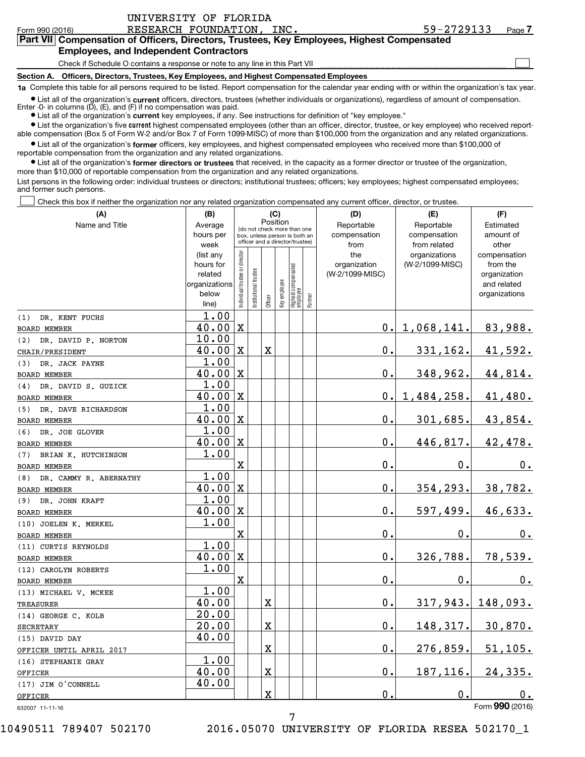UNIVERSITY OF FLORIDA
Form 990 (2016) RESEARCH FOUNDATION, INC. 59-2729133 Page 7

## Part VII Compensation of Officers, Directors, Trustees, Key Employees, Highest Compensated Employees, and Independent Contractors

Check if Schedule O contains a response or note to any line in this Part VII ☐

### Section A. Officers, Directors, Trustees, Key Employees, and Highest Compensated Employees

**1a** Complete this table for all persons required to be listed. Report compensation for the calendar year ending with or within the organization's tax year.

- List all of the organization's **current** officers, directors, trustees (whether individuals or organizations), regardless of amount of compensation. Enter -0- in columns (D), (E), and (F) if no compensation was paid.
- List all of the organization's **current** key employees, if any. See instructions for definition of "key employee."
- List the organization's five **current** highest compensated employees (other than an officer, director, trustee, or key employee) who received reportable compensation (Box 5 of Form W-2 and/or Box 7 of Form 1099-MISC) of more than $100,000 from the organization and any related organizations.
- List all of the organization's **former** officers, key employees, and highest compensated employees who received more than $100,000 of reportable compensation from the organization and any related organizations.
- List all of the organization's **former directors or trustees** that received, in the capacity as a former director or trustee of the organization, more than $10,000 of reportable compensation from the organization and any related organizations.

List persons in the following order: individual trustees or directors; institutional trustees; officers; key employees; highest compensated employees; and former such persons.

☐ Check this box if neither the organization nor any related organization compensated any current officer, director, or trustee.

| (A) Name and Title | (B) Average hours per week (list any hours for related organizations below line) | (C) Position: Individual trustee or director | Institutional trustee | Officer | Key employee | Highest compensated employee | Former | (D) Reportable compensation from the organization (W-2/1099-MISC) | (E) Reportable compensation from related organizations (W-2/1099-MISC) | (F) Estimated amount of other compensation from the organization and related organizations |
|---|---|---|---|---|---|---|---|---|---|---|
| (1) DR. KENT FUCHS<br>BOARD MEMBER | 1.00<br>40.00 | X | | | | | | 0. | 1,068,141. | 83,988. |
| (2) DR. DAVID P. NORTON<br>CHAIR/PRESIDENT | 10.00<br>40.00 | X | | X | | | | 0. | 331,162. | 41,592. |
| (3) DR. JACK PAYNE<br>BOARD MEMBER | 1.00<br>40.00 | X | | | | | | 0. | 348,962. | 44,814. |
| (4) DR. DAVID S. GUZICK<br>BOARD MEMBER | 1.00<br>40.00 | X | | | | | | 0. | 1,484,258. | 41,480. |
| (5) DR. DAVE RICHARDSON<br>BOARD MEMBER | 1.00<br>40.00 | X | | | | | | 0. | 301,685. | 43,854. |
| (6) DR. JOE GLOVER<br>BOARD MEMBER | 1.00<br>40.00 | X | | | | | | 0. | 446,817. | 42,478. |
| (7) BRIAN K. HUTCHINSON<br>BOARD MEMBER | 1.00 | X | | | | | | 0. | 0. | 0. |
| (8) DR. CAMMY R. ABERNATHY<br>BOARD MEMBER | 1.00<br>40.00 | X | | | | | | 0. | 354,293. | 38,782. |
| (9) DR. JOHN KRAFT<br>BOARD MEMBER | 1.00<br>40.00 | X | | | | | | 0. | 597,499. | 46,633. |
| (10) JOELEN K. MERKEL<br>BOARD MEMBER | 1.00 | X | | | | | | 0. | 0. | 0. |
| (11) CURTIS REYNOLDS<br>BOARD MEMBER | 1.00<br>40.00 | X | | | | | | 0. | 326,788. | 78,539. |
| (12) CAROLYN ROBERTS<br>BOARD MEMBER | 1.00 | X | | | | | | 0. | 0. | 0. |
| (13) MICHAEL V. MCKEE<br>TREASURER | 1.00<br>40.00 | | | X | | | | 0. | 317,943. | 148,093. |
| (14) GEORGE C. KOLB<br>SECRETARY | 20.00<br>20.00 | | | X | | | | 0. | 148,317. | 30,870. |
| (15) DAVID DAY<br>OFFICER UNTIL APRIL 2017 | 40.00 | | | X | | | | 0. | 276,859. | 51,105. |
| (16) STEPHANIE GRAY<br>OFFICER | 1.00<br>40.00 | | | X | | | | 0. | 187,116. | 24,335. |
| (17) JIM O'CONNELL<br>OFFICER | 40.00 | | | X | | | | 0. | 0. | 0. |

632007 11-11-16 Form **990** (2016)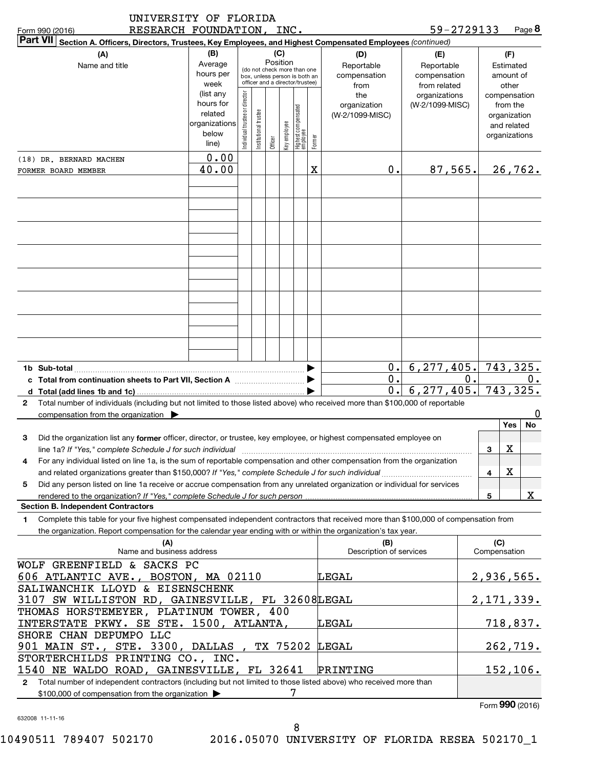UNIVERSITY OF FLORIDA RESEARCH FOUNDATION, INC. 59-2729133

## Part VII Section A. Officers, Directors, Trustees, Key Employees, and Highest Compensated Employees *(continued)*

| (A) Name and title | (B) Average hours per week (list any hours for related organizations below line) | (C) Position: Individual trustee or director | Institutional trustee | Officer | Key employee | Highest compensated employee | Former | (D) Reportable compensation from the organization (W-2/1099-MISC) | (E) Reportable compensation from related organizations (W-2/1099-MISC) | (F) Estimated amount of other compensation from the organization and related organizations |
|---|---|---|---|---|---|---|---|---|---|---|
| (18) DR. BERNARD MACHEN<br>FORMER BOARD MEMBER | 0.00<br>40.00 | | | | | | X | 0. | 87,565. | 26,762. |

| | (D) | (E) | (F) |
|---|---|---|---|
| 1b Sub-total | 0. | 6,277,405. | 743,325. |
| c Total from continuation sheets to Part VII, Section A | 0. | 0. | 0. |
| d Total (add lines 1b and 1c) | 0. | 6,277,405. | 743,325. |

2 Total number of individuals (including but not limited to those listed above) who received more than $100,000 of reportable compensation from the organization ▶ 0

| | | Yes | No |
|---|---|---|---|
| 3 Did the organization list any **former** officer, director, or trustee, key employee, or highest compensated employee on line 1a? *If "Yes," complete Schedule J for such individual* | 3 | X | |
| 4 For any individual listed on line 1a, is the sum of reportable compensation and other compensation from the organization and related organizations greater than $150,000? *If "Yes," complete Schedule J for such individual* | 4 | X | |
| 5 Did any person listed on line 1a receive or accrue compensation from any unrelated organization or individual for services rendered to the organization? *If "Yes," complete Schedule J for such person* | 5 | | X |

### Section B. Independent Contractors

1 Complete this table for your five highest compensated independent contractors that received more than $100,000 of compensation from the organization. Report compensation for the calendar year ending with or within the organization's tax year.

| (A) Name and business address | (B) Description of services | (C) Compensation |
|---|---|---|
| WOLF GREENFIELD & SACKS PC<br>606 ATLANTIC AVE., BOSTON, MA 02110 | LEGAL | 2,936,565. |
| SALIWANCHIK LLOYD & EISENSCHENK<br>3107 SW WILLISTON RD, GAINESVILLE, FL 32608 | LEGAL | 2,171,339. |
| THOMAS HORSTEMEYER, PLATINUM TOWER, 400<br>INTERSTATE PKWY. SE STE. 1500, ATLANTA, | LEGAL | 718,837. |
| SHORE CHAN DEPUMPO LLC<br>901 MAIN ST., STE. 3300, DALLAS , TX 75202 | LEGAL | 262,719. |
| STORTERCHILDS PRINTING CO., INC.<br>1540 NE WALDO ROAD, GAINESVILLE, FL 32641 | PRINTING | 152,106. |

2 Total number of independent contractors (including but not limited to those listed above) who received more than $100,000 of compensation from the organization ▶ 7

Form **990** (2016)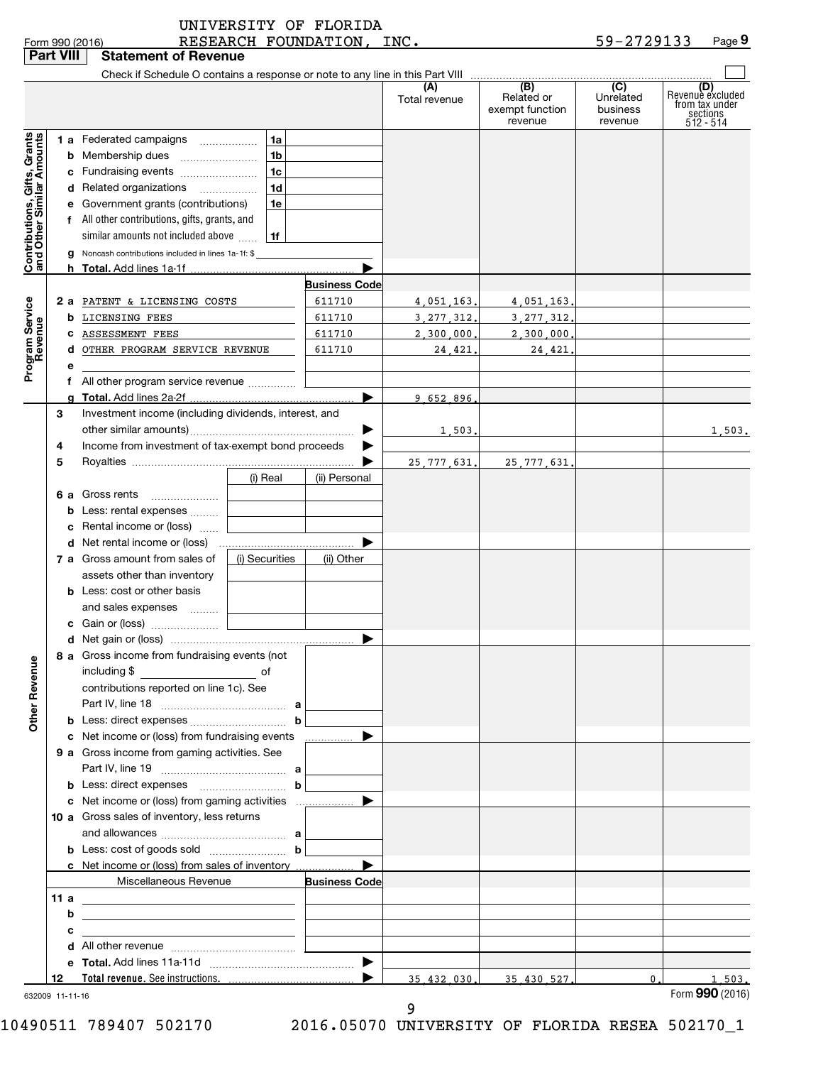UNIVERSITY OF FLORIDA RESEARCH FOUNDATION, INC. 59-2729133

Form 990 (2016)

## Part VIII Statement of Revenue

Check if Schedule O contains a response or note to any line in this Part VIII

| | | | (A) Total revenue | (B) Related or exempt function revenue | (C) Unrelated business revenue | (D) Revenue excluded from tax under sections 512 - 514 |
|---|---|---|---|---|---|---|
| **Contributions, Gifts, Grants and Other Similar Amounts** | | | | | | |
| 1 a | Federated campaigns | 1a | | | | |
| b | Membership dues | 1b | | | | |
| c | Fundraising events | 1c | | | | |
| d | Related organizations | 1d | | | | |
| e | Government grants (contributions) | 1e | | | | |
| f | All other contributions, gifts, grants, and similar amounts not included above | 1f | | | | |
| g | Noncash contributions included in lines 1a-1f: $ | | | | | |
| h | **Total.** Add lines 1a-1f | | | | | |
| **Program Service Revenue** | | **Business Code** | | | | |
| 2 a | PATENT & LICENSING COSTS | 611710 | 4,051,163. | 4,051,163. | | |
| b | LICENSING FEES | 611710 | 3,277,312. | 3,277,312. | | |
| c | ASSESSMENT FEES | 611710 | 2,300,000. | 2,300,000. | | |
| d | OTHER PROGRAM SERVICE REVENUE | 611710 | 24,421. | 24,421. | | |
| e | | | | | | |
| f | All other program service revenue | | | | | |
| g | **Total.** Add lines 2a-2f | | 9,652,896. | | | |
| **Other Revenue** | | | | | | |
| 3 | Investment income (including dividends, interest, and other similar amounts) | | 1,503. | | | 1,503. |
| 4 | Income from investment of tax-exempt bond proceeds | | | | | |
| 5 | Royalties | | 25,777,631. | 25,777,631. | | |
| | | (i) Real / (ii) Personal | | | | |
| 6 a | Gross rents | | | | | |
| b | Less: rental expenses | | | | | |
| c | Rental income or (loss) | | | | | |
| d | Net rental income or (loss) | | | | | |
| | | (i) Securities / (ii) Other | | | | |
| 7 a | Gross amount from sales of assets other than inventory | | | | | |
| b | Less: cost or other basis and sales expenses | | | | | |
| c | Gain or (loss) | | | | | |
| d | Net gain or (loss) | | | | | |
| 8 a | Gross income from fundraising events (not including $ ______ of contributions reported on line 1c). See Part IV, line 18 | a | | | | |
| b | Less: direct expenses | b | | | | |
| c | Net income or (loss) from fundraising events | | | | | |
| 9 a | Gross income from gaming activities. See Part IV, line 19 | a | | | | |
| b | Less: direct expenses | b | | | | |
| c | Net income or (loss) from gaming activities | | | | | |
| 10 a | Gross sales of inventory, less returns and allowances | a | | | | |
| b | Less: cost of goods sold | b | | | | |
| c | Net income or (loss) from sales of inventory | | | | | |
| | Miscellaneous Revenue | **Business Code** | | | | |
| 11 a | | | | | | |
| b | | | | | | |
| c | | | | | | |
| d | All other revenue | | | | | |
| e | **Total.** Add lines 11a-11d | | | | | |
| 12 | **Total revenue.** See instructions. | | 35,432,030. | 35,430,527. | 0. | 1,503. |

632009 11-11-16

Form **990** (2016)

10490511 789407 502170 2016.05070 UNIVERSITY OF FLORIDA RESEA 502170_1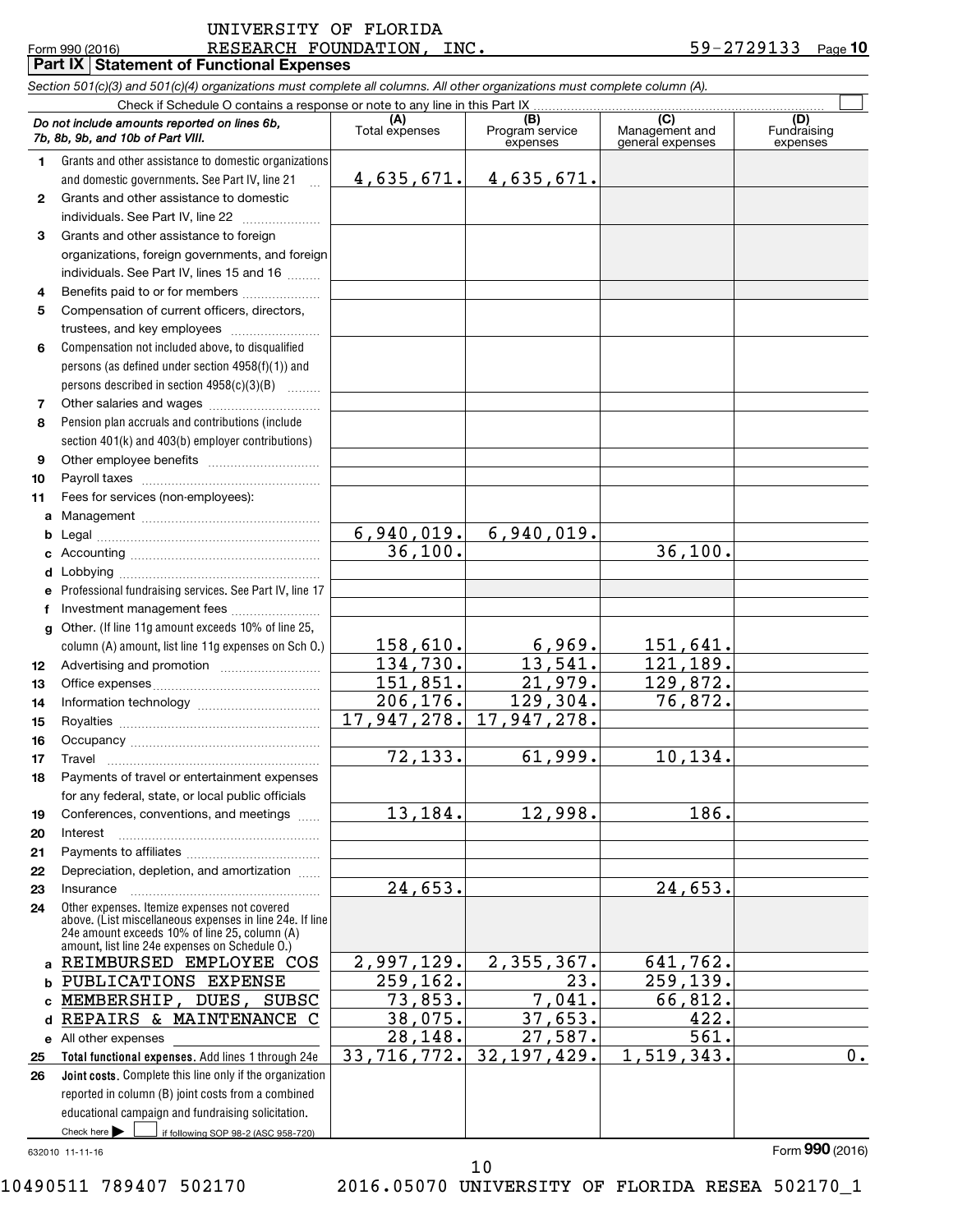UNIVERSITY OF FLORIDA RESEARCH FOUNDATION, INC. 59-2729133

## Part IX Statement of Functional Expenses

*Section 501(c)(3) and 501(c)(4) organizations must complete all columns. All other organizations must complete column (A).*

Check if Schedule O contains a response or note to any line in this Part IX

| *Do not include amounts reported on lines 6b, 7b, 8b, 9b, and 10b of Part VIII.* | (A) Total expenses | (B) Program service expenses | (C) Management and general expenses | (D) Fundraising expenses |
|---|---|---|---|---|
| 1 Grants and other assistance to domestic organizations and domestic governments. See Part IV, line 21 | 4,635,671. | 4,635,671. | | |
| 2 Grants and other assistance to domestic individuals. See Part IV, line 22 | | | | |
| 3 Grants and other assistance to foreign organizations, foreign governments, and foreign individuals. See Part IV, lines 15 and 16 | | | | |
| 4 Benefits paid to or for members | | | | |
| 5 Compensation of current officers, directors, trustees, and key employees | | | | |
| 6 Compensation not included above, to disqualified persons (as defined under section 4958(f)(1)) and persons described in section 4958(c)(3)(B) | | | | |
| 7 Other salaries and wages | | | | |
| 8 Pension plan accruals and contributions (include section 401(k) and 403(b) employer contributions) | | | | |
| 9 Other employee benefits | | | | |
| 10 Payroll taxes | | | | |
| 11 Fees for services (non-employees): | | | | |
| a Management | | | | |
| b Legal | 6,940,019. | 6,940,019. | | |
| c Accounting | 36,100. | | 36,100. | |
| d Lobbying | | | | |
| e Professional fundraising services. See Part IV, line 17 | | | | |
| f Investment management fees | | | | |
| g Other. (If line 11g amount exceeds 10% of line 25, column (A) amount, list line 11g expenses on Sch O.) | 158,610. | 6,969. | 151,641. | |
| 12 Advertising and promotion | 134,730. | 13,541. | 121,189. | |
| 13 Office expenses | 151,851. | 21,979. | 129,872. | |
| 14 Information technology | 206,176. | 129,304. | 76,872. | |
| 15 Royalties | 17,947,278. | 17,947,278. | | |
| 16 Occupancy | | | | |
| 17 Travel | 72,133. | 61,999. | 10,134. | |
| 18 Payments of travel or entertainment expenses for any federal, state, or local public officials | | | | |
| 19 Conferences, conventions, and meetings | 13,184. | 12,998. | 186. | |
| 20 Interest | | | | |
| 21 Payments to affiliates | | | | |
| 22 Depreciation, depletion, and amortization | | | | |
| 23 Insurance | 24,653. | | 24,653. | |
| 24 Other expenses. Itemize expenses not covered above. (List miscellaneous expenses in line 24e. If line 24e amount exceeds 10% of line 25, column (A) amount, list line 24e expenses on Schedule O.) | | | | |
| a REIMBURSED EMPLOYEE COS | 2,997,129. | 2,355,367. | 641,762. | |
| b PUBLICATIONS EXPENSE | 259,162. | 23. | 259,139. | |
| c MEMBERSHIP, DUES, SUBSC | 73,853. | 7,041. | 66,812. | |
| d REPAIRS & MAINTENANCE C | 38,075. | 37,653. | 422. | |
| e All other expenses | 28,148. | 27,587. | 561. | |
| 25 **Total functional expenses.** Add lines 1 through 24e | 33,716,772. | 32,197,429. | 1,519,343. | 0. |
| 26 **Joint costs.** Complete this line only if the organization reported in column (B) joint costs from a combined educational campaign and fundraising solicitation. Check here ▶ ☐ if following SOP 98-2 (ASC 958-720) | | | | |

632010 11-11-16

Form **990** (2016)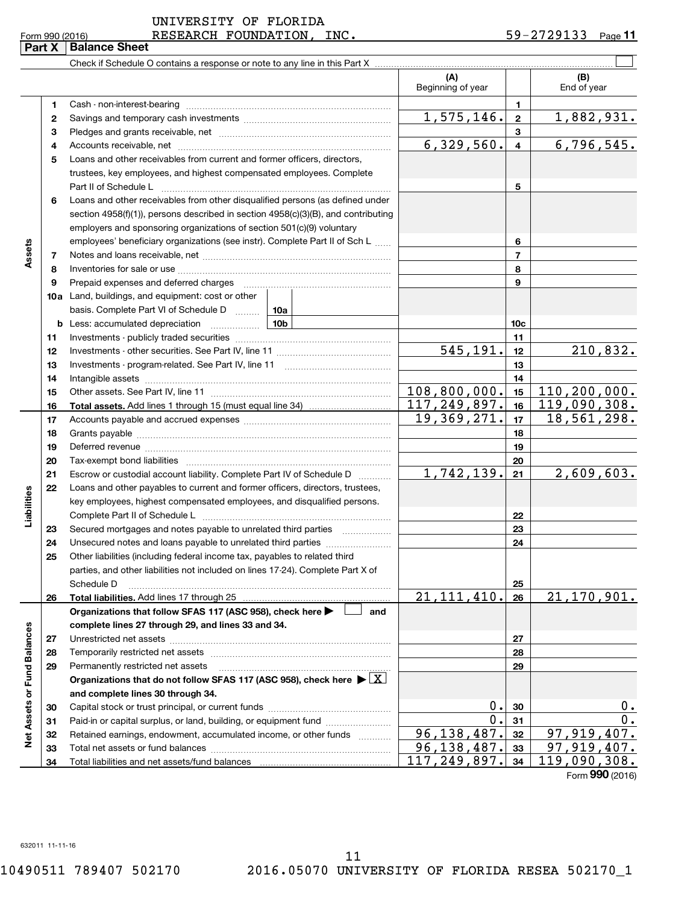UNIVERSITY OF FLORIDA
Form 990 (2016) RESEARCH FOUNDATION, INC. 59-2729133 Page **11**

## Part X Balance Sheet

Check if Schedule O contains a response or note to any line in this Part X ☐

| | | | (A) Beginning of year | | (B) End of year |
|---|---|---|---|---|---|
| **Assets** | 1 | Cash - non-interest-bearing | | 1 | |
| | 2 | Savings and temporary cash investments | 1,575,146. | 2 | 1,882,931. |
| | 3 | Pledges and grants receivable, net | | 3 | |
| | 4 | Accounts receivable, net | 6,329,560. | 4 | 6,796,545. |
| | 5 | Loans and other receivables from current and former officers, directors, trustees, key employees, and highest compensated employees. Complete Part II of Schedule L | | 5 | |
| | 6 | Loans and other receivables from other disqualified persons (as defined under section 4958(f)(1)), persons described in section 4958(c)(3)(B), and contributing employers and sponsoring organizations of section 501(c)(9) voluntary employees' beneficiary organizations (see instr). Complete Part II of Sch L | | 6 | |
| | 7 | Notes and loans receivable, net | | 7 | |
| | 8 | Inventories for sale or use | | 8 | |
| | 9 | Prepaid expenses and deferred charges | | 9 | |
| | 10a | Land, buildings, and equipment: cost or other basis. Complete Part VI of Schedule D — 10a | | | |
| | b | Less: accumulated depreciation — 10b | | 10c | |
| | 11 | Investments - publicly traded securities | | 11 | |
| | 12 | Investments - other securities. See Part IV, line 11 | 545,191. | 12 | 210,832. |
| | 13 | Investments - program-related. See Part IV, line 11 | | 13 | |
| | 14 | Intangible assets | | 14 | |
| | 15 | Other assets. See Part IV, line 11 | 108,800,000. | 15 | 110,200,000. |
| | 16 | **Total assets.** Add lines 1 through 15 (must equal line 34) | 117,249,897. | 16 | 119,090,308. |
| **Liabilities** | 17 | Accounts payable and accrued expenses | 19,369,271. | 17 | 18,561,298. |
| | 18 | Grants payable | | 18 | |
| | 19 | Deferred revenue | | 19 | |
| | 20 | Tax-exempt bond liabilities | | 20 | |
| | 21 | Escrow or custodial account liability. Complete Part IV of Schedule D | 1,742,139. | 21 | 2,609,603. |
| | 22 | Loans and other payables to current and former officers, directors, trustees, key employees, highest compensated employees, and disqualified persons. Complete Part II of Schedule L | | 22 | |
| | 23 | Secured mortgages and notes payable to unrelated third parties | | 23 | |
| | 24 | Unsecured notes and loans payable to unrelated third parties | | 24 | |
| | 25 | Other liabilities (including federal income tax, payables to related third parties, and other liabilities not included on lines 17-24). Complete Part X of Schedule D | | 25 | |
| | 26 | **Total liabilities.** Add lines 17 through 25 | 21,111,410. | 26 | 21,170,901. |
| **Net Assets or Fund Balances** | | **Organizations that follow SFAS 117 (ASC 958), check here ▶ ☐ and complete lines 27 through 29, and lines 33 and 34.** | | | |
| | 27 | Unrestricted net assets | | 27 | |
| | 28 | Temporarily restricted net assets | | 28 | |
| | 29 | Permanently restricted net assets | | 29 | |
| | | **Organizations that do not follow SFAS 117 (ASC 958), check here ▶ ☒ and complete lines 30 through 34.** | | | |
| | 30 | Capital stock or trust principal, or current funds | 0. | 30 | 0. |
| | 31 | Paid-in or capital surplus, or land, building, or equipment fund | 0. | 31 | 0. |
| | 32 | Retained earnings, endowment, accumulated income, or other funds | 96,138,487. | 32 | 97,919,407. |
| | 33 | Total net assets or fund balances | 96,138,487. | 33 | 97,919,407. |
| | 34 | Total liabilities and net assets/fund balances | 117,249,897. | 34 | 119,090,308. |

Form **990** (2016)

632011 11-11-16

10490511 789407 502170 2016.05070 UNIVERSITY OF FLORIDA RESEA 502170_1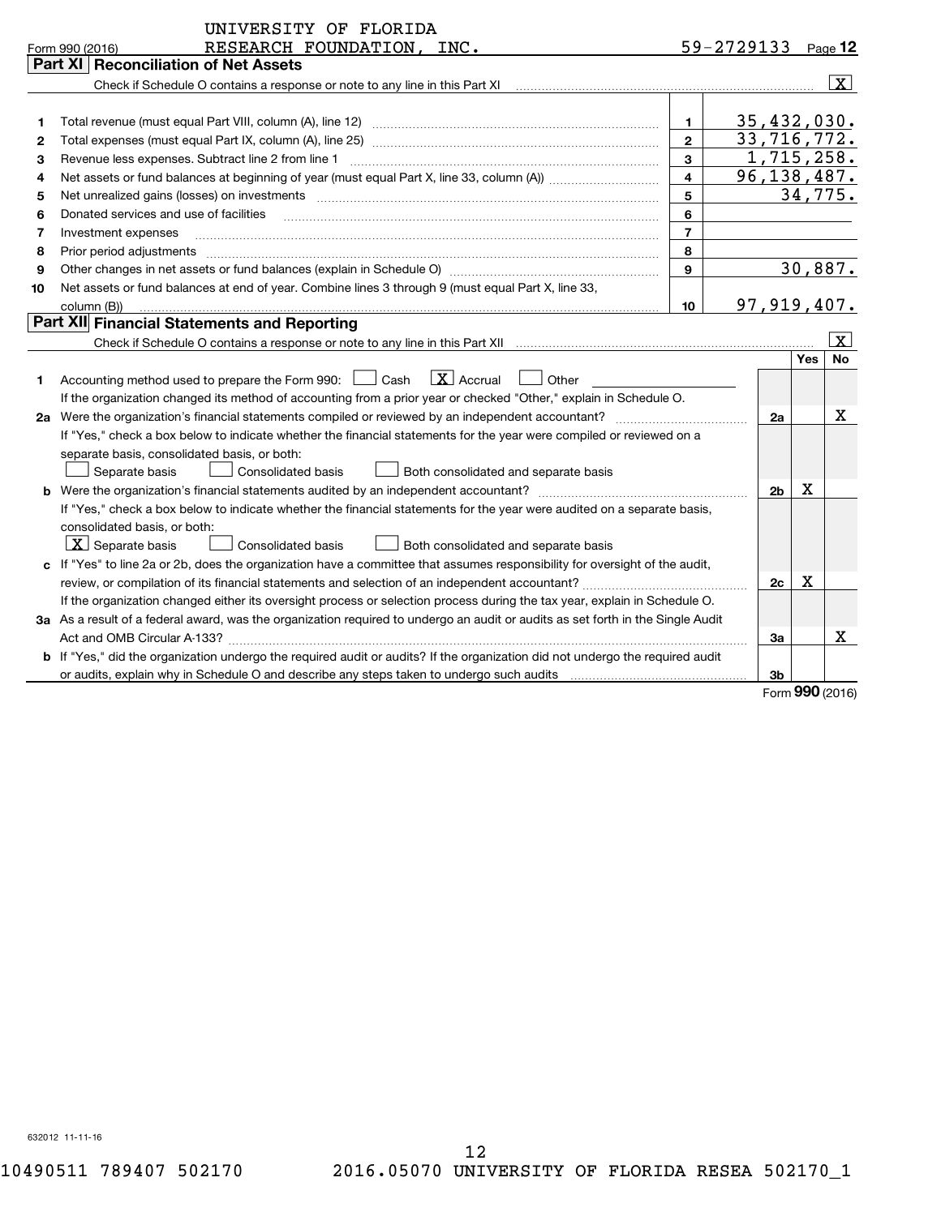UNIVERSITY OF FLORIDA
Form 990 (2016) RESEARCH FOUNDATION, INC. 59-2729133 Page **12**

## Part XI Reconciliation of Net Assets

Check if Schedule O contains a response or note to any line in this Part XI .......... [X]

| | | | |
|---|---|---|---|
| 1 | Total revenue (must equal Part VIII, column (A), line 12) | 1 | 35,432,030. |
| 2 | Total expenses (must equal Part IX, column (A), line 25) | 2 | 33,716,772. |
| 3 | Revenue less expenses. Subtract line 2 from line 1 | 3 | 1,715,258. |
| 4 | Net assets or fund balances at beginning of year (must equal Part X, line 33, column (A)) | 4 | 96,138,487. |
| 5 | Net unrealized gains (losses) on investments | 5 | 34,775. |
| 6 | Donated services and use of facilities | 6 | |
| 7 | Investment expenses | 7 | |
| 8 | Prior period adjustments | 8 | |
| 9 | Other changes in net assets or fund balances (explain in Schedule O) | 9 | 30,887. |
| 10 | Net assets or fund balances at end of year. Combine lines 3 through 9 (must equal Part X, line 33, column (B)) | 10 | 97,919,407. |

## Part XII Financial Statements and Reporting

Check if Schedule O contains a response or note to any line in this Part XII .......... [X]

| | | | Yes | No |
|---|---|---|---|---|
| 1 | Accounting method used to prepare the Form 990: [ ] Cash [X] Accrual [ ] Other<br>If the organization changed its method of accounting from a prior year or checked "Other," explain in Schedule O. | | | |
| 2a | Were the organization's financial statements compiled or reviewed by an independent accountant? | 2a | | X |
| | If "Yes," check a box below to indicate whether the financial statements for the year were compiled or reviewed on a separate basis, consolidated basis, or both:<br>[ ] Separate basis [ ] Consolidated basis [ ] Both consolidated and separate basis | | | |
| b | Were the organization's financial statements audited by an independent accountant? | 2b | X | |
| | If "Yes," check a box below to indicate whether the financial statements for the year were audited on a separate basis, consolidated basis, or both:<br>[X] Separate basis [ ] Consolidated basis [ ] Both consolidated and separate basis | | | |
| c | If "Yes" to line 2a or 2b, does the organization have a committee that assumes responsibility for oversight of the audit, review, or compilation of its financial statements and selection of an independent accountant? | 2c | X | |
| | If the organization changed either its oversight process or selection process during the tax year, explain in Schedule O. | | | |
| 3a | As a result of a federal award, was the organization required to undergo an audit or audits as set forth in the Single Audit Act and OMB Circular A-133? | 3a | | X |
| b | If "Yes," did the organization undergo the required audit or audits? If the organization did not undergo the required audit or audits, explain why in Schedule O and describe any steps taken to undergo such audits | 3b | | |

Form **990** (2016)

632012 11-11-16

10490511 789407 502170 2016.05070 UNIVERSITY OF FLORIDA RESEA 502170_1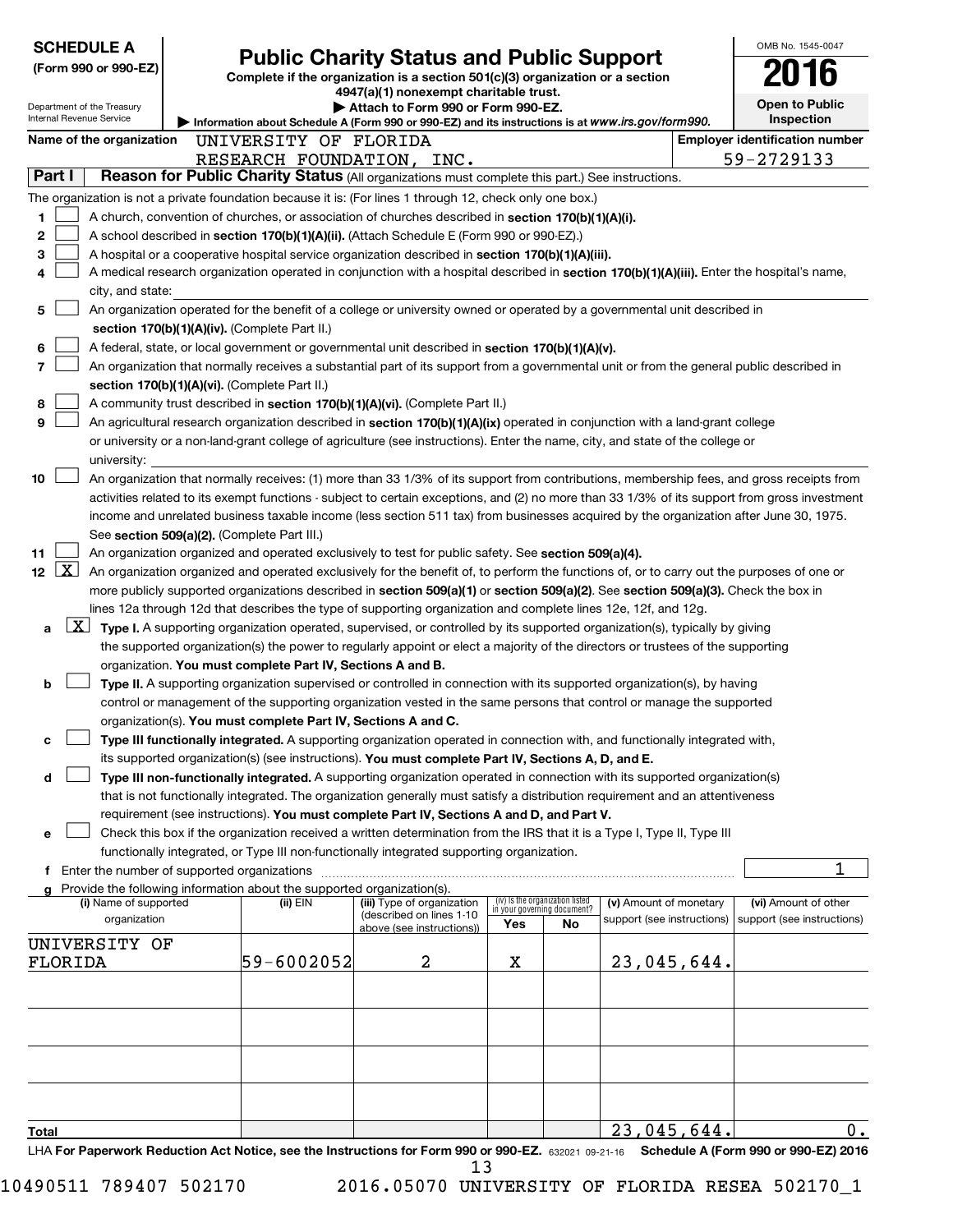**SCHEDULE A**
**(Form 990 or 990-EZ)**

Department of the Treasury
Internal Revenue Service

# Public Charity Status and Public Support

**Complete if the organization is a section 501(c)(3) organization or a section 4947(a)(1) nonexempt charitable trust.**
**▶ Attach to Form 990 or Form 990-EZ.**
**▶ Information about Schedule A (Form 990 or 990-EZ) and its instructions is at *www.irs.gov/form990.***

OMB No. 1545-0047
**2016**
**Open to Public Inspection**

**Name of the organization** UNIVERSITY OF FLORIDA RESEARCH FOUNDATION, INC.
**Employer identification number** 59-2729133

## Part I Reason for Public Charity Status (All organizations must complete this part.) See instructions.

The organization is not a private foundation because it is: (For lines 1 through 12, check only one box.)

1. ☐ A church, convention of churches, or association of churches described in **section 170(b)(1)(A)(i).**
2. ☐ A school described in **section 170(b)(1)(A)(ii).** (Attach Schedule E (Form 990 or 990-EZ).)
3. ☐ A hospital or a cooperative hospital service organization described in **section 170(b)(1)(A)(iii).**
4. ☐ A medical research organization operated in conjunction with a hospital described in **section 170(b)(1)(A)(iii).** Enter the hospital's name, city, and state:
5. ☐ An organization operated for the benefit of a college or university owned or operated by a governmental unit described in **section 170(b)(1)(A)(iv).** (Complete Part II.)
6. ☐ A federal, state, or local government or governmental unit described in **section 170(b)(1)(A)(v).**
7. ☐ An organization that normally receives a substantial part of its support from a governmental unit or from the general public described in **section 170(b)(1)(A)(vi).** (Complete Part II.)
8. ☐ A community trust described in **section 170(b)(1)(A)(vi).** (Complete Part II.)
9. ☐ An agricultural research organization described in **section 170(b)(1)(A)(ix)** operated in conjunction with a land-grant college or university or a non-land-grant college of agriculture (see instructions). Enter the name, city, and state of the college or university:
10. ☐ An organization that normally receives: (1) more than 33 1/3% of its support from contributions, membership fees, and gross receipts from activities related to its exempt functions - subject to certain exceptions, and (2) no more than 33 1/3% of its support from gross investment income and unrelated business taxable income (less section 511 tax) from businesses acquired by the organization after June 30, 1975. See **section 509(a)(2).** (Complete Part III.)
11. ☐ An organization organized and operated exclusively to test for public safety. See **section 509(a)(4).**
12. ☒ An organization organized and operated exclusively for the benefit of, to perform the functions of, or to carry out the purposes of one or more publicly supported organizations described in **section 509(a)(1)** or **section 509(a)(2)**. See **section 509(a)(3).** Check the box in lines 12a through 12d that describes the type of supporting organization and complete lines 12e, 12f, and 12g.
   - **a** ☒ **Type I.** A supporting organization operated, supervised, or controlled by its supported organization(s), typically by giving the supported organization(s) the power to regularly appoint or elect a majority of the directors or trustees of the supporting organization. **You must complete Part IV, Sections A and B.**
   - **b** ☐ **Type II.** A supporting organization supervised or controlled in connection with its supported organization(s), by having control or management of the supporting organization vested in the same persons that control or manage the supported organization(s). **You must complete Part IV, Sections A and C.**
   - **c** ☐ **Type III functionally integrated.** A supporting organization operated in connection with, and functionally integrated with, its supported organization(s) (see instructions). **You must complete Part IV, Sections A, D, and E.**
   - **d** ☐ **Type III non-functionally integrated.** A supporting organization operated in connection with its supported organization(s) that is not functionally integrated. The organization generally must satisfy a distribution requirement and an attentiveness requirement (see instructions). **You must complete Part IV, Sections A and D, and Part V.**
   - **e** ☐ Check this box if the organization received a written determination from the IRS that it is a Type I, Type II, Type III functionally integrated, or Type III non-functionally integrated supporting organization.
   - **f** Enter the number of supported organizations: 1
   - **g** Provide the following information about the supported organization(s).

| (i) Name of supported organization | (ii) EIN | (iii) Type of organization (described on lines 1-10 above (see instructions)) | (iv) Is the organization listed in your governing document? Yes | No | (v) Amount of monetary support (see instructions) | (vi) Amount of other support (see instructions) |
|---|---|---|---|---|---|---|
| UNIVERSITY OF FLORIDA | 59-6002052 | 2 | X | | 23,045,644. | |
| | | | | | | |
| | | | | | | |
| | | | | | | |
| | | | | | | |
| **Total** | | | | | 23,045,644. | 0. |

LHA **For Paperwork Reduction Act Notice, see the Instructions for Form 990 or 990-EZ.** 632021 09-21-16 **Schedule A (Form 990 or 990-EZ) 2016**

10490511 789407 502170 2016.05070 UNIVERSITY OF FLORIDA RESEA 502170_1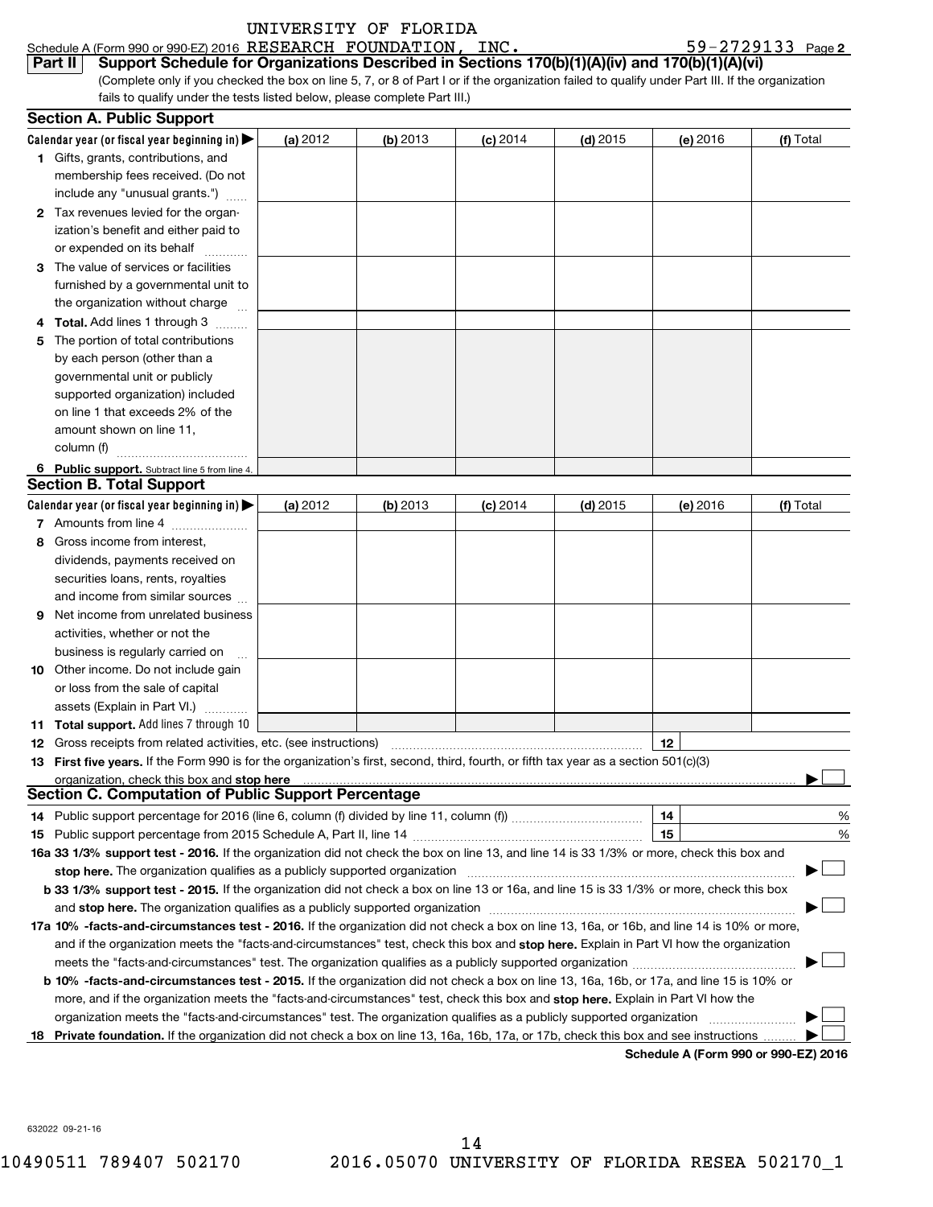UNIVERSITY OF FLORIDA

Schedule A (Form 990 or 990-EZ) 2016 RESEARCH FOUNDATION, INC. 59-2729133 Page **2**

**Part II** **Support Schedule for Organizations Described in Sections 170(b)(1)(A)(iv) and 170(b)(1)(A)(vi)**

(Complete only if you checked the box on line 5, 7, or 8 of Part I or if the organization failed to qualify under Part III. If the organization fails to qualify under the tests listed below, please complete Part III.)

## Section A. Public Support

| Calendar year (or fiscal year beginning in) ▶ | (a) 2012 | (b) 2013 | (c) 2014 | (d) 2015 | (e) 2016 | (f) Total |
|---|---|---|---|---|---|---|
| **1** Gifts, grants, contributions, and membership fees received. (Do not include any "unusual grants.") | | | | | | |
| **2** Tax revenues levied for the organization's benefit and either paid to or expended on its behalf | | | | | | |
| **3** The value of services or facilities furnished by a governmental unit to the organization without charge | | | | | | |
| **4 Total.** Add lines 1 through 3 | | | | | | |
| **5** The portion of total contributions by each person (other than a governmental unit or publicly supported organization) included on line 1 that exceeds 2% of the amount shown on line 11, column (f) | | | | | | |
| **6 Public support.** Subtract line 5 from line 4. | | | | | | |

## Section B. Total Support

| Calendar year (or fiscal year beginning in) ▶ | (a) 2012 | (b) 2013 | (c) 2014 | (d) 2015 | (e) 2016 | (f) Total |
|---|---|---|---|---|---|---|
| **7** Amounts from line 4 | | | | | | |
| **8** Gross income from interest, dividends, payments received on securities loans, rents, royalties and income from similar sources | | | | | | |
| **9** Net income from unrelated business activities, whether or not the business is regularly carried on | | | | | | |
| **10** Other income. Do not include gain or loss from the sale of capital assets (Explain in Part VI.) | | | | | | |
| **11 Total support.** Add lines 7 through 10 | | | | | | |

**12** Gross receipts from related activities, etc. (see instructions) **12**

**13 First five years.** If the Form 990 is for the organization's first, second, third, fourth, or fifth tax year as a section 501(c)(3) organization, check this box and **stop here** ▶ ☐

## Section C. Computation of Public Support Percentage

**14** Public support percentage for 2016 (line 6, column (f) divided by line 11, column (f)) **14** %

**15** Public support percentage from 2015 Schedule A, Part II, line 14 **15** %

**16a 33 1/3% support test - 2016.** If the organization did not check the box on line 13, and line 14 is 33 1/3% or more, check this box and **stop here.** The organization qualifies as a publicly supported organization ▶ ☐

**b 33 1/3% support test - 2015.** If the organization did not check a box on line 13 or 16a, and line 15 is 33 1/3% or more, check this box and **stop here.** The organization qualifies as a publicly supported organization ▶ ☐

**17a 10% -facts-and-circumstances test - 2016.** If the organization did not check a box on line 13, 16a, or 16b, and line 14 is 10% or more, and if the organization meets the "facts-and-circumstances" test, check this box and **stop here.** Explain in Part VI how the organization meets the "facts-and-circumstances" test. The organization qualifies as a publicly supported organization ▶ ☐

**b 10% -facts-and-circumstances test - 2015.** If the organization did not check a box on line 13, 16a, 16b, or 17a, and line 15 is 10% or more, and if the organization meets the "facts-and-circumstances" test, check this box and **stop here.** Explain in Part VI how the organization meets the "facts-and-circumstances" test. The organization qualifies as a publicly supported organization ▶ ☐

**18 Private foundation.** If the organization did not check a box on line 13, 16a, 16b, 17a, or 17b, check this box and see instructions ▶ ☐

**Schedule A (Form 990 or 990-EZ) 2016**

632022 09-21-16

10490511 789407 502170 2016.05070 UNIVERSITY OF FLORIDA RESEA 502170_1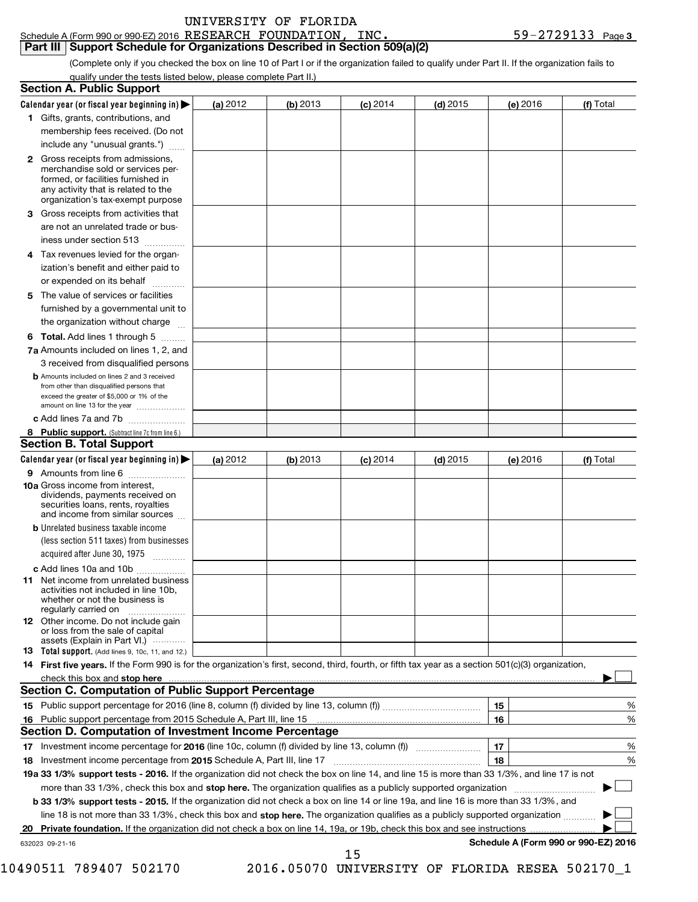UNIVERSITY OF FLORIDA

Schedule A (Form 990 or 990-EZ) 2016 RESEARCH FOUNDATION, INC. 59-2729133 Page 3

## Part III Support Schedule for Organizations Described in Section 509(a)(2)

(Complete only if you checked the box on line 10 of Part I or if the organization failed to qualify under Part II. If the organization fails to qualify under the tests listed below, please complete Part II.)

### Section A. Public Support

| Calendar year (or fiscal year beginning in) ▶ | (a) 2012 | (b) 2013 | (c) 2014 | (d) 2015 | (e) 2016 | (f) Total |
|---|---|---|---|---|---|---|
| **1** Gifts, grants, contributions, and membership fees received. (Do not include any "unusual grants.") | | | | | | |
| **2** Gross receipts from admissions, merchandise sold or services performed, or facilities furnished in any activity that is related to the organization's tax-exempt purpose | | | | | | |
| **3** Gross receipts from activities that are not an unrelated trade or business under section 513 | | | | | | |
| **4** Tax revenues levied for the organization's benefit and either paid to or expended on its behalf | | | | | | |
| **5** The value of services or facilities furnished by a governmental unit to the organization without charge | | | | | | |
| **6 Total.** Add lines 1 through 5 | | | | | | |
| **7a** Amounts included on lines 1, 2, and 3 received from disqualified persons | | | | | | |
| **b** Amounts included on lines 2 and 3 received from other than disqualified persons that exceed the greater of $5,000 or 1% of the amount on line 13 for the year | | | | | | |
| **c** Add lines 7a and 7b | | | | | | |
| **8 Public support.** (Subtract line 7c from line 6.) | | | | | | |

### Section B. Total Support

| Calendar year (or fiscal year beginning in) ▶ | (a) 2012 | (b) 2013 | (c) 2014 | (d) 2015 | (e) 2016 | (f) Total |
|---|---|---|---|---|---|---|
| **9** Amounts from line 6 | | | | | | |
| **10a** Gross income from interest, dividends, payments received on securities loans, rents, royalties and income from similar sources | | | | | | |
| **b** Unrelated business taxable income (less section 511 taxes) from businesses acquired after June 30, 1975 | | | | | | |
| **c** Add lines 10a and 10b | | | | | | |
| **11** Net income from unrelated business activities not included in line 10b, whether or not the business is regularly carried on | | | | | | |
| **12** Other income. Do not include gain or loss from the sale of capital assets (Explain in Part VI.) | | | | | | |
| **13 Total support.** (Add lines 9, 10c, 11, and 12.) | | | | | | |

**14 First five years.** If the Form 990 is for the organization's first, second, third, fourth, or fifth tax year as a section 501(c)(3) organization, check this box and **stop here** ▶ ☐

### Section C. Computation of Public Support Percentage

| | | | |
|---|---|---|---|
| **15** | Public support percentage for 2016 (line 8, column (f) divided by line 13, column (f)) | 15 | % |
| **16** | Public support percentage from 2015 Schedule A, Part III, line 15 | 16 | % |

### Section D. Computation of Investment Income Percentage

| | | | |
|---|---|---|---|
| **17** | Investment income percentage for **2016** (line 10c, column (f) divided by line 13, column (f)) | 17 | % |
| **18** | Investment income percentage from **2015** Schedule A, Part III, line 17 | 18 | % |

**19a 33 1/3% support tests - 2016.** If the organization did not check the box on line 14, and line 15 is more than 33 1/3%, and line 17 is not more than 33 1/3%, check this box and **stop here.** The organization qualifies as a publicly supported organization ▶ ☐

**b 33 1/3% support tests - 2015.** If the organization did not check a box on line 14 or line 19a, and line 16 is more than 33 1/3%, and line 18 is not more than 33 1/3%, check this box and **stop here.** The organization qualifies as a publicly supported organization ▶ ☐

**20 Private foundation.** If the organization did not check a box on line 14, 19a, or 19b, check this box and see instructions ▶ ☐

632023 09-21-16

**Schedule A (Form 990 or 990-EZ) 2016**

10490511 789407 502170 2016.05070 UNIVERSITY OF FLORIDA RESEA 502170_1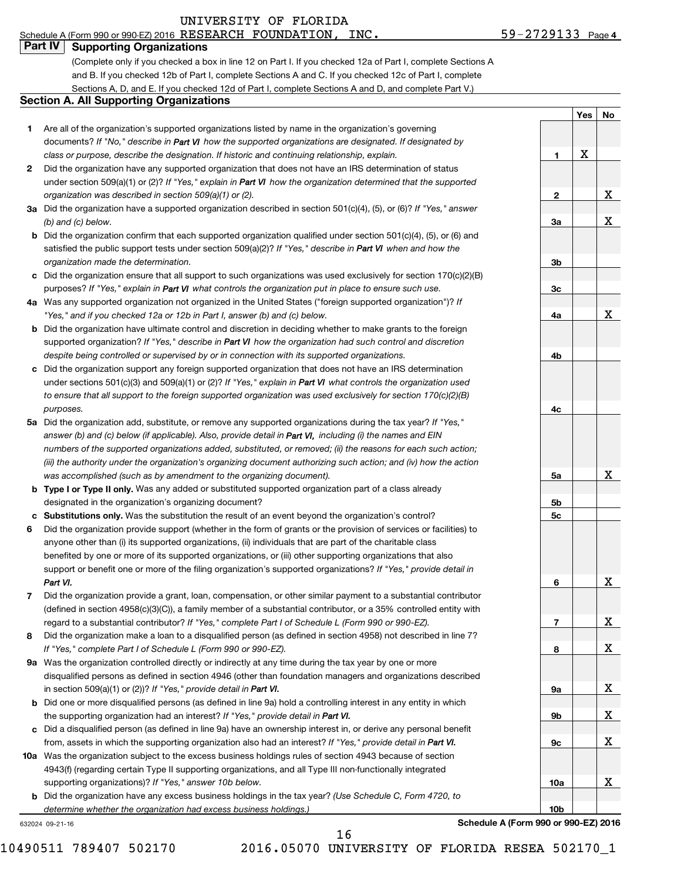UNIVERSITY OF FLORIDA

Schedule A (Form 990 or 990-EZ) 2016 RESEARCH FOUNDATION, INC. 59-2729133 Page **4**

## Part IV Supporting Organizations

(Complete only if you checked a box in line 12 on Part I. If you checked 12a of Part I, complete Sections A and B. If you checked 12b of Part I, complete Sections A and C. If you checked 12c of Part I, complete Sections A, D, and E. If you checked 12d of Part I, complete Sections A and D, and complete Part V.)

### Section A. All Supporting Organizations

| | | Line | Yes | No |
|---|---|---|---|---|
| **1** | Are all of the organization's supported organizations listed by name in the organization's governing documents? *If "No," describe in **Part VI** how the supported organizations are designated. If designated by class or purpose, describe the designation. If historic and continuing relationship, explain.* | **1** | X | |
| **2** | Did the organization have any supported organization that does not have an IRS determination of status under section 509(a)(1) or (2)? *If "Yes," explain in **Part VI** how the organization determined that the supported organization was described in section 509(a)(1) or (2).* | **2** | | X |
| **3a** | Did the organization have a supported organization described in section 501(c)(4), (5), or (6)? *If "Yes," answer (b) and (c) below.* | **3a** | | X |
| **b** | Did the organization confirm that each supported organization qualified under section 501(c)(4), (5), or (6) and satisfied the public support tests under section 509(a)(2)? *If "Yes," describe in **Part VI** when and how the organization made the determination.* | **3b** | | |
| **c** | Did the organization ensure that all support to such organizations was used exclusively for section 170(c)(2)(B) purposes? *If "Yes," explain in **Part VI** what controls the organization put in place to ensure such use.* | **3c** | | |
| **4a** | Was any supported organization not organized in the United States ("foreign supported organization")? *If "Yes," and if you checked 12a or 12b in Part I, answer (b) and (c) below.* | **4a** | | X |
| **b** | Did the organization have ultimate control and discretion in deciding whether to make grants to the foreign supported organization? *If "Yes," describe in **Part VI** how the organization had such control and discretion despite being controlled or supervised by or in connection with its supported organizations.* | **4b** | | |
| **c** | Did the organization support any foreign supported organization that does not have an IRS determination under sections 501(c)(3) and 509(a)(1) or (2)? *If "Yes," explain in **Part VI** what controls the organization used to ensure that all support to the foreign supported organization was used exclusively for section 170(c)(2)(B) purposes.* | **4c** | | |
| **5a** | Did the organization add, substitute, or remove any supported organizations during the tax year? *If "Yes," answer (b) and (c) below (if applicable). Also, provide detail in **Part VI,** including (i) the names and EIN numbers of the supported organizations added, substituted, or removed; (ii) the reasons for each such action; (iii) the authority under the organization's organizing document authorizing such action; and (iv) how the action was accomplished (such as by amendment to the organizing document).* | **5a** | | X |
| **b** | **Type I or Type II only.** Was any added or substituted supported organization part of a class already designated in the organization's organizing document? | **5b** | | |
| **c** | **Substitutions only.** Was the substitution the result of an event beyond the organization's control? | **5c** | | |
| **6** | Did the organization provide support (whether in the form of grants or the provision of services or facilities) to anyone other than (i) its supported organizations, (ii) individuals that are part of the charitable class benefited by one or more of its supported organizations, or (iii) other supporting organizations that also support or benefit one or more of the filing organization's supported organizations? *If "Yes," provide detail in **Part VI.*** | **6** | | X |
| **7** | Did the organization provide a grant, loan, compensation, or other similar payment to a substantial contributor (defined in section 4958(c)(3)(C)), a family member of a substantial contributor, or a 35% controlled entity with regard to a substantial contributor? *If "Yes," complete Part I of Schedule L (Form 990 or 990-EZ).* | **7** | | X |
| **8** | Did the organization make a loan to a disqualified person (as defined in section 4958) not described in line 7? *If "Yes," complete Part I of Schedule L (Form 990 or 990-EZ).* | **8** | | X |
| **9a** | Was the organization controlled directly or indirectly at any time during the tax year by one or more disqualified persons as defined in section 4946 (other than foundation managers and organizations described in section 509(a)(1) or (2))? *If "Yes," provide detail in **Part VI.*** | **9a** | | X |
| **b** | Did one or more disqualified persons (as defined in line 9a) hold a controlling interest in any entity in which the supporting organization had an interest? *If "Yes," provide detail in **Part VI.*** | **9b** | | X |
| **c** | Did a disqualified person (as defined in line 9a) have an ownership interest in, or derive any personal benefit from, assets in which the supporting organization also had an interest? *If "Yes," provide detail in **Part VI.*** | **9c** | | X |
| **10a** | Was the organization subject to the excess business holdings rules of section 4943 because of section 4943(f) (regarding certain Type II supporting organizations, and all Type III non-functionally integrated supporting organizations)? *If "Yes," answer 10b below.* | **10a** | | X |
| **b** | Did the organization have any excess business holdings in the tax year? *(Use Schedule C, Form 4720, to determine whether the organization had excess business holdings.)* | **10b** | | |

632024 09-21-16 **Schedule A (Form 990 or 990-EZ) 2016**

10490511 789407 502170 2016.05070 UNIVERSITY OF FLORIDA RESEA 502170_1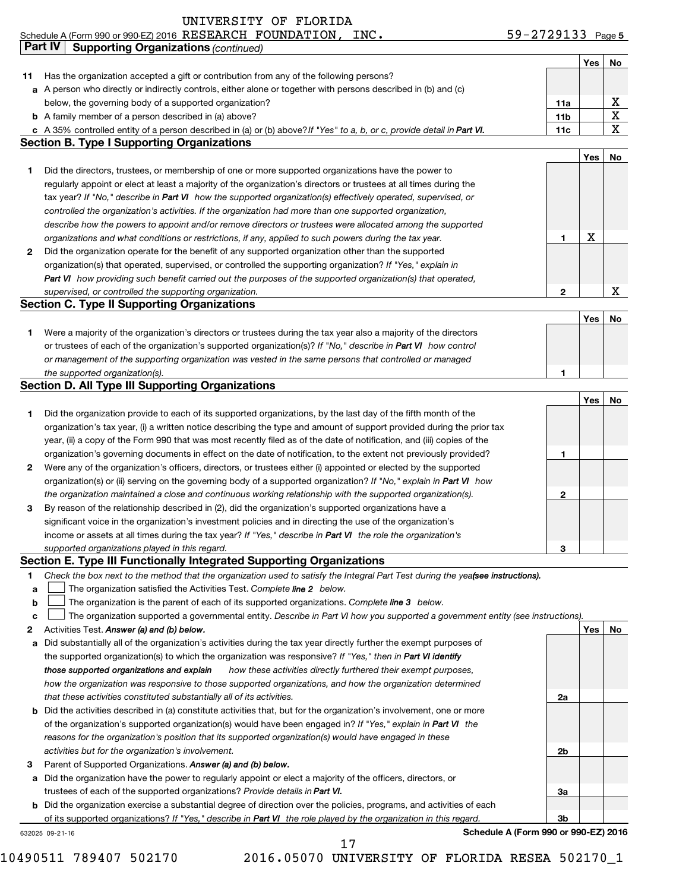UNIVERSITY OF FLORIDA

Schedule A (Form 990 or 990-EZ) 2016 RESEARCH FOUNDATION, INC. 59-2729133 Page 5

**Part IV Supporting Organizations** *(continued)*

| | | | Yes | No |
|---|---|---|---|---|
| **11** | Has the organization accepted a gift or contribution from any of the following persons? | | | |
| **a** | A person who directly or indirectly controls, either alone or together with persons described in (b) and (c) below, the governing body of a supported organization? | **11a** | | X |
| **b** | A family member of a person described in (a) above? | **11b** | | X |
| **c** | A 35% controlled entity of a person described in (a) or (b) above? *If "Yes" to a, b, or c, provide detail in* ***Part VI.*** | **11c** | | X |

## Section B. Type I Supporting Organizations

| | | | Yes | No |
|---|---|---|---|---|
| **1** | Did the directors, trustees, or membership of one or more supported organizations have the power to regularly appoint or elect at least a majority of the organization's directors or trustees at all times during the tax year? *If "No," describe in* ***Part VI*** *how the supported organization(s) effectively operated, supervised, or controlled the organization's activities. If the organization had more than one supported organization, describe how the powers to appoint and/or remove directors or trustees were allocated among the supported organizations and what conditions or restrictions, if any, applied to such powers during the tax year.* | **1** | X | |
| **2** | Did the organization operate for the benefit of any supported organization other than the supported organization(s) that operated, supervised, or controlled the supporting organization? *If "Yes," explain in* ***Part VI*** *how providing such benefit carried out the purposes of the supported organization(s) that operated, supervised, or controlled the supporting organization.* | **2** | | X |

## Section C. Type II Supporting Organizations

| | | | Yes | No |
|---|---|---|---|---|
| **1** | Were a majority of the organization's directors or trustees during the tax year also a majority of the directors or trustees of each of the organization's supported organization(s)? *If "No," describe in* ***Part VI*** *how control or management of the supporting organization was vested in the same persons that controlled or managed the supported organization(s).* | **1** | | |

## Section D. All Type III Supporting Organizations

| | | | Yes | No |
|---|---|---|---|---|
| **1** | Did the organization provide to each of its supported organizations, by the last day of the fifth month of the organization's tax year, (i) a written notice describing the type and amount of support provided during the prior tax year, (ii) a copy of the Form 990 that was most recently filed as of the date of notification, and (iii) copies of the organization's governing documents in effect on the date of notification, to the extent not previously provided? | **1** | | |
| **2** | Were any of the organization's officers, directors, or trustees either (i) appointed or elected by the supported organization(s) or (ii) serving on the governing body of a supported organization? *If "No," explain in* ***Part VI*** *how the organization maintained a close and continuous working relationship with the supported organization(s).* | **2** | | |
| **3** | By reason of the relationship described in (2), did the organization's supported organizations have a significant voice in the organization's investment policies and in directing the use of the organization's income or assets at all times during the tax year? *If "Yes," describe in* ***Part VI*** *the role the organization's supported organizations played in this regard.* | **3** | | |

## Section E. Type III Functionally Integrated Supporting Organizations

**1** *Check the box next to the method that the organization used to satisfy the Integral Part Test during the year* ***(see instructions).***

- **a** ☐ The organization satisfied the Activities Test. *Complete* ***line 2*** *below.*
- **b** ☐ The organization is the parent of each of its supported organizations. *Complete* ***line 3*** *below.*
- **c** ☐ The organization supported a governmental entity. *Describe in Part VI how you supported a government entity (see instructions).*

| | | | Yes | No |
|---|---|---|---|---|
| **2** | Activities Test. ***Answer (a) and (b) below.*** | | | |
| **a** | Did substantially all of the organization's activities during the tax year directly further the exempt purposes of the supported organization(s) to which the organization was responsive? *If "Yes," then in* ***Part VI identify those supported organizations and explain*** *how these activities directly furthered their exempt purposes, how the organization was responsive to those supported organizations, and how the organization determined that these activities constituted substantially all of its activities.* | **2a** | | |
| **b** | Did the activities described in (a) constitute activities that, but for the organization's involvement, one or more of the organization's supported organization(s) would have been engaged in? *If "Yes," explain in* ***Part VI*** *the reasons for the organization's position that its supported organization(s) would have engaged in these activities but for the organization's involvement.* | **2b** | | |
| **3** | Parent of Supported Organizations. ***Answer (a) and (b) below.*** | | | |
| **a** | Did the organization have the power to regularly appoint or elect a majority of the officers, directors, or trustees of each of the supported organizations? *Provide details in* ***Part VI.*** | **3a** | | |
| **b** | Did the organization exercise a substantial degree of direction over the policies, programs, and activities of each of its supported organizations? *If "Yes," describe in* ***Part VI*** *the role played by the organization in this regard.* | **3b** | | |

632025 09-21-16 **Schedule A (Form 990 or 990-EZ) 2016**

10490511 789407 502170 2016.05070 UNIVERSITY OF FLORIDA RESEA 502170_1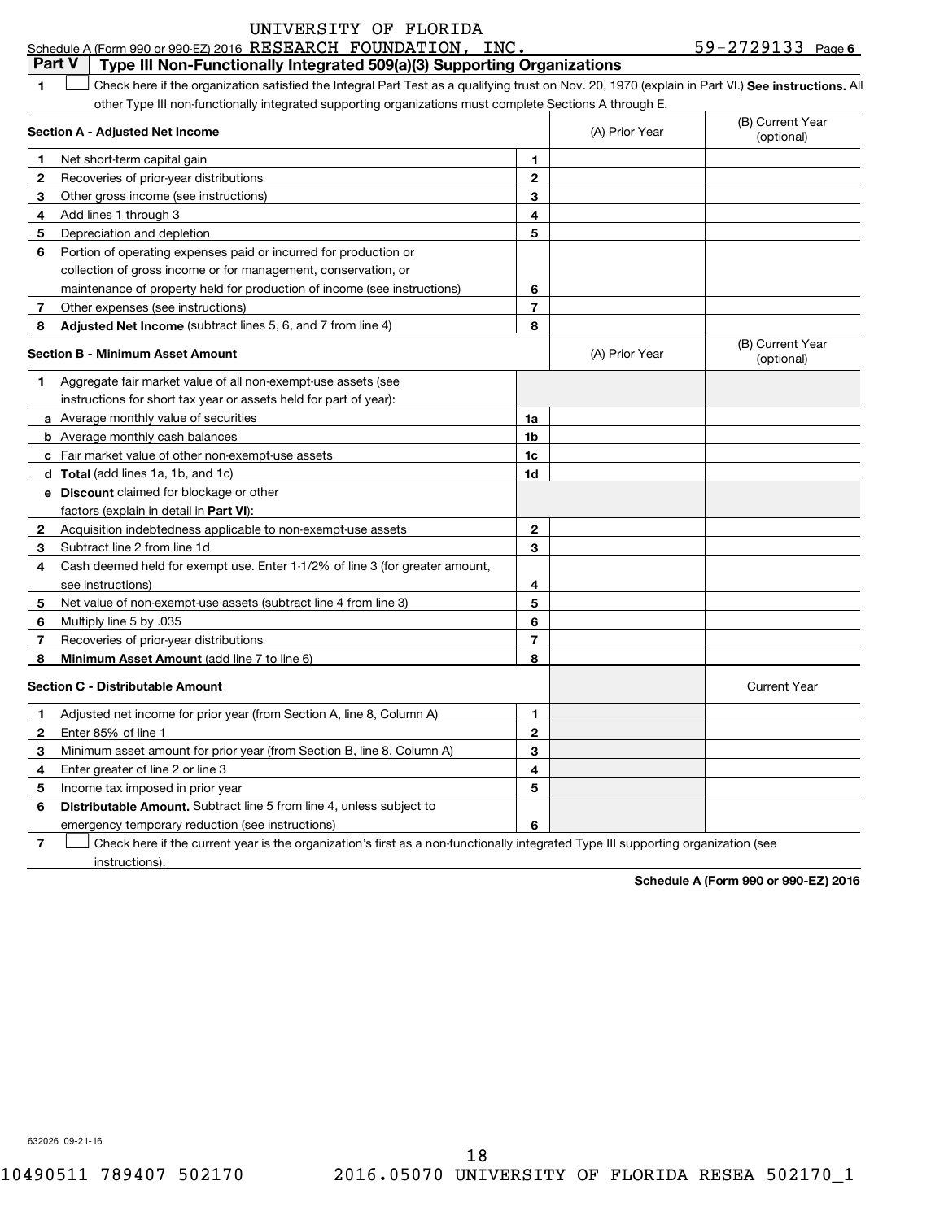UNIVERSITY OF FLORIDA

Schedule A (Form 990 or 990-EZ) 2016 RESEARCH FOUNDATION, INC. 59-2729133 Page 6

## Part V Type III Non-Functionally Integrated 509(a)(3) Supporting Organizations

1 ☐ Check here if the organization satisfied the Integral Part Test as a qualifying trust on Nov. 20, 1970 (explain in Part VI.) **See instructions.** All other Type III non-functionally integrated supporting organizations must complete Sections A through E.

| **Section A - Adjusted Net Income** | | (A) Prior Year | (B) Current Year (optional) |
|---|---|---|---|
| **1** Net short-term capital gain | 1 | | |
| **2** Recoveries of prior-year distributions | 2 | | |
| **3** Other gross income (see instructions) | 3 | | |
| **4** Add lines 1 through 3 | 4 | | |
| **5** Depreciation and depletion | 5 | | |
| **6** Portion of operating expenses paid or incurred for production or collection of gross income or for management, conservation, or maintenance of property held for production of income (see instructions) | 6 | | |
| **7** Other expenses (see instructions) | 7 | | |
| **8** **Adjusted Net Income** (subtract lines 5, 6, and 7 from line 4) | 8 | | |

| **Section B - Minimum Asset Amount** | | (A) Prior Year | (B) Current Year (optional) |
|---|---|---|---|
| **1** Aggregate fair market value of all non-exempt-use assets (see instructions for short tax year or assets held for part of year): | | | |
| **a** Average monthly value of securities | 1a | | |
| **b** Average monthly cash balances | 1b | | |
| **c** Fair market value of other non-exempt-use assets | 1c | | |
| **d** **Total** (add lines 1a, 1b, and 1c) | 1d | | |
| **e** **Discount** claimed for blockage or other factors (explain in detail in **Part VI**): | | | |
| **2** Acquisition indebtedness applicable to non-exempt-use assets | 2 | | |
| **3** Subtract line 2 from line 1d | 3 | | |
| **4** Cash deemed held for exempt use. Enter 1-1/2% of line 3 (for greater amount, see instructions) | 4 | | |
| **5** Net value of non-exempt-use assets (subtract line 4 from line 3) | 5 | | |
| **6** Multiply line 5 by .035 | 6 | | |
| **7** Recoveries of prior-year distributions | 7 | | |
| **8** **Minimum Asset Amount** (add line 7 to line 6) | 8 | | |

| **Section C - Distributable Amount** | | | Current Year |
|---|---|---|---|
| **1** Adjusted net income for prior year (from Section A, line 8, Column A) | 1 | | |
| **2** Enter 85% of line 1 | 2 | | |
| **3** Minimum asset amount for prior year (from Section B, line 8, Column A) | 3 | | |
| **4** Enter greater of line 2 or line 3 | 4 | | |
| **5** Income tax imposed in prior year | 5 | | |
| **6** **Distributable Amount.** Subtract line 5 from line 4, unless subject to emergency temporary reduction (see instructions) | 6 | | |

7 ☐ Check here if the current year is the organization's first as a non-functionally integrated Type III supporting organization (see instructions).

**Schedule A (Form 990 or 990-EZ) 2016**

632026 09-21-16

10490511 789407 502170 2016.05070 UNIVERSITY OF FLORIDA RESEA 502170_1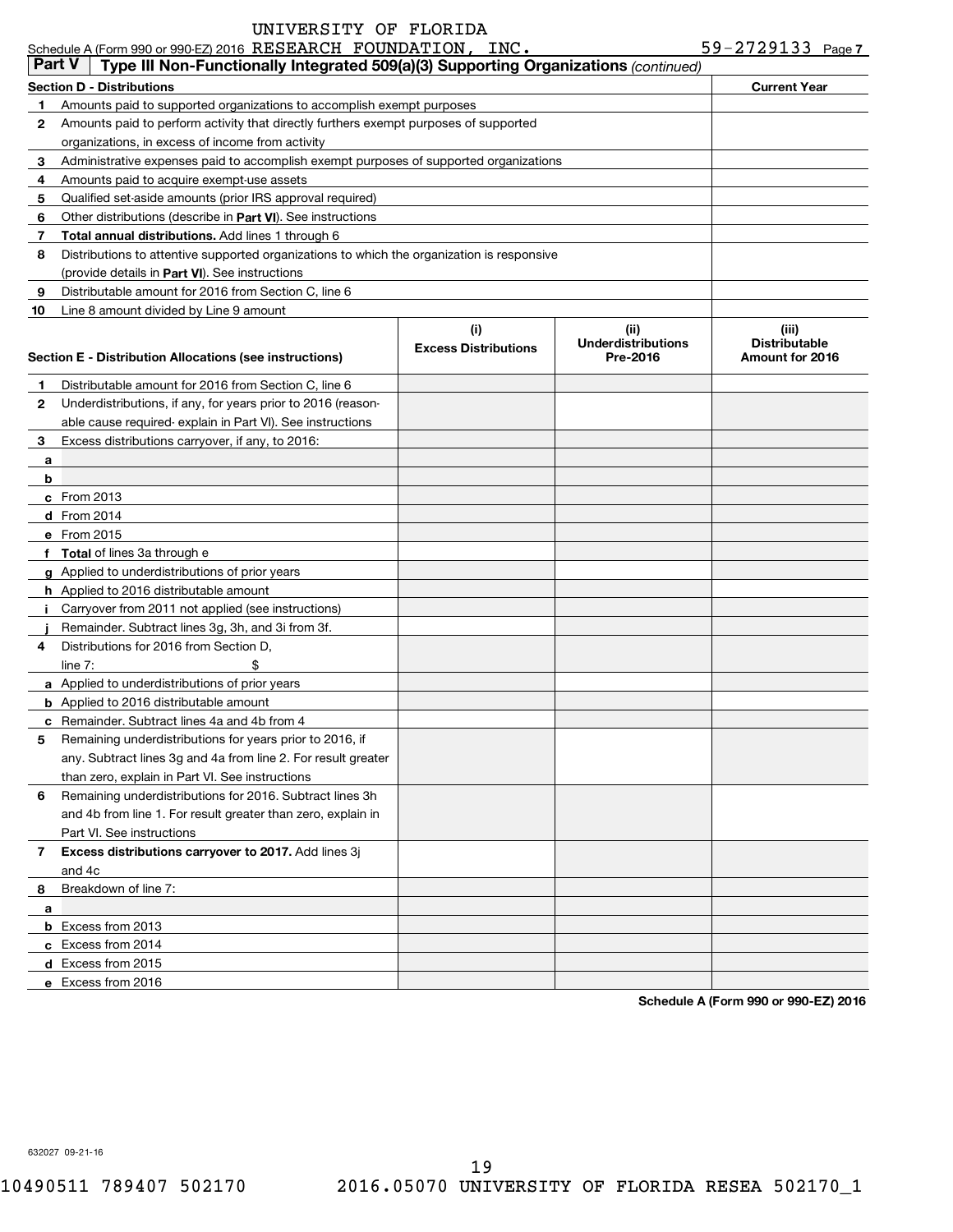Schedule A (Form 990 or 990-EZ) 2016 UNIVERSITY OF FLORIDA RESEARCH FOUNDATION, INC. 59-2729133 Page 7

## Part V Type III Non-Functionally Integrated 509(a)(3) Supporting Organizations *(continued)*

| Section D - Distributions | | Current Year |
|---|---|---|
| 1 | Amounts paid to supported organizations to accomplish exempt purposes | |
| 2 | Amounts paid to perform activity that directly furthers exempt purposes of supported organizations, in excess of income from activity | |
| 3 | Administrative expenses paid to accomplish exempt purposes of supported organizations | |
| 4 | Amounts paid to acquire exempt-use assets | |
| 5 | Qualified set-aside amounts (prior IRS approval required) | |
| 6 | Other distributions (describe in **Part VI**). See instructions | |
| 7 | **Total annual distributions.** Add lines 1 through 6 | |
| 8 | Distributions to attentive supported organizations to which the organization is responsive (provide details in **Part VI**). See instructions | |
| 9 | Distributable amount for 2016 from Section C, line 6 | |
| 10 | Line 8 amount divided by Line 9 amount | |

| | Section E - Distribution Allocations (see instructions) | (i) Excess Distributions | (ii) Underdistributions Pre-2016 | (iii) Distributable Amount for 2016 |
|---|---|---|---|---|
| 1 | Distributable amount for 2016 from Section C, line 6 | | | |
| 2 | Underdistributions, if any, for years prior to 2016 (reasonable cause required- explain in Part VI). See instructions | | | |
| 3 | Excess distributions carryover, if any, to 2016: | | | |
| a | | | | |
| b | | | | |
| c | From 2013 | | | |
| d | From 2014 | | | |
| e | From 2015 | | | |
| f | **Total** of lines 3a through e | | | |
| g | Applied to underdistributions of prior years | | | |
| h | Applied to 2016 distributable amount | | | |
| i | Carryover from 2011 not applied (see instructions) | | | |
| j | Remainder. Subtract lines 3g, 3h, and 3i from 3f. | | | |
| 4 | Distributions for 2016 from Section D, line 7: $ | | | |
| a | Applied to underdistributions of prior years | | | |
| b | Applied to 2016 distributable amount | | | |
| c | Remainder. Subtract lines 4a and 4b from 4 | | | |
| 5 | Remaining underdistributions for years prior to 2016, if any. Subtract lines 3g and 4a from line 2. For result greater than zero, explain in Part VI. See instructions | | | |
| 6 | Remaining underdistributions for 2016. Subtract lines 3h and 4b from line 1. For result greater than zero, explain in Part VI. See instructions | | | |
| 7 | **Excess distributions carryover to 2017.** Add lines 3j and 4c | | | |
| 8 | Breakdown of line 7: | | | |
| a | | | | |
| b | Excess from 2013 | | | |
| c | Excess from 2014 | | | |
| d | Excess from 2015 | | | |
| e | Excess from 2016 | | | |

**Schedule A (Form 990 or 990-EZ) 2016**

632027 09-21-16

10490511 789407 502170 2016.05070 UNIVERSITY OF FLORIDA RESEA 502170_1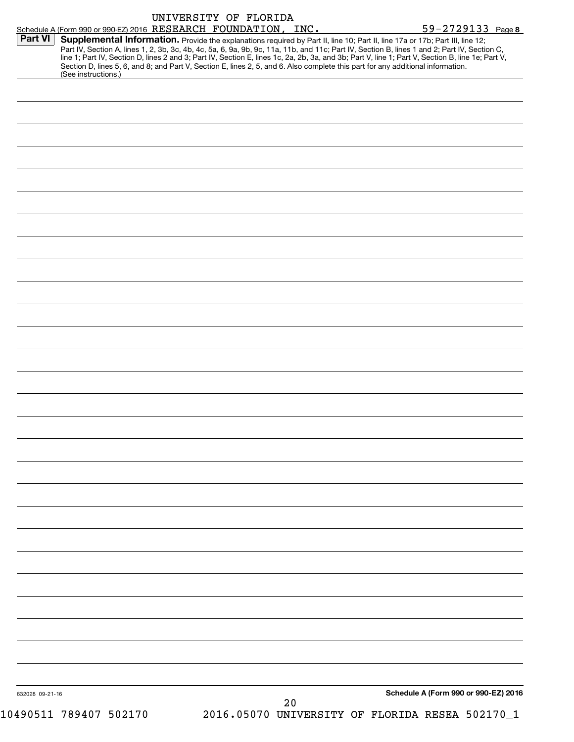UNIVERSITY OF FLORIDA

Schedule A (Form 990 or 990-EZ) 2016 RESEARCH FOUNDATION, INC. 59-2729133 Page **8**

**Part VI** **Supplemental Information.** Provide the explanations required by Part II, line 10; Part II, line 17a or 17b; Part III, line 12; Part IV, Section A, lines 1, 2, 3b, 3c, 4b, 4c, 5a, 6, 9a, 9b, 9c, 11a, 11b, and 11c; Part IV, Section B, lines 1 and 2; Part IV, Section C, line 1; Part IV, Section D, lines 2 and 3; Part IV, Section E, lines 1c, 2a, 2b, 3a, and 3b; Part V, line 1; Part V, Section B, line 1e; Part V, Section D, lines 5, 6, and 8; and Part V, Section E, lines 2, 5, and 6. Also complete this part for any additional information. (See instructions.)

632028 09-21-16

**Schedule A (Form 990 or 990-EZ) 2016**

10490511 789407 502170 2016.05070 UNIVERSITY OF FLORIDA RESEA 502170_1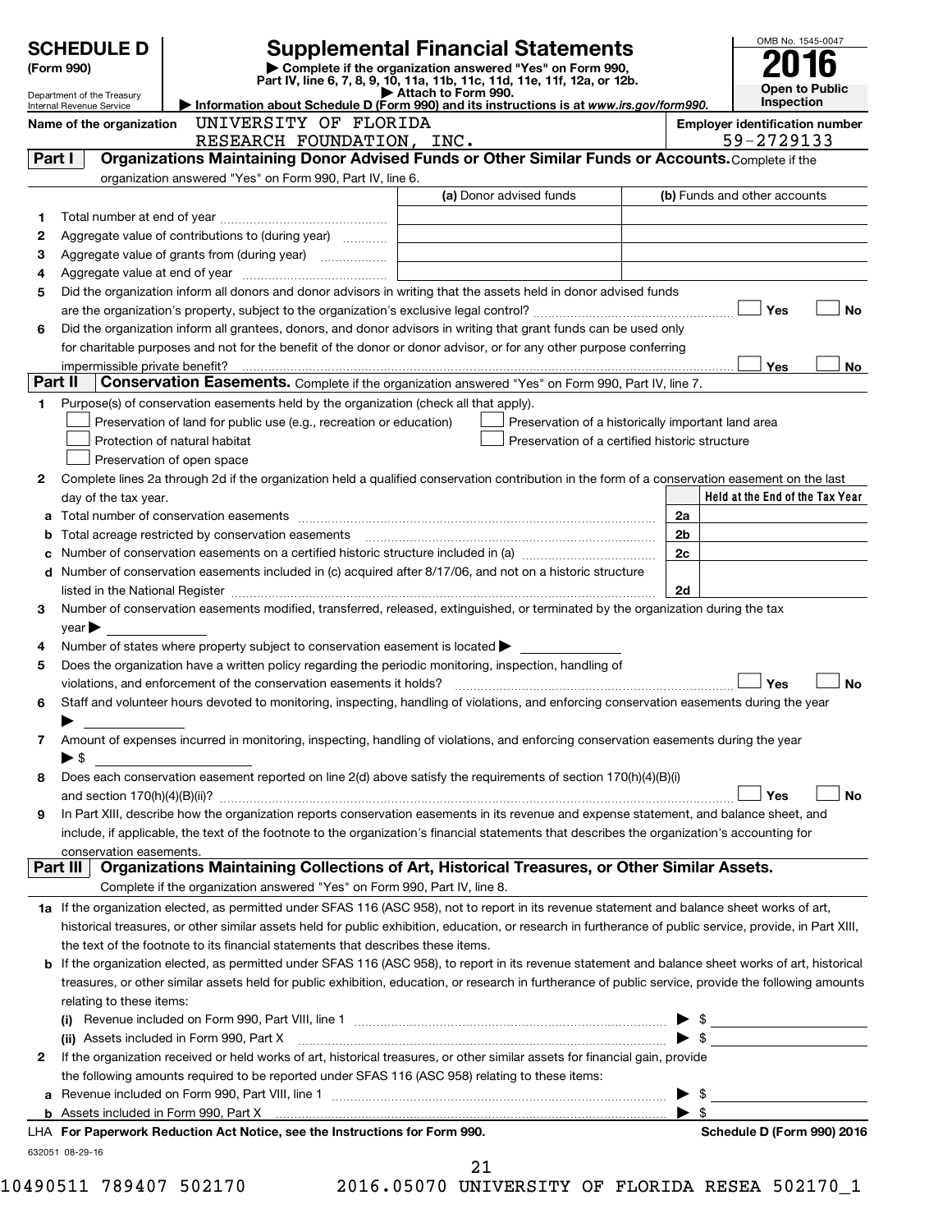# SCHEDULE D (Form 990)

Department of the Treasury
Internal Revenue Service

## Supplemental Financial Statements

▶ Complete if the organization answered "Yes" on Form 990, Part IV, line 6, 7, 8, 9, 10, 11a, 11b, 11c, 11d, 11e, 11f, 12a, or 12b.
▶ Attach to Form 990.
▶ Information about Schedule D (Form 990) and its instructions is at *www.irs.gov/form990.*

OMB No. 1545-0047

**2016**

**Open to Public Inspection**

**Name of the organization** UNIVERSITY OF FLORIDA RESEARCH FOUNDATION, INC.

**Employer identification number** 59-2729133

### Part I Organizations Maintaining Donor Advised Funds or Other Similar Funds or Accounts. Complete if the organization answered "Yes" on Form 990, Part IV, line 6.

| | | (a) Donor advised funds | (b) Funds and other accounts |
|---|---|---|---|
| 1 | Total number at end of year | | |
| 2 | Aggregate value of contributions to (during year) | | |
| 3 | Aggregate value of grants from (during year) | | |
| 4 | Aggregate value at end of year | | |

5 Did the organization inform all donors and donor advisors in writing that the assets held in donor advised funds are the organization's property, subject to the organization's exclusive legal control? ☐ Yes ☐ No

6 Did the organization inform all grantees, donors, and donor advisors in writing that grant funds can be used only for charitable purposes and not for the benefit of the donor or donor advisor, or for any other purpose conferring impermissible private benefit? ☐ Yes ☐ No

### Part II Conservation Easements. Complete if the organization answered "Yes" on Form 990, Part IV, line 7.

1 Purpose(s) of conservation easements held by the organization (check all that apply).

☐ Preservation of land for public use (e.g., recreation or education)
☐ Protection of natural habitat
☐ Preservation of open space
☐ Preservation of a historically important land area
☐ Preservation of a certified historic structure

2 Complete lines 2a through 2d if the organization held a qualified conservation contribution in the form of a conservation easement on the last day of the tax year.

| | | | Held at the End of the Tax Year |
|---|---|---|---|
| a | Total number of conservation easements | 2a | |
| b | Total acreage restricted by conservation easements | 2b | |
| c | Number of conservation easements on a certified historic structure included in (a) | 2c | |
| d | Number of conservation easements included in (c) acquired after 8/17/06, and not on a historic structure listed in the National Register | 2d | |

3 Number of conservation easements modified, transferred, released, extinguished, or terminated by the organization during the tax year ▶

4 Number of states where property subject to conservation easement is located ▶

5 Does the organization have a written policy regarding the periodic monitoring, inspection, handling of violations, and enforcement of the conservation easements it holds? ☐ Yes ☐ No

6 Staff and volunteer hours devoted to monitoring, inspecting, handling of violations, and enforcing conservation easements during the year ▶

7 Amount of expenses incurred in monitoring, inspecting, handling of violations, and enforcing conservation easements during the year ▶ $

8 Does each conservation easement reported on line 2(d) above satisfy the requirements of section 170(h)(4)(B)(i) and section 170(h)(4)(B)(ii)? ☐ Yes ☐ No

9 In Part XIII, describe how the organization reports conservation easements in its revenue and expense statement, and balance sheet, and include, if applicable, the text of the footnote to the organization's financial statements that describes the organization's accounting for conservation easements.

### Part III Organizations Maintaining Collections of Art, Historical Treasures, or Other Similar Assets.

Complete if the organization answered "Yes" on Form 990, Part IV, line 8.

1a If the organization elected, as permitted under SFAS 116 (ASC 958), not to report in its revenue statement and balance sheet works of art, historical treasures, or other similar assets held for public exhibition, education, or research in furtherance of public service, provide, in Part XIII, the text of the footnote to its financial statements that describes these items.

b If the organization elected, as permitted under SFAS 116 (ASC 958), to report in its revenue statement and balance sheet works of art, historical treasures, or other similar assets held for public exhibition, education, or research in furtherance of public service, provide the following amounts relating to these items:

(i) Revenue included on Form 990, Part VIII, line 1 ▶ $

(ii) Assets included in Form 990, Part X ▶ $

2 If the organization received or held works of art, historical treasures, or other similar assets for financial gain, provide the following amounts required to be reported under SFAS 116 (ASC 958) relating to these items:

a Revenue included on Form 990, Part VIII, line 1 ▶ $

b Assets included in Form 990, Part X ▶ $

LHA For Paperwork Reduction Act Notice, see the Instructions for Form 990. **Schedule D (Form 990) 2016**

632051 08-29-16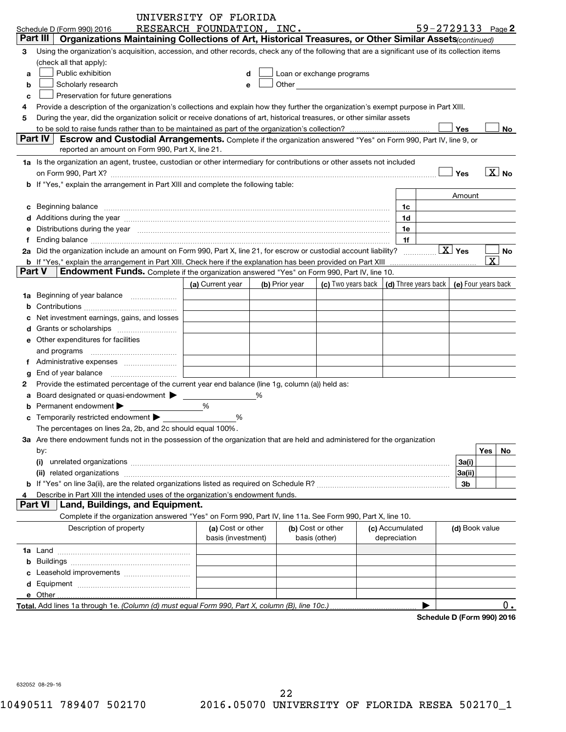Schedule D (Form 990) 2016 UNIVERSITY OF FLORIDA RESEARCH FOUNDATION, INC. 59-2729133 Page 2

## Part III Organizations Maintaining Collections of Art, Historical Treasures, or Other Similar Assets *(continued)*

**3** Using the organization's acquisition, accession, and other records, check any of the following that are a significant use of its collection items (check all that apply):

- **a** ☐ Public exhibition
- **b** ☐ Scholarly research
- **c** ☐ Preservation for future generations
- **d** ☐ Loan or exchange programs
- **e** ☐ Other

**4** Provide a description of the organization's collections and explain how they further the organization's exempt purpose in Part XIII.

**5** During the year, did the organization solicit or receive donations of art, historical treasures, or other similar assets to be sold to raise funds rather than to be maintained as part of the organization's collection? ☐ Yes ☐ No

## Part IV Escrow and Custodial Arrangements.

Complete if the organization answered "Yes" on Form 990, Part IV, line 9, or reported an amount on Form 990, Part X, line 21.

**1a** Is the organization an agent, trustee, custodian or other intermediary for contributions or other assets not included on Form 990, Part X? ☐ Yes ☒ No

**b** If "Yes," explain the arrangement in Part XIII and complete the following table:

| | | Amount |
|---|---|---|
| **c** Beginning balance | 1c | |
| **d** Additions during the year | 1d | |
| **e** Distributions during the year | 1e | |
| **f** Ending balance | 1f | |

**2a** Did the organization include an amount on Form 990, Part X, line 21, for escrow or custodial account liability? ☒ Yes ☐ No

**b** If "Yes," explain the arrangement in Part XIII. Check here if the explanation has been provided on Part XIII ☒

## Part V Endowment Funds.

Complete if the organization answered "Yes" on Form 990, Part IV, line 10.

| | (a) Current year | (b) Prior year | (c) Two years back | (d) Three years back | (e) Four years back |
|---|---|---|---|---|---|
| **1a** Beginning of year balance | | | | | |
| **b** Contributions | | | | | |
| **c** Net investment earnings, gains, and losses | | | | | |
| **d** Grants or scholarships | | | | | |
| **e** Other expenditures for facilities and programs | | | | | |
| **f** Administrative expenses | | | | | |
| **g** End of year balance | | | | | |

**2** Provide the estimated percentage of the current year end balance (line 1g, column (a)) held as:

- **a** Board designated or quasi-endowment ▶ ______ %
- **b** Permanent endowment ▶ ______ %
- **c** Temporarily restricted endowment ▶ ______ %

The percentages on lines 2a, 2b, and 2c should equal 100%.

**3a** Are there endowment funds not in the possession of the organization that are held and administered for the organization by:

| | | Yes | No |
|---|---|---|---|
| **(i)** unrelated organizations | 3a(i) | | |
| **(ii)** related organizations | 3a(ii) | | |
| **b** If "Yes" on line 3a(ii), are the related organizations listed as required on Schedule R? | 3b | | |

**4** Describe in Part XIII the intended uses of the organization's endowment funds.

## Part VI Land, Buildings, and Equipment.

Complete if the organization answered "Yes" on Form 990, Part IV, line 11a. See Form 990, Part X, line 10.

| Description of property | (a) Cost or other basis (investment) | (b) Cost or other basis (other) | (c) Accumulated depreciation | (d) Book value |
|---|---|---|---|---|
| **1a** Land | | | | |
| **b** Buildings | | | | |
| **c** Leasehold improvements | | | | |
| **d** Equipment | | | | |
| **e** Other | | | | |
| **Total.** Add lines 1a through 1e. *(Column (d) must equal Form 990, Part X, column (B), line 10c.)* | | | ▶ | 0. |

**Schedule D (Form 990) 2016**

632052 08-29-16

10490511 789407 502170 2016.05070 UNIVERSITY OF FLORIDA RESEA 502170_1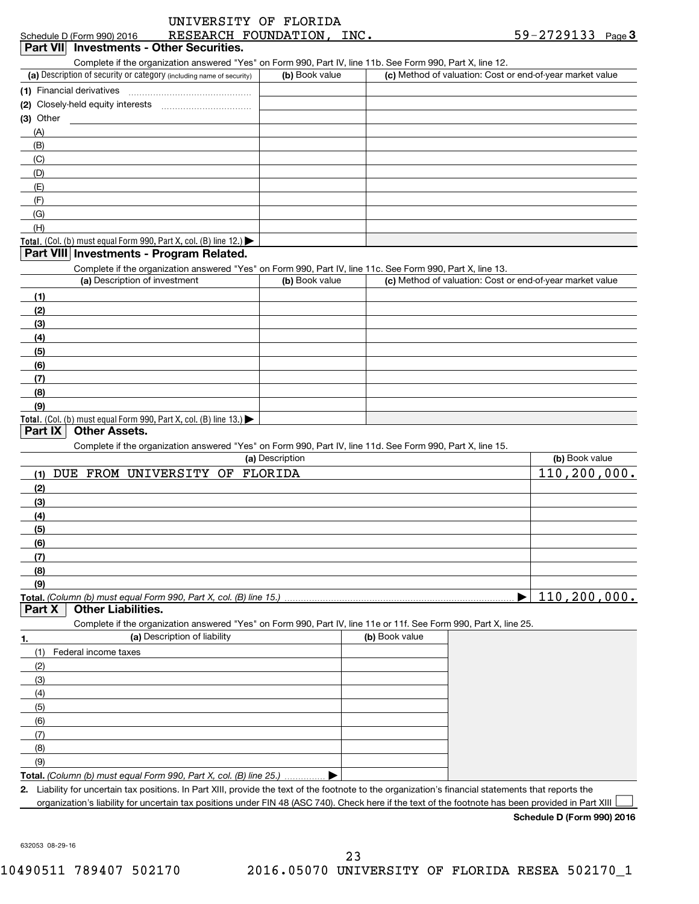UNIVERSITY OF FLORIDA
Schedule D (Form 990) 2016 RESEARCH FOUNDATION, INC. 59-2729133 Page 3

## Part VII Investments - Other Securities.

Complete if the organization answered "Yes" on Form 990, Part IV, line 11b. See Form 990, Part X, line 12.

| (a) Description of security or category (including name of security) | (b) Book value | (c) Method of valuation: Cost or end-of-year market value |
|---|---|---|
| (1) Financial derivatives | | |
| (2) Closely-held equity interests | | |
| (3) Other | | |
| (A) | | |
| (B) | | |
| (C) | | |
| (D) | | |
| (E) | | |
| (F) | | |
| (G) | | |
| (H) | | |
| Total. (Col. (b) must equal Form 990, Part X, col. (B) line 12.) ▶ | | |

## Part VIII Investments - Program Related.

Complete if the organization answered "Yes" on Form 990, Part IV, line 11c. See Form 990, Part X, line 13.

| (a) Description of investment | (b) Book value | (c) Method of valuation: Cost or end-of-year market value |
|---|---|---|
| (1) | | |
| (2) | | |
| (3) | | |
| (4) | | |
| (5) | | |
| (6) | | |
| (7) | | |
| (8) | | |
| (9) | | |
| Total. (Col. (b) must equal Form 990, Part X, col. (B) line 13.) ▶ | | |

## Part IX Other Assets.

Complete if the organization answered "Yes" on Form 990, Part IV, line 11d. See Form 990, Part X, line 15.

| (a) Description | (b) Book value |
|---|---|
| (1) DUE FROM UNIVERSITY OF FLORIDA | 110,200,000. |
| (2) | |
| (3) | |
| (4) | |
| (5) | |
| (6) | |
| (7) | |
| (8) | |
| (9) | |
| Total. *(Column (b) must equal Form 990, Part X, col. (B) line 15.)* ▶ | 110,200,000. |

## Part X Other Liabilities.

Complete if the organization answered "Yes" on Form 990, Part IV, line 11e or 11f. See Form 990, Part X, line 25.

| 1. (a) Description of liability | (b) Book value |
|---|---|
| (1) Federal income taxes | |
| (2) | |
| (3) | |
| (4) | |
| (5) | |
| (6) | |
| (7) | |
| (8) | |
| (9) | |
| Total. *(Column (b) must equal Form 990, Part X, col. (B) line 25.)* ▶ | |

2. Liability for uncertain tax positions. In Part XIII, provide the text of the footnote to the organization's financial statements that reports the organization's liability for uncertain tax positions under FIN 48 (ASC 740). Check here if the text of the footnote has been provided in Part XIII ☐

**Schedule D (Form 990) 2016**

632053 08-29-16

10490511 789407 502170 2016.05070 UNIVERSITY OF FLORIDA RESEA 502170_1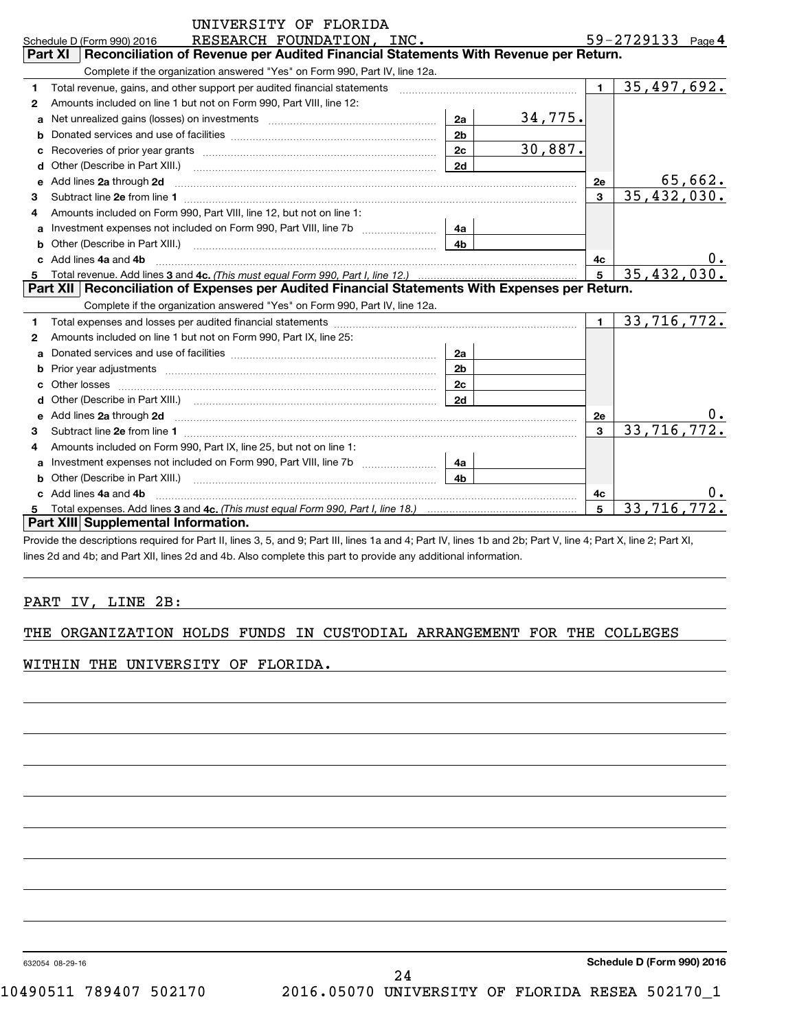UNIVERSITY OF FLORIDA RESEARCH FOUNDATION, INC. 59-2729133

Schedule D (Form 990) 2016 Page 4

## Part XI Reconciliation of Revenue per Audited Financial Statements With Revenue per Return.

Complete if the organization answered "Yes" on Form 990, Part IV, line 12a.

| | | | | | |
|---|---|---|---|---|---|
| 1 | Total revenue, gains, and other support per audited financial statements | | | 1 | 35,497,692. |
| 2 | Amounts included on line 1 but not on Form 990, Part VIII, line 12: | | | | |
| a | Net unrealized gains (losses) on investments | 2a | 34,775. | | |
| b | Donated services and use of facilities | 2b | | | |
| c | Recoveries of prior year grants | 2c | 30,887. | | |
| d | Other (Describe in Part XIII.) | 2d | | | |
| e | Add lines **2a** through **2d** | | | 2e | 65,662. |
| 3 | Subtract line **2e** from line **1** | | | 3 | 35,432,030. |
| 4 | Amounts included on Form 990, Part VIII, line 12, but not on line 1: | | | | |
| a | Investment expenses not included on Form 990, Part VIII, line 7b | 4a | | | |
| b | Other (Describe in Part XIII.) | 4b | | | |
| c | Add lines **4a** and **4b** | | | 4c | 0. |
| 5 | Total revenue. Add lines **3** and **4c.** *(This must equal Form 990, Part I, line 12.)* | | | 5 | 35,432,030. |

## Part XII Reconciliation of Expenses per Audited Financial Statements With Expenses per Return.

Complete if the organization answered "Yes" on Form 990, Part IV, line 12a.

| | | | | | |
|---|---|---|---|---|---|
| 1 | Total expenses and losses per audited financial statements | | | 1 | 33,716,772. |
| 2 | Amounts included on line 1 but not on Form 990, Part IX, line 25: | | | | |
| a | Donated services and use of facilities | 2a | | | |
| b | Prior year adjustments | 2b | | | |
| c | Other losses | 2c | | | |
| d | Other (Describe in Part XIII.) | 2d | | | |
| e | Add lines **2a** through **2d** | | | 2e | 0. |
| 3 | Subtract line **2e** from line **1** | | | 3 | 33,716,772. |
| 4 | Amounts included on Form 990, Part IX, line 25, but not on line 1: | | | | |
| a | Investment expenses not included on Form 990, Part VIII, line 7b | 4a | | | |
| b | Other (Describe in Part XIII.) | 4b | | | |
| c | Add lines **4a** and **4b** | | | 4c | 0. |
| 5 | Total expenses. Add lines **3** and **4c.** *(This must equal Form 990, Part I, line 18.)* | | | 5 | 33,716,772. |

## Part XIII Supplemental Information.

Provide the descriptions required for Part II, lines 3, 5, and 9; Part III, lines 1a and 4; Part IV, lines 1b and 2b; Part V, line 4; Part X, line 2; Part XI, lines 2d and 4b; and Part XII, lines 2d and 4b. Also complete this part to provide any additional information.

PART IV, LINE 2B:

THE ORGANIZATION HOLDS FUNDS IN CUSTODIAL ARRANGEMENT FOR THE COLLEGES WITHIN THE UNIVERSITY OF FLORIDA.

632054 08-29-16 Schedule D (Form 990) 2016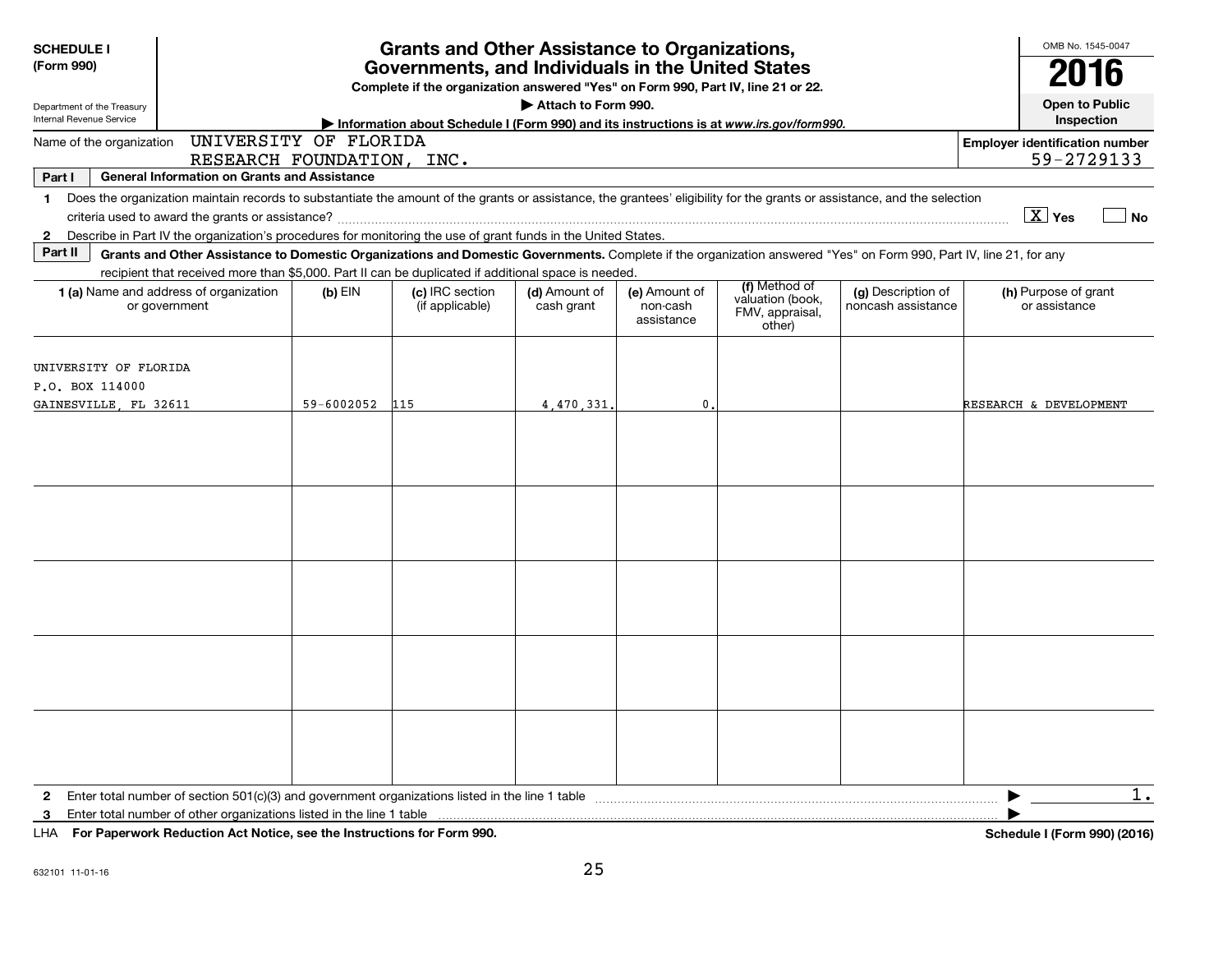**SCHEDULE I (Form 990)**

Department of the Treasury
Internal Revenue Service

# Grants and Other Assistance to Organizations, Governments, and Individuals in the United States

**Complete if the organization answered "Yes" on Form 990, Part IV, line 21 or 22.**

**▶ Attach to Form 990.**

**▶ Information about Schedule I (Form 990) and its instructions is at www.irs.gov/form990.**

OMB No. 1545-0047

**2016**

**Open to Public Inspection**

Name of the organization: UNIVERSITY OF FLORIDA RESEARCH FOUNDATION, INC.

**Employer identification number** 59-2729133

**Part I General Information on Grants and Assistance**

1 Does the organization maintain records to substantiate the amount of the grants or assistance, the grantees' eligibility for the grants or assistance, and the selection criteria used to award the grants or assistance? [X] Yes [ ] No

2 Describe in Part IV the organization's procedures for monitoring the use of grant funds in the United States.

**Part II Grants and Other Assistance to Domestic Organizations and Domestic Governments.** Complete if the organization answered "Yes" on Form 990, Part IV, line 21, for any recipient that received more than $5,000. Part II can be duplicated if additional space is needed.

| 1 (a) Name and address of organization or government | (b) EIN | (c) IRC section (if applicable) | (d) Amount of cash grant | (e) Amount of non-cash assistance | (f) Method of valuation (book, FMV, appraisal, other) | (g) Description of noncash assistance | (h) Purpose of grant or assistance |
|---|---|---|---|---|---|---|---|
| UNIVERSITY OF FLORIDA P.O. BOX 114000 GAINESVILLE, FL 32611 | 59-6002052 | 115 | 4,470,331. | 0. | | | RESEARCH & DEVELOPMENT |
| | | | | | | | |
| | | | | | | | |
| | | | | | | | |
| | | | | | | | |
| | | | | | | | |

2 Enter total number of section 501(c)(3) and government organizations listed in the line 1 table ▶ 1.

3 Enter total number of other organizations listed in the line 1 table ▶

LHA **For Paperwork Reduction Act Notice, see the Instructions for Form 990.** **Schedule I (Form 990) (2016)**

632101 11-01-16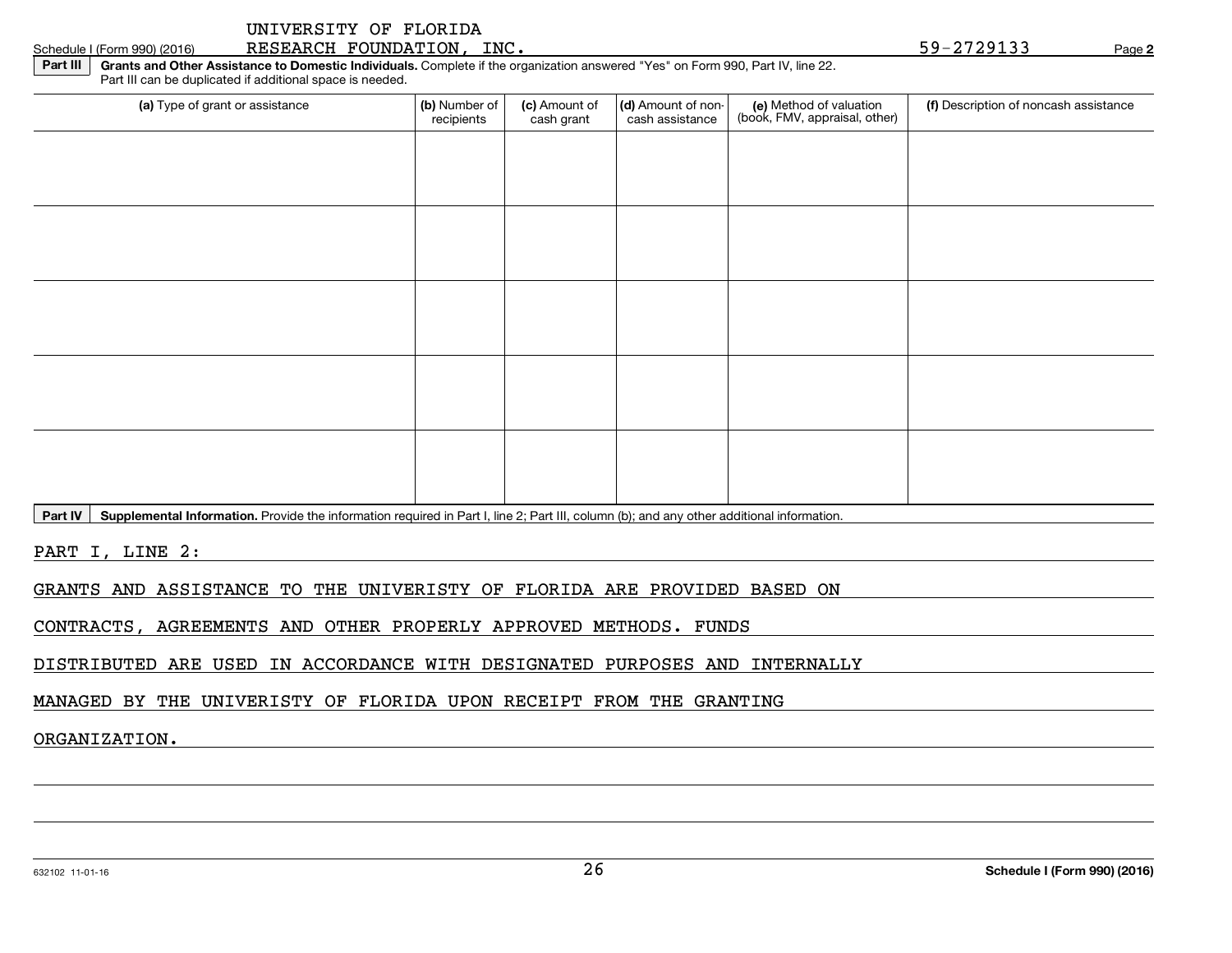Schedule I (Form 990) (2016) UNIVERSITY OF FLORIDA RESEARCH FOUNDATION, INC. 59-2729133 Page **2**

**Part III** **Grants and Other Assistance to Domestic Individuals.** Complete if the organization answered "Yes" on Form 990, Part IV, line 22. Part III can be duplicated if additional space is needed.

| (a) Type of grant or assistance | (b) Number of recipients | (c) Amount of cash grant | (d) Amount of non-cash assistance | (e) Method of valuation (book, FMV, appraisal, other) | (f) Description of noncash assistance |
|---|---|---|---|---|---|
| | | | | | |
| | | | | | |
| | | | | | |
| | | | | | |
| | | | | | |

**Part IV** **Supplemental Information.** Provide the information required in Part I, line 2; Part III, column (b); and any other additional information.

PART I, LINE 2:

GRANTS AND ASSISTANCE TO THE UNIVERISTY OF FLORIDA ARE PROVIDED BASED ON CONTRACTS, AGREEMENTS AND OTHER PROPERLY APPROVED METHODS. FUNDS DISTRIBUTED ARE USED IN ACCORDANCE WITH DESIGNATED PURPOSES AND INTERNALLY MANAGED BY THE UNIVERISTY OF FLORIDA UPON RECEIPT FROM THE GRANTING ORGANIZATION.

632102 11-01-16 **Schedule I (Form 990) (2016)**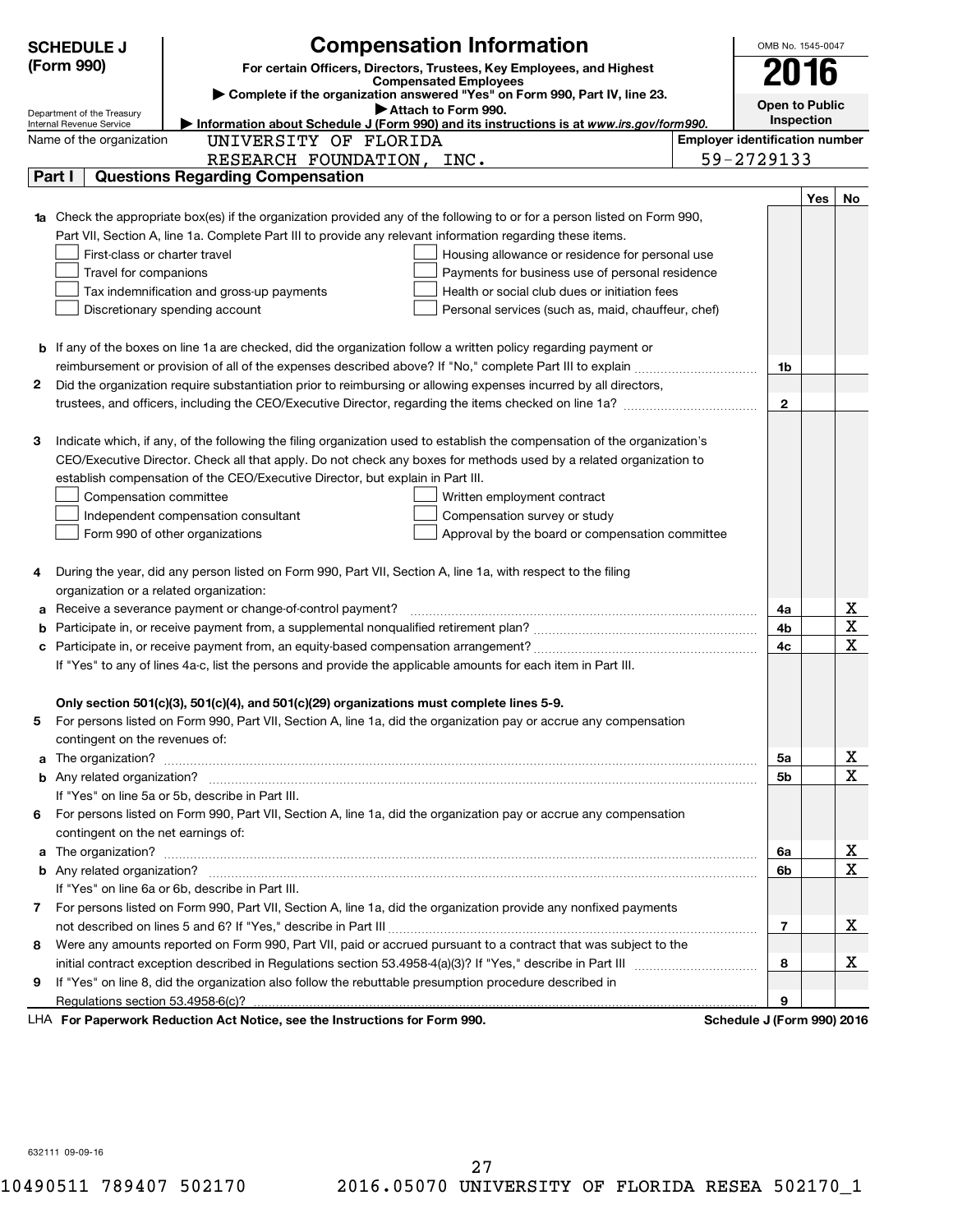# SCHEDULE J (Form 990)

## Compensation Information

**For certain Officers, Directors, Trustees, Key Employees, and Highest Compensated Employees**

▶ Complete if the organization answered "Yes" on Form 990, Part IV, line 23.

▶ Attach to Form 990.

▶ Information about Schedule J (Form 990) and its instructions is at *www.irs.gov/form990.*

OMB No. 1545-0047

**2016**

**Open to Public Inspection**

Department of the Treasury
Internal Revenue Service

Name of the organization: UNIVERSITY OF FLORIDA RESEARCH FOUNDATION, INC.

Employer identification number: 59-2729133

### Part I  Questions Regarding Compensation

| | | | Yes | No |
|---|---|---|---|---|
| **1a** | Check the appropriate box(es) if the organization provided any of the following to or for a person listed on Form 990, Part VII, Section A, line 1a. Complete Part III to provide any relevant information regarding these items.<br>☐ First-class or charter travel ☐ Housing allowance or residence for personal use<br>☐ Travel for companions ☐ Payments for business use of personal residence<br>☐ Tax indemnification and gross-up payments ☐ Health or social club dues or initiation fees<br>☐ Discretionary spending account ☐ Personal services (such as, maid, chauffeur, chef) | | | |
| **b** | If any of the boxes on line 1a are checked, did the organization follow a written policy regarding payment or reimbursement or provision of all of the expenses described above? If "No," complete Part III to explain | 1b | | |
| **2** | Did the organization require substantiation prior to reimbursing or allowing expenses incurred by all directors, trustees, and officers, including the CEO/Executive Director, regarding the items checked on line 1a? | 2 | | |
| **3** | Indicate which, if any, of the following the filing organization used to establish the compensation of the organization's CEO/Executive Director. Check all that apply. Do not check any boxes for methods used by a related organization to establish compensation of the CEO/Executive Director, but explain in Part III.<br>☐ Compensation committee ☐ Written employment contract<br>☐ Independent compensation consultant ☐ Compensation survey or study<br>☐ Form 990 of other organizations ☐ Approval by the board or compensation committee | | | |
| **4** | During the year, did any person listed on Form 990, Part VII, Section A, line 1a, with respect to the filing organization or a related organization: | | | |
| **a** | Receive a severance payment or change-of-control payment? | 4a | | X |
| **b** | Participate in, or receive payment from, a supplemental nonqualified retirement plan? | 4b | | X |
| **c** | Participate in, or receive payment from, an equity-based compensation arrangement? | 4c | | X |
| | If "Yes" to any of lines 4a-c, list the persons and provide the applicable amounts for each item in Part III. | | | |
| | **Only section 501(c)(3), 501(c)(4), and 501(c)(29) organizations must complete lines 5-9.** | | | |
| **5** | For persons listed on Form 990, Part VII, Section A, line 1a, did the organization pay or accrue any compensation contingent on the revenues of: | | | |
| **a** | The organization? | 5a | | X |
| **b** | Any related organization? | 5b | | X |
| | If "Yes" on line 5a or 5b, describe in Part III. | | | |
| **6** | For persons listed on Form 990, Part VII, Section A, line 1a, did the organization pay or accrue any compensation contingent on the net earnings of: | | | |
| **a** | The organization? | 6a | | X |
| **b** | Any related organization? | 6b | | X |
| | If "Yes" on line 6a or 6b, describe in Part III. | | | |
| **7** | For persons listed on Form 990, Part VII, Section A, line 1a, did the organization provide any nonfixed payments not described on lines 5 and 6? If "Yes," describe in Part III | 7 | | X |
| **8** | Were any amounts reported on Form 990, Part VII, paid or accrued pursuant to a contract that was subject to the initial contract exception described in Regulations section 53.4958-4(a)(3)? If "Yes," describe in Part III | 8 | | X |
| **9** | If "Yes" on line 8, did the organization also follow the rebuttable presumption procedure described in Regulations section 53.4958-6(c)? | 9 | | |

LHA **For Paperwork Reduction Act Notice, see the Instructions for Form 990.** **Schedule J (Form 990) 2016**

632111 09-09-16

10490511 789407 502170 2016.05070 UNIVERSITY OF FLORIDA RESEA 502170_1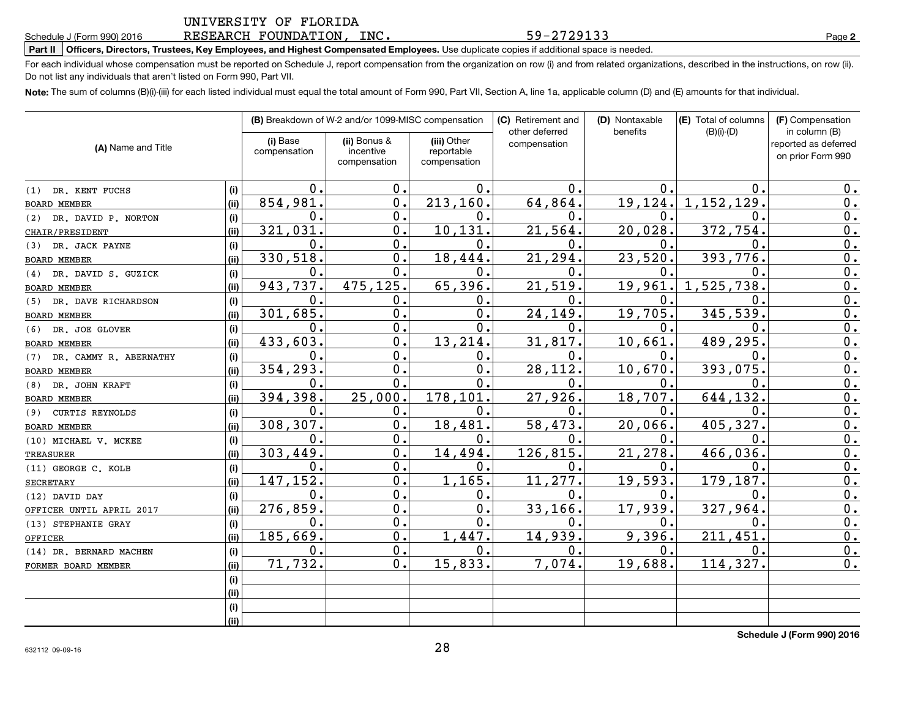UNIVERSITY OF FLORIDA
RESEARCH FOUNDATION, INC. 59-2729133

Schedule J (Form 990) 2016

**Part II | Officers, Directors, Trustees, Key Employees, and Highest Compensated Employees.** Use duplicate copies if additional space is needed.

For each individual whose compensation must be reported on Schedule J, report compensation from the organization on row (i) and from related organizations, described in the instructions, on row (ii). Do not list any individuals that aren't listed on Form 990, Part VII.

**Note:** The sum of columns (B)(i)-(iii) for each listed individual must equal the total amount of Form 990, Part VII, Section A, line 1a, applicable column (D) and (E) amounts for that individual.

| (A) Name and Title | | (B) Breakdown of W-2 and/or 1099-MISC compensation | | | (C) Retirement and other deferred compensation | (D) Nontaxable benefits | (E) Total of columns (B)(i)-(D) | (F) Compensation in column (B) reported as deferred on prior Form 990 |
|---|---|---|---|---|---|---|---|---|
| | | (i) Base compensation | (ii) Bonus & incentive compensation | (iii) Other reportable compensation | | | | |
| (1) DR. KENT FUCHS | (i) | 0. | 0. | 0. | 0. | 0. | 0. | 0. |
| BOARD MEMBER | (ii) | 854,981. | 0. | 213,160. | 64,864. | 19,124. | 1,152,129. | 0. |
| (2) DR. DAVID P. NORTON | (i) | 0. | 0. | 0. | 0. | 0. | 0. | 0. |
| CHAIR/PRESIDENT | (ii) | 321,031. | 0. | 10,131. | 21,564. | 20,028. | 372,754. | 0. |
| (3) DR. JACK PAYNE | (i) | 0. | 0. | 0. | 0. | 0. | 0. | 0. |
| BOARD MEMBER | (ii) | 330,518. | 0. | 18,444. | 21,294. | 23,520. | 393,776. | 0. |
| (4) DR. DAVID S. GUZICK | (i) | 0. | 0. | 0. | 0. | 0. | 0. | 0. |
| BOARD MEMBER | (ii) | 943,737. | 475,125. | 65,396. | 21,519. | 19,961. | 1,525,738. | 0. |
| (5) DR. DAVE RICHARDSON | (i) | 0. | 0. | 0. | 0. | 0. | 0. | 0. |
| BOARD MEMBER | (ii) | 301,685. | 0. | 0. | 24,149. | 19,705. | 345,539. | 0. |
| (6) DR. JOE GLOVER | (i) | 0. | 0. | 0. | 0. | 0. | 0. | 0. |
| BOARD MEMBER | (ii) | 433,603. | 0. | 13,214. | 31,817. | 10,661. | 489,295. | 0. |
| (7) DR. CAMMY R. ABERNATHY | (i) | 0. | 0. | 0. | 0. | 0. | 0. | 0. |
| BOARD MEMBER | (ii) | 354,293. | 0. | 0. | 28,112. | 10,670. | 393,075. | 0. |
| (8) DR. JOHN KRAFT | (i) | 0. | 0. | 0. | 0. | 0. | 0. | 0. |
| BOARD MEMBER | (ii) | 394,398. | 25,000. | 178,101. | 27,926. | 18,707. | 644,132. | 0. |
| (9) CURTIS REYNOLDS | (i) | 0. | 0. | 0. | 0. | 0. | 0. | 0. |
| BOARD MEMBER | (ii) | 308,307. | 0. | 18,481. | 58,473. | 20,066. | 405,327. | 0. |
| (10) MICHAEL V. MCKEE | (i) | 0. | 0. | 0. | 0. | 0. | 0. | 0. |
| TREASURER | (ii) | 303,449. | 0. | 14,494. | 126,815. | 21,278. | 466,036. | 0. |
| (11) GEORGE C. KOLB | (i) | 0. | 0. | 0. | 0. | 0. | 0. | 0. |
| SECRETARY | (ii) | 147,152. | 0. | 1,165. | 11,277. | 19,593. | 179,187. | 0. |
| (12) DAVID DAY | (i) | 0. | 0. | 0. | 0. | 0. | 0. | 0. |
| OFFICER UNTIL APRIL 2017 | (ii) | 276,859. | 0. | 0. | 33,166. | 17,939. | 327,964. | 0. |
| (13) STEPHANIE GRAY | (i) | 0. | 0. | 0. | 0. | 0. | 0. | 0. |
| OFFICER | (ii) | 185,669. | 0. | 1,447. | 14,939. | 9,396. | 211,451. | 0. |
| (14) DR. BERNARD MACHEN | (i) | 0. | 0. | 0. | 0. | 0. | 0. | 0. |
| FORMER BOARD MEMBER | (ii) | 71,732. | 0. | 15,833. | 7,074. | 19,688. | 114,327. | 0. |
| | (i) | | | | | | | |
| | (ii) | | | | | | | |
| | (i) | | | | | | | |
| | (ii) | | | | | | | |

**Schedule J (Form 990) 2016**

632112 09-09-16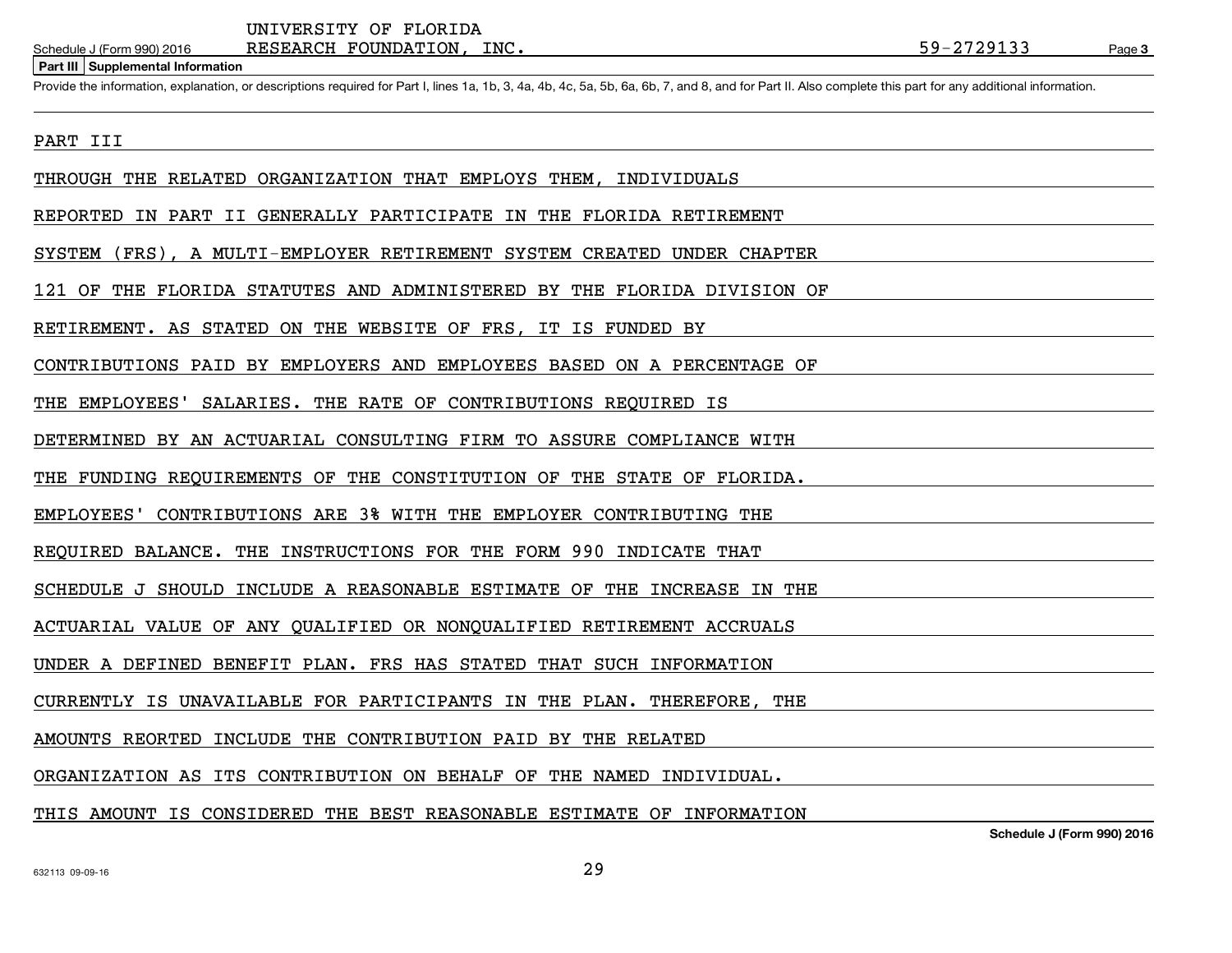UNIVERSITY OF FLORIDA
RESEARCH FOUNDATION, INC. 59-2729133

**Part III Supplemental Information**

Provide the information, explanation, or descriptions required for Part I, lines 1a, 1b, 3, 4a, 4b, 4c, 5a, 5b, 6a, 6b, 7, and 8, and for Part II. Also complete this part for any additional information.

PART III

THROUGH THE RELATED ORGANIZATION THAT EMPLOYS THEM, INDIVIDUALS REPORTED IN PART II GENERALLY PARTICIPATE IN THE FLORIDA RETIREMENT SYSTEM (FRS), A MULTI-EMPLOYER RETIREMENT SYSTEM CREATED UNDER CHAPTER 121 OF THE FLORIDA STATUTES AND ADMINISTERED BY THE FLORIDA DIVISION OF RETIREMENT. AS STATED ON THE WEBSITE OF FRS, IT IS FUNDED BY CONTRIBUTIONS PAID BY EMPLOYERS AND EMPLOYEES BASED ON A PERCENTAGE OF THE EMPLOYEES' SALARIES. THE RATE OF CONTRIBUTIONS REQUIRED IS DETERMINED BY AN ACTUARIAL CONSULTING FIRM TO ASSURE COMPLIANCE WITH THE FUNDING REQUIREMENTS OF THE CONSTITUTION OF THE STATE OF FLORIDA. EMPLOYEES' CONTRIBUTIONS ARE 3% WITH THE EMPLOYER CONTRIBUTING THE REQUIRED BALANCE. THE INSTRUCTIONS FOR THE FORM 990 INDICATE THAT SCHEDULE J SHOULD INCLUDE A REASONABLE ESTIMATE OF THE INCREASE IN THE ACTUARIAL VALUE OF ANY QUALIFIED OR NONQUALIFIED RETIREMENT ACCRUALS UNDER A DEFINED BENEFIT PLAN. FRS HAS STATED THAT SUCH INFORMATION CURRENTLY IS UNAVAILABLE FOR PARTICIPANTS IN THE PLAN. THEREFORE, THE AMOUNTS REORTED INCLUDE THE CONTRIBUTION PAID BY THE RELATED ORGANIZATION AS ITS CONTRIBUTION ON BEHALF OF THE NAMED INDIVIDUAL. THIS AMOUNT IS CONSIDERED THE BEST REASONABLE ESTIMATE OF INFORMATION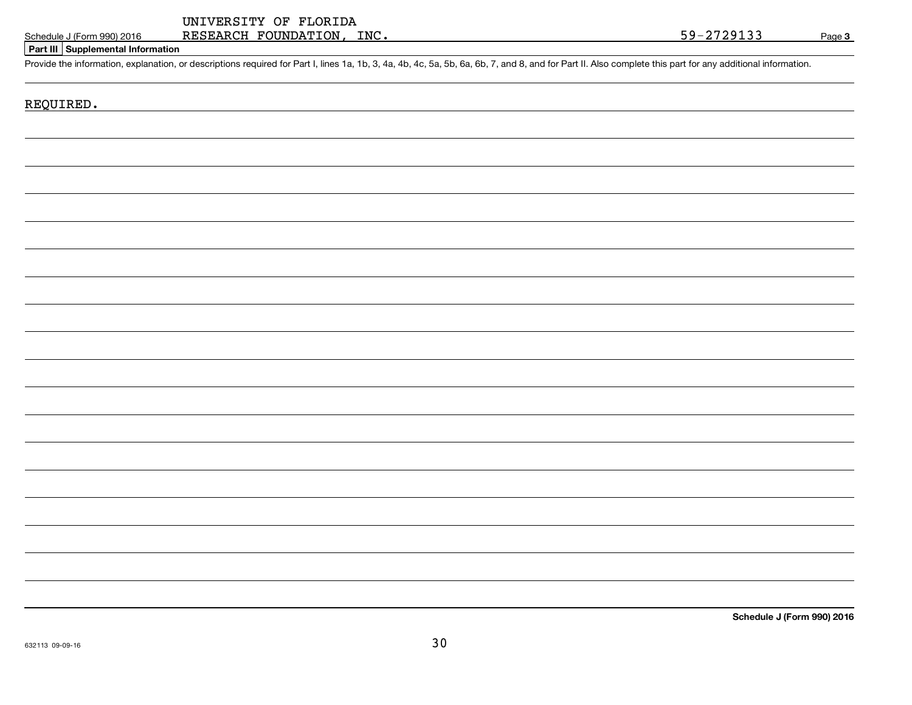UNIVERSITY OF FLORIDA
RESEARCH FOUNDATION, INC. 59-2729133

## Part III Supplemental Information

Provide the information, explanation, or descriptions required for Part I, lines 1a, 1b, 3, 4a, 4b, 4c, 5a, 5b, 6a, 6b, 7, and 8, and for Part II. Also complete this part for any additional information.

REQUIRED.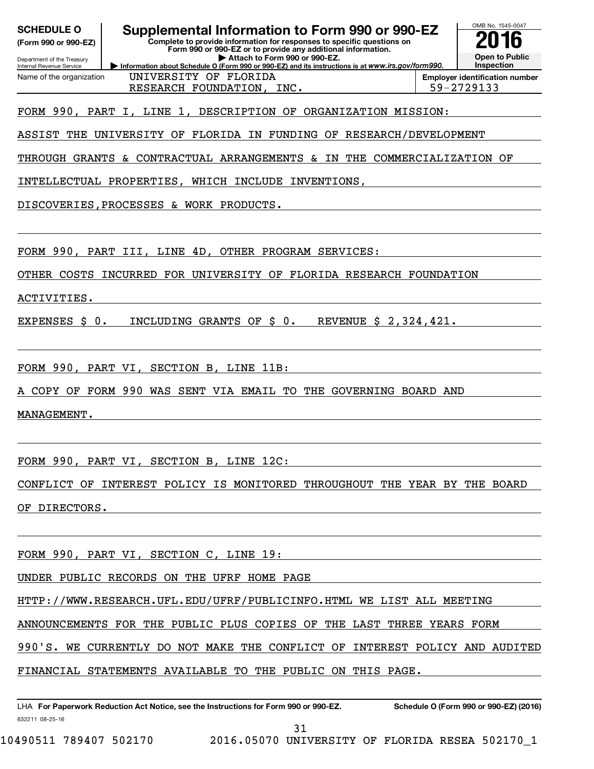**SCHEDULE O**
**(Form 990 or 990-EZ)**

Department of the Treasury
Internal Revenue Service

# Supplemental Information to Form 990 or 990-EZ

**Complete to provide information for responses to specific questions on Form 990 or 990-EZ or to provide any additional information.**
**▶ Attach to Form 990 or 990-EZ.**
**▶ Information about Schedule O (Form 990 or 990-EZ) and its instructions is at www.irs.gov/form990.**

OMB No. 1545-0047
**2016**
**Open to Public Inspection**

| Name of the organization | Employer identification number |
|---|---|
| UNIVERSITY OF FLORIDA RESEARCH FOUNDATION, INC. | 59-2729133 |

FORM 990, PART I, LINE 1, DESCRIPTION OF ORGANIZATION MISSION:

ASSIST THE UNIVERSITY OF FLORIDA IN FUNDING OF RESEARCH/DEVELOPMENT THROUGH GRANTS & CONTRACTUAL ARRANGEMENTS & IN THE COMMERCIALIZATION OF INTELLECTUAL PROPERTIES, WHICH INCLUDE INVENTIONS, DISCOVERIES,PROCESSES & WORK PRODUCTS.

FORM 990, PART III, LINE 4D, OTHER PROGRAM SERVICES:

OTHER COSTS INCURRED FOR UNIVERSITY OF FLORIDA RESEARCH FOUNDATION ACTIVITIES.

EXPENSES $ 0.   INCLUDING GRANTS OF $ 0.   REVENUE $ 2,324,421.

FORM 990, PART VI, SECTION B, LINE 11B:

A COPY OF FORM 990 WAS SENT VIA EMAIL TO THE GOVERNING BOARD AND MANAGEMENT.

FORM 990, PART VI, SECTION B, LINE 12C:

CONFLICT OF INTEREST POLICY IS MONITORED THROUGHOUT THE YEAR BY THE BOARD OF DIRECTORS.

FORM 990, PART VI, SECTION C, LINE 19:

UNDER PUBLIC RECORDS ON THE UFRF HOME PAGE HTTP://WWW.RESEARCH.UFL.EDU/UFRF/PUBLICINFO.HTML WE LIST ALL MEETING ANNOUNCEMENTS FOR THE PUBLIC PLUS COPIES OF THE LAST THREE YEARS FORM 990'S. WE CURRENTLY DO NOT MAKE THE CONFLICT OF INTEREST POLICY AND AUDITED FINANCIAL STATEMENTS AVAILABLE TO THE PUBLIC ON THIS PAGE.

LHA **For Paperwork Reduction Act Notice, see the Instructions for Form 990 or 990-EZ.** **Schedule O (Form 990 or 990-EZ) (2016)**

632211 08-25-16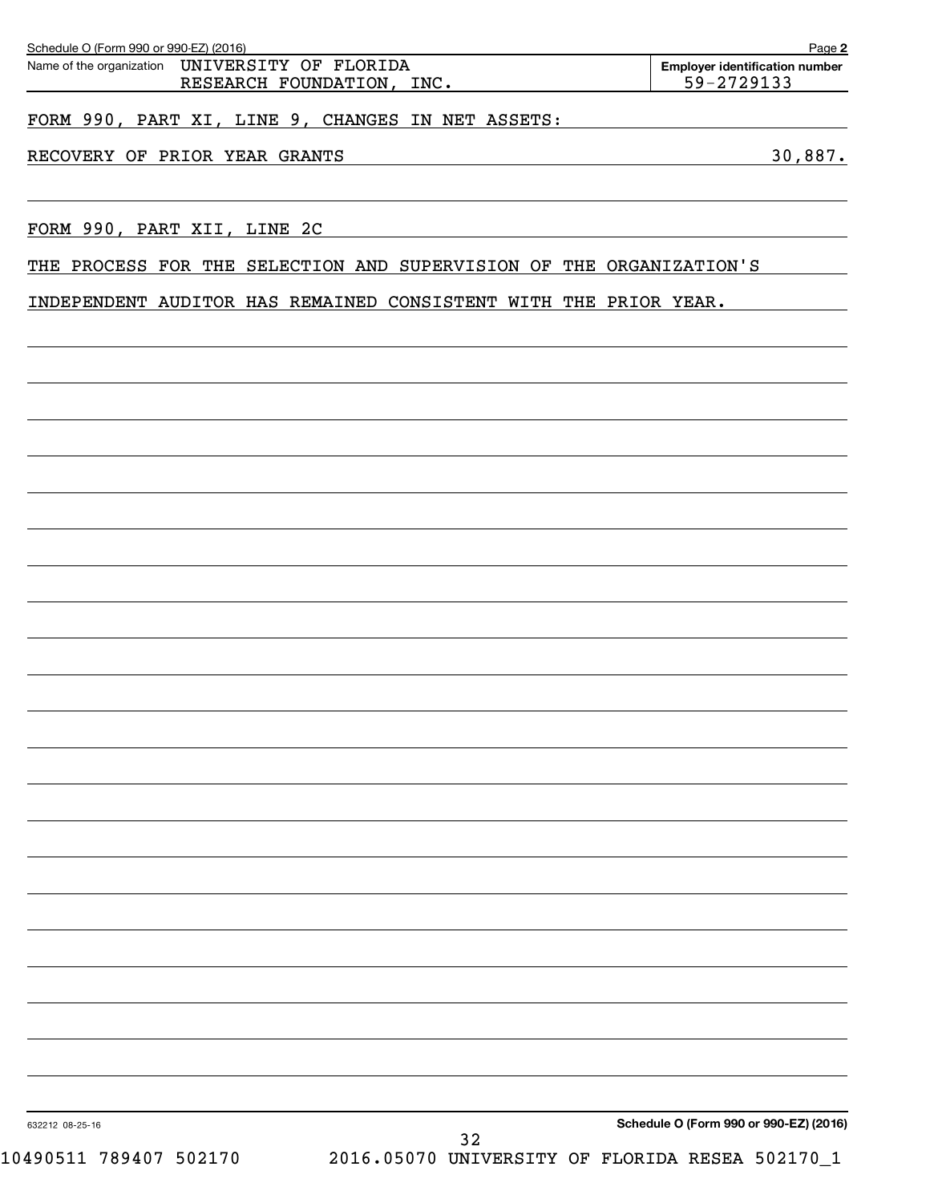Schedule O (Form 990 or 990-EZ) (2016) Page 2

Name of the organization UNIVERSITY OF FLORIDA RESEARCH FOUNDATION, INC.

Employer identification number 59-2729133

FORM 990, PART XI, LINE 9, CHANGES IN NET ASSETS:

| RECOVERY OF PRIOR YEAR GRANTS | 30,887. |
|---|---|

FORM 990, PART XII, LINE 2C

THE PROCESS FOR THE SELECTION AND SUPERVISION OF THE ORGANIZATION'S INDEPENDENT AUDITOR HAS REMAINED CONSISTENT WITH THE PRIOR YEAR.

632212 08-25-16

Schedule O (Form 990 or 990-EZ) (2016)

10490511 789407 502170 2016.05070 UNIVERSITY OF FLORIDA RESEA 502170_1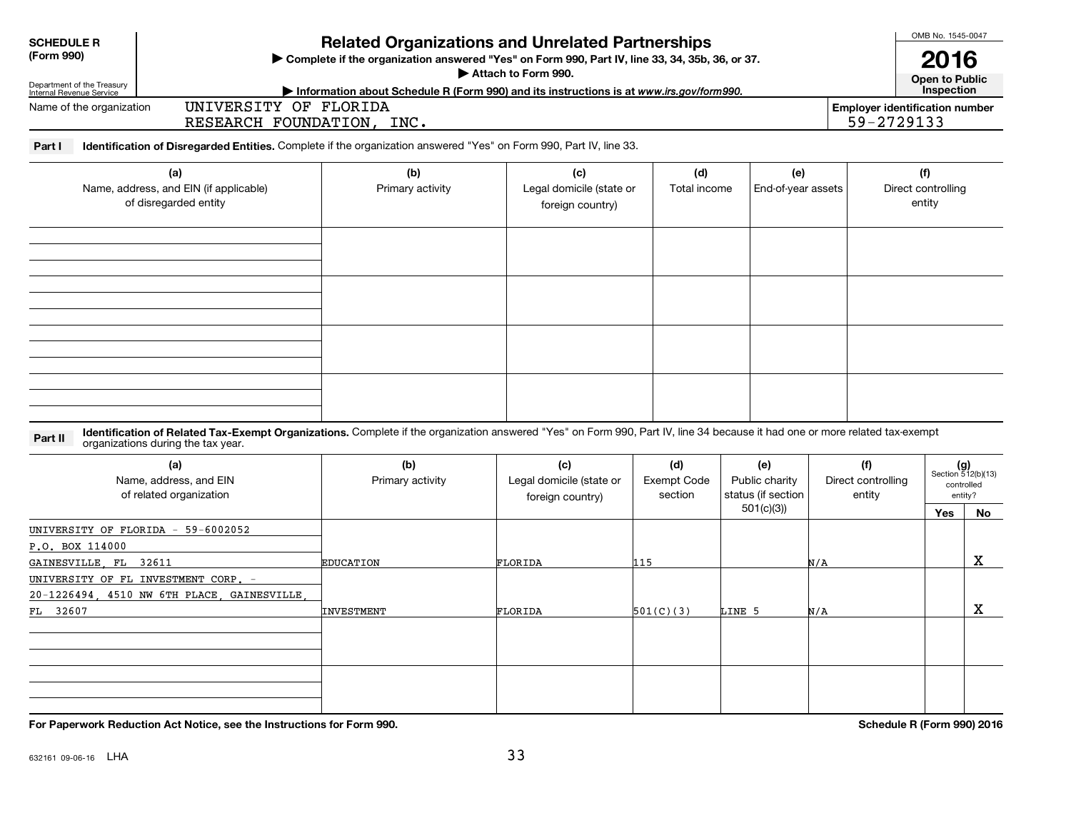**SCHEDULE R (Form 990)**

Department of the Treasury
Internal Revenue Service

# Related Organizations and Unrelated Partnerships

▶ Complete if the organization answered "Yes" on Form 990, Part IV, line 33, 34, 35b, 36, or 37.

▶ Attach to Form 990.

▶ Information about Schedule R (Form 990) and its instructions is at *www.irs.gov/form990.*

OMB No. 1545-0047

**2016**

**Open to Public Inspection**

Name of the organization: UNIVERSITY OF FLORIDA RESEARCH FOUNDATION, INC.

Employer identification number: 59-2729133

**Part I** **Identification of Disregarded Entities.** Complete if the organization answered "Yes" on Form 990, Part IV, line 33.

| (a) Name, address, and EIN (if applicable) of disregarded entity | (b) Primary activity | (c) Legal domicile (state or foreign country) | (d) Total income | (e) End-of-year assets | (f) Direct controlling entity |
|---|---|---|---|---|---|
| | | | | | |
| | | | | | |
| | | | | | |
| | | | | | |

**Part II** **Identification of Related Tax-Exempt Organizations.** Complete if the organization answered "Yes" on Form 990, Part IV, line 34 because it had one or more related tax-exempt organizations during the tax year.

| (a) Name, address, and EIN of related organization | (b) Primary activity | (c) Legal domicile (state or foreign country) | (d) Exempt Code section | (e) Public charity status (if section 501(c)(3)) | (f) Direct controlling entity | (g) Section 512(b)(13) controlled entity? Yes | No |
|---|---|---|---|---|---|---|---|
| UNIVERSITY OF FLORIDA - 59-6002052 P.O. BOX 114000 GAINESVILLE, FL 32611 | EDUCATION | FLORIDA | 115 | | N/A | | X |
| UNIVERSITY OF FL INVESTMENT CORP. - 20-1226494, 4510 NW 6TH PLACE, GAINESVILLE, FL 32607 | INVESTMENT | FLORIDA | 501(C)(3) | LINE 5 | N/A | | X |
| | | | | | | | |
| | | | | | | | |

**For Paperwork Reduction Act Notice, see the Instructions for Form 990.**

**Schedule R (Form 990) 2016**

632161 09-06-16 LHA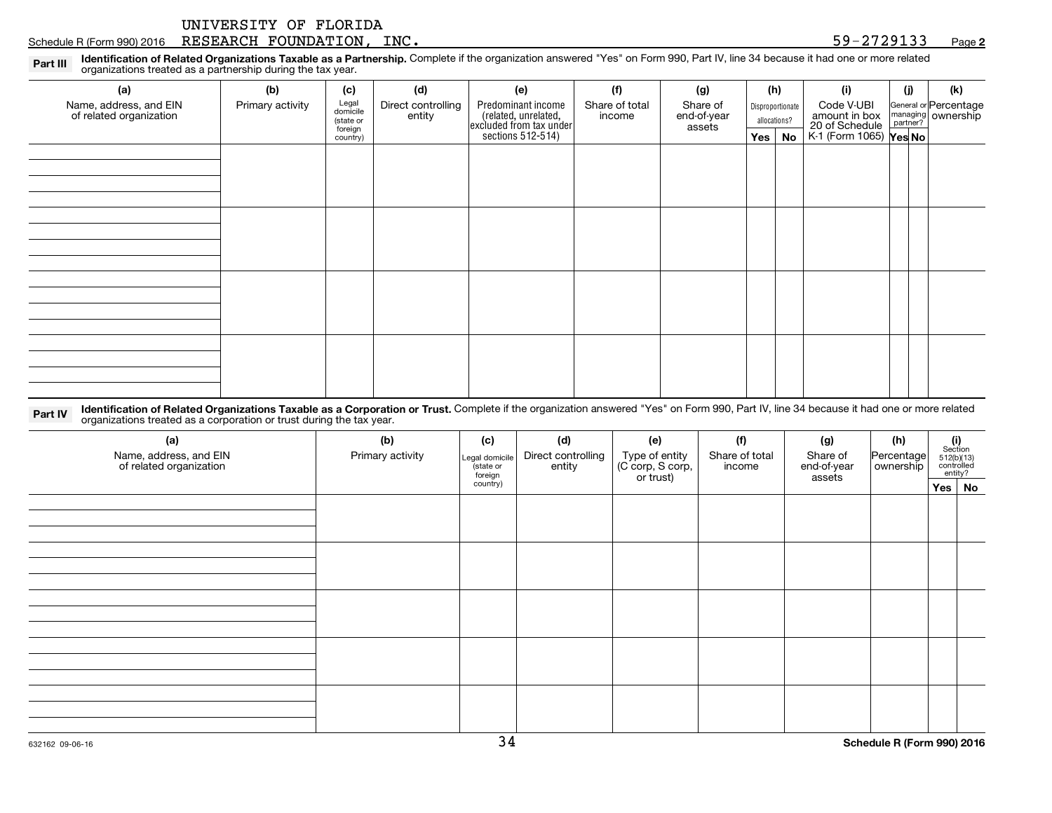UNIVERSITY OF FLORIDA

Schedule R (Form 990) 2016 RESEARCH FOUNDATION, INC. 59-2729133 Page **2**

**Part III** **Identification of Related Organizations Taxable as a Partnership.** Complete if the organization answered "Yes" on Form 990, Part IV, line 34 because it had one or more related organizations treated as a partnership during the tax year.

| (a) Name, address, and EIN of related organization | (b) Primary activity | (c) Legal domicile (state or foreign country) | (d) Direct controlling entity | (e) Predominant income (related, unrelated, excluded from tax under sections 512-514) | (f) Share of total income | (g) Share of end-of-year assets | (h) Disproportionate allocations? Yes | (h) No | (i) Code V-UBI amount in box 20 of Schedule K-1 (Form 1065) | (j) General or managing partner? Yes | (j) No | (k) Percentage ownership |
|---|---|---|---|---|---|---|---|---|---|---|---|---|
| | | | | | | | | | | | | |
| | | | | | | | | | | | | |
| | | | | | | | | | | | | |
| | | | | | | | | | | | | |

**Part IV** **Identification of Related Organizations Taxable as a Corporation or Trust.** Complete if the organization answered "Yes" on Form 990, Part IV, line 34 because it had one or more related organizations treated as a corporation or trust during the tax year.

| (a) Name, address, and EIN of related organization | (b) Primary activity | (c) Legal domicile (state or foreign country) | (d) Direct controlling entity | (e) Type of entity (C corp, S corp, or trust) | (f) Share of total income | (g) Share of end-of-year assets | (h) Percentage ownership | (i) Section 512(b)(13) controlled entity? Yes | No |
|---|---|---|---|---|---|---|---|---|---|
| | | | | | | | | | |
| | | | | | | | | | |
| | | | | | | | | | |
| | | | | | | | | | |
| | | | | | | | | | |

632162 09-06-16 **Schedule R (Form 990) 2016**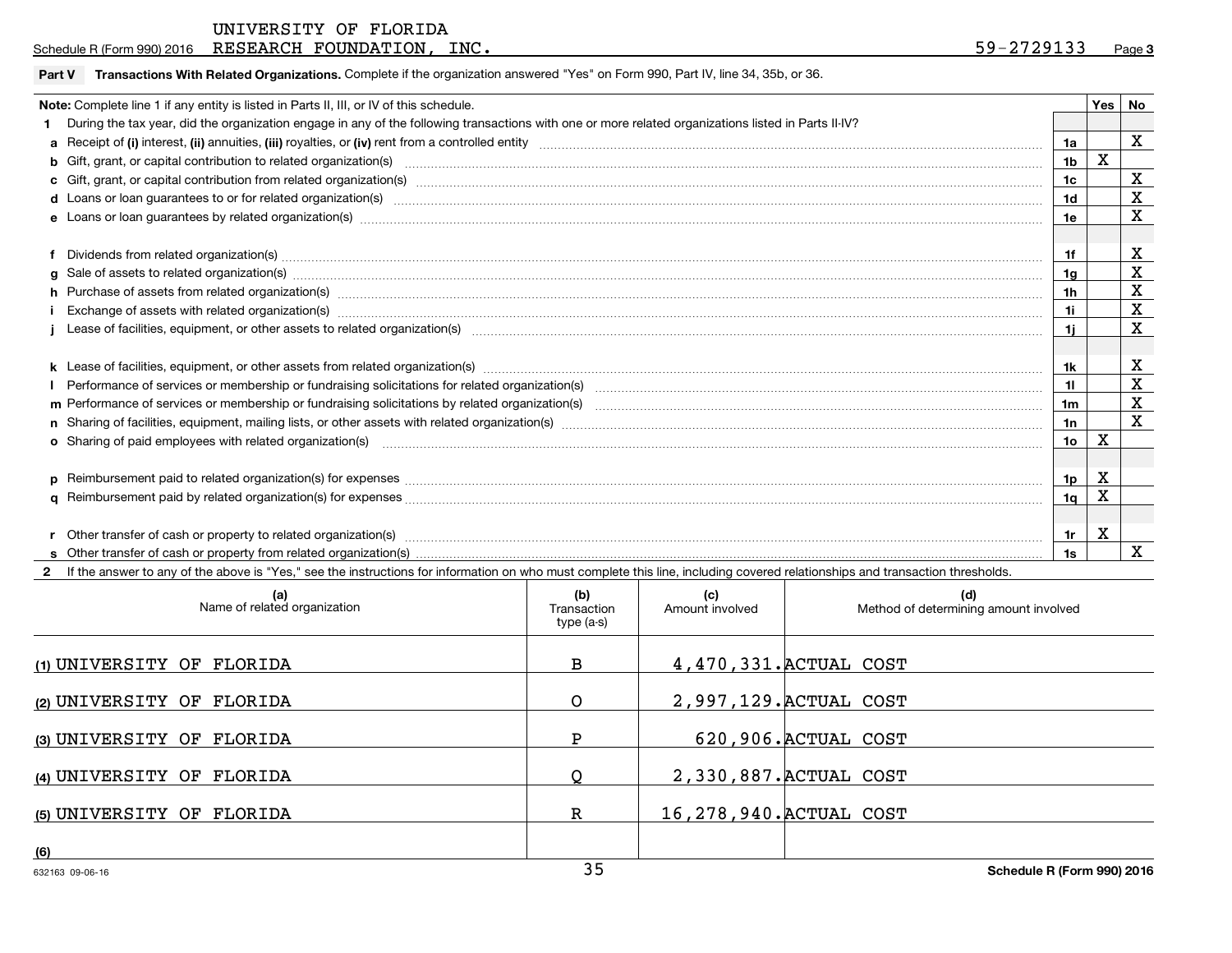UNIVERSITY OF FLORIDA
Schedule R (Form 990) 2016 RESEARCH FOUNDATION, INC. 59-2729133 Page 3

**Part V Transactions With Related Organizations.** Complete if the organization answered "Yes" on Form 990, Part IV, line 34, 35b, or 36.

| **Note:** Complete line 1 if any entity is listed in Parts II, III, or IV of this schedule. | | Yes | No |
|---|---|---|---|
| **1** During the tax year, did the organization engage in any of the following transactions with one or more related organizations listed in Parts II-IV? | | | |
| **a** Receipt of **(i)** interest, **(ii)** annuities, **(iii)** royalties, or **(iv)** rent from a controlled entity | 1a | | X |
| **b** Gift, grant, or capital contribution to related organization(s) | 1b | X | |
| **c** Gift, grant, or capital contribution from related organization(s) | 1c | | X |
| **d** Loans or loan guarantees to or for related organization(s) | 1d | | X |
| **e** Loans or loan guarantees by related organization(s) | 1e | | X |
| **f** Dividends from related organization(s) | 1f | | X |
| **g** Sale of assets to related organization(s) | 1g | | X |
| **h** Purchase of assets from related organization(s) | 1h | | X |
| **i** Exchange of assets with related organization(s) | 1i | | X |
| **j** Lease of facilities, equipment, or other assets to related organization(s) | 1j | | X |
| **k** Lease of facilities, equipment, or other assets from related organization(s) | 1k | | X |
| **l** Performance of services or membership or fundraising solicitations for related organization(s) | 1l | | X |
| **m** Performance of services or membership or fundraising solicitations by related organization(s) | 1m | | X |
| **n** Sharing of facilities, equipment, mailing lists, or other assets with related organization(s) | 1n | | X |
| **o** Sharing of paid employees with related organization(s) | 1o | X | |
| **p** Reimbursement paid to related organization(s) for expenses | 1p | X | |
| **q** Reimbursement paid by related organization(s) for expenses | 1q | X | |
| **r** Other transfer of cash or property to related organization(s) | 1r | X | |
| **s** Other transfer of cash or property from related organization(s) | 1s | | X |

**2** If the answer to any of the above is "Yes," see the instructions for information on who must complete this line, including covered relationships and transaction thresholds.

| (a) Name of related organization | (b) Transaction type (a-s) | (c) Amount involved | (d) Method of determining amount involved |
|---|---|---|---|
| (1) UNIVERSITY OF FLORIDA | B | 4,470,331. | ACTUAL COST |
| (2) UNIVERSITY OF FLORIDA | O | 2,997,129. | ACTUAL COST |
| (3) UNIVERSITY OF FLORIDA | P | 620,906. | ACTUAL COST |
| (4) UNIVERSITY OF FLORIDA | Q | 2,330,887. | ACTUAL COST |
| (5) UNIVERSITY OF FLORIDA | R | 16,278,940. | ACTUAL COST |
| (6) | | | |

632163 09-06-16 Schedule R (Form 990) 2016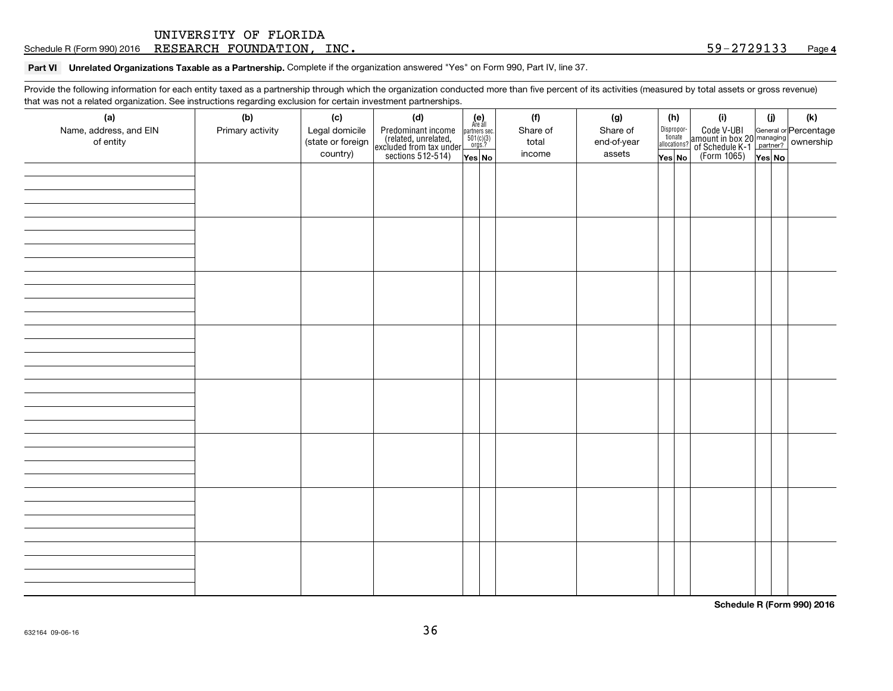UNIVERSITY OF FLORIDA
Schedule R (Form 990) 2016 RESEARCH FOUNDATION, INC. 59-2729133 Page 4

**Part VI Unrelated Organizations Taxable as a Partnership.** Complete if the organization answered "Yes" on Form 990, Part IV, line 37.

Provide the following information for each entity taxed as a partnership through which the organization conducted more than five percent of its activities (measured by total assets or gross revenue) that was not a related organization. See instructions regarding exclusion for certain investment partnerships.

| (a) Name, address, and EIN of entity | (b) Primary activity | (c) Legal domicile (state or foreign country) | (d) Predominant income (related, unrelated, excluded from tax under sections 512-514) | (e) Are all partners sec. 501(c)(3) orgs.? | | (f) Share of total income | (g) Share of end-of-year assets | (h) Dispropor-tionate allocations? | | (i) Code V-UBI amount in box 20 of Schedule K-1 (Form 1065) | (j) General or managing partner? | | (k) Percentage ownership |
|---|---|---|---|---|---|---|---|---|---|---|---|---|---|
| | | | | Yes | No | | | Yes | No | | Yes | No | |
| | | | | | | | | | | | | | |
| | | | | | | | | | | | | | |
| | | | | | | | | | | | | | |
| | | | | | | | | | | | | | |
| | | | | | | | | | | | | | |
| | | | | | | | | | | | | | |
| | | | | | | | | | | | | | |
| | | | | | | | | | | | | | |

**Schedule R (Form 990) 2016**

632164 09-06-16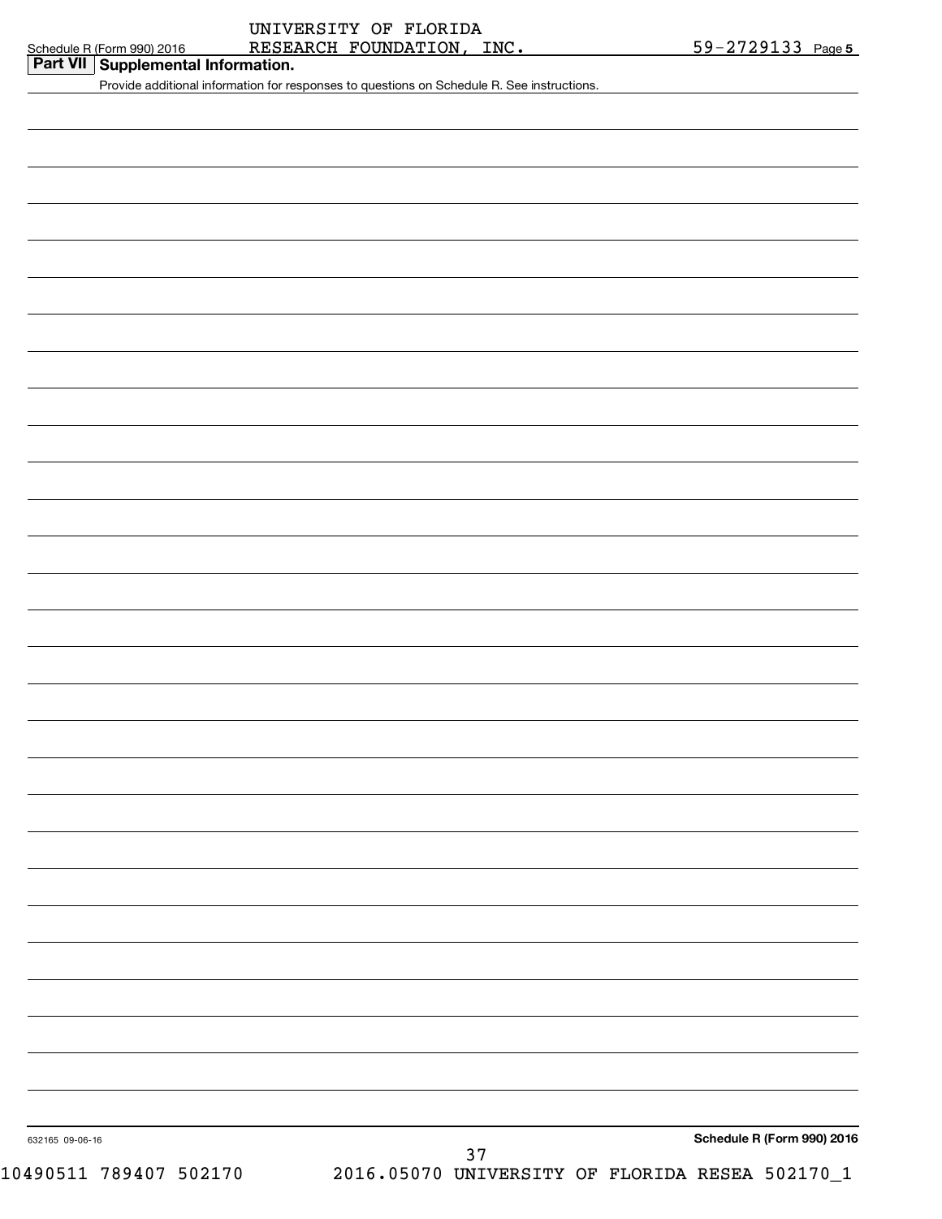UNIVERSITY OF FLORIDA

Schedule R (Form 990) 2016 RESEARCH FOUNDATION, INC. 59-2729133 Page 5

## Part VII Supplemental Information.

Provide additional information for responses to questions on Schedule R. See instructions.

632165 09-06-16

**Schedule R (Form 990) 2016**

10490511 789407 502170 2016.05070 UNIVERSITY OF FLORIDA RESEA 502170_1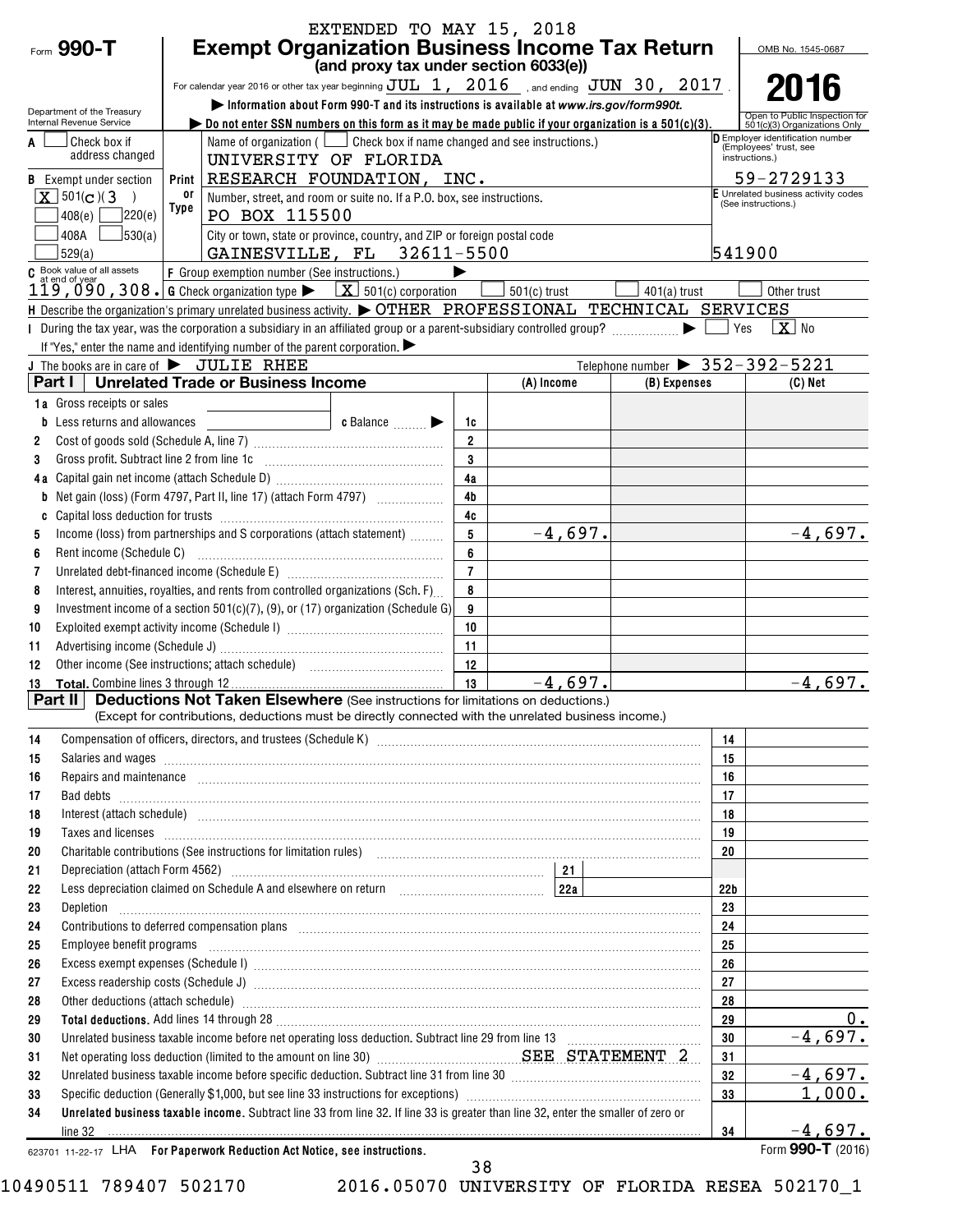EXTENDED TO MAY 15, 2018

# Form 990-T Exempt Organization Business Income Tax Return

**(and proxy tax under section 6033(e))**

Department of the Treasury
Internal Revenue Service

For calendar year 2016 or other tax year beginning JUL 1, 2016, and ending JUN 30, 2017.

▶ Information about Form 990-T and its instructions is available at www.irs.gov/form990t.

▶ Do not enter SSN numbers on this form as it may be made public if your organization is a 501(c)(3).

OMB No. 1545-0687

**2016**

Open to Public Inspection for 501(c)(3) Organizations Only

A [ ] Check box if address changed

B Exempt under section [X] 501(C)(3) [ ] 408(e) [ ] 220(e) [ ] 408A [ ] 530(a) [ ] 529(a)

Name of organization ( [ ] Check box if name changed and see instructions.)
UNIVERSITY OF FLORIDA
RESEARCH FOUNDATION, INC.

Number, street, and room or suite no. If a P.O. box, see instructions.
PO BOX 115500

City or town, state or province, country, and ZIP or foreign postal code
GAINESVILLE, FL 32611-5500

D Employer identification number (Employees' trust, see instructions.)
59-2729133

E Unrelated business activity codes (See instructions.)
541900

C Book value of all assets at end of year 119,090,308.

F Group exemption number (See instructions.) ▶

G Check organization type ▶ [X] 501(c) corporation [ ] 501(c) trust [ ] 401(a) trust [ ] Other trust

H Describe the organization's primary unrelated business activity. ▶ OTHER PROFESSIONAL TECHNICAL SERVICES

I During the tax year, was the corporation a subsidiary in an affiliated group or a parent-subsidiary controlled group? ▶ [ ] Yes [X] No

If "Yes," enter the name and identifying number of the parent corporation. ▶

J The books are in care of ▶ JULIE RHEE Telephone number ▶ 352-392-5221

## Part I Unrelated Trade or Business Income

| | | Line | (A) Income | (B) Expenses | (C) Net |
|---|---|---|---|---|---|
| 1a | Gross receipts or sales | | | | |
| b | Less returns and allowances c Balance ▶ | 1c | | | |
| 2 | Cost of goods sold (Schedule A, line 7) | 2 | | | |
| 3 | Gross profit. Subtract line 2 from line 1c | 3 | | | |
| 4a | Capital gain net income (attach Schedule D) | 4a | | | |
| b | Net gain (loss) (Form 4797, Part II, line 17) (attach Form 4797) | 4b | | | |
| c | Capital loss deduction for trusts | 4c | | | |
| 5 | Income (loss) from partnerships and S corporations (attach statement) | 5 | -4,697. | | -4,697. |
| 6 | Rent income (Schedule C) | 6 | | | |
| 7 | Unrelated debt-financed income (Schedule E) | 7 | | | |
| 8 | Interest, annuities, royalties, and rents from controlled organizations (Sch. F) | 8 | | | |
| 9 | Investment income of a section 501(c)(7), (9), or (17) organization (Schedule G) | 9 | | | |
| 10 | Exploited exempt activity income (Schedule I) | 10 | | | |
| 11 | Advertising income (Schedule J) | 11 | | | |
| 12 | Other income (See instructions; attach schedule) | 12 | | | |
| 13 | **Total.** Combine lines 3 through 12 | 13 | -4,697. | | -4,697. |

## Part II Deductions Not Taken Elsewhere (See instructions for limitations on deductions.)

(Except for contributions, deductions must be directly connected with the unrelated business income.)

| | | Line | Amount |
|---|---|---|---|
| 14 | Compensation of officers, directors, and trustees (Schedule K) | 14 | |
| 15 | Salaries and wages | 15 | |
| 16 | Repairs and maintenance | 16 | |
| 17 | Bad debts | 17 | |
| 18 | Interest (attach schedule) | 18 | |
| 19 | Taxes and licenses | 19 | |
| 20 | Charitable contributions (See instructions for limitation rules) | 20 | |
| 21 | Depreciation (attach Form 4562) 21 | | |
| 22 | Less depreciation claimed on Schedule A and elsewhere on return 22a | 22b | |
| 23 | Depletion | 23 | |
| 24 | Contributions to deferred compensation plans | 24 | |
| 25 | Employee benefit programs | 25 | |
| 26 | Excess exempt expenses (Schedule I) | 26 | |
| 27 | Excess readership costs (Schedule J) | 27 | |
| 28 | Other deductions (attach schedule) | 28 | |
| 29 | **Total deductions.** Add lines 14 through 28 | 29 | 0. |
| 30 | Unrelated business taxable income before net operating loss deduction. Subtract line 29 from line 13 | 30 | -4,697. |
| 31 | Net operating loss deduction (limited to the amount on line 30) SEE STATEMENT 2 | 31 | |
| 32 | Unrelated business taxable income before specific deduction. Subtract line 31 from line 30 | 32 | -4,697. |
| 33 | Specific deduction (Generally $1,000, but see line 33 instructions for exceptions) | 33 | 1,000. |
| 34 | **Unrelated business taxable income.** Subtract line 33 from line 32. If line 33 is greater than line 32, enter the smaller of zero or line 32 | 34 | -4,697. |

623701 11-22-17 LHA **For Paperwork Reduction Act Notice, see instructions.** Form **990-T** (2016)

10490511 789407 502170 2016.05070 UNIVERSITY OF FLORIDA RESEA 502170_1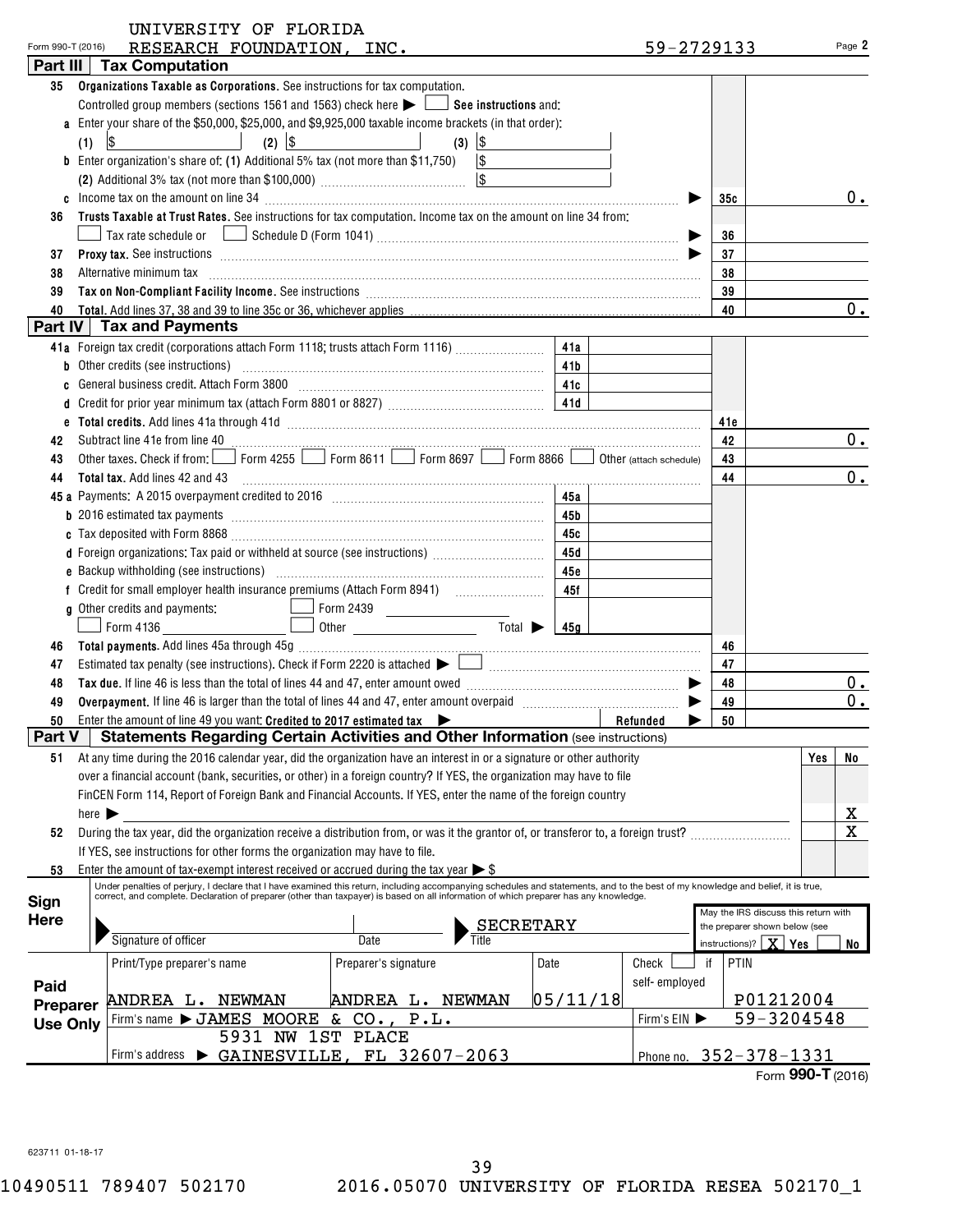UNIVERSITY OF FLORIDA

Form 990-T (2016) RESEARCH FOUNDATION, INC. 59-2729133 Page 2

## Part III Tax Computation

| | | | |
|---|---|---|---|
| 35 | **Organizations Taxable as Corporations.** See instructions for tax computation. Controlled group members (sections 1561 and 1563) check here ▶ ☐ **See instructions** and: | | |
| a | Enter your share of the $50,000, $25,000, and $9,925,000 taxable income brackets (in that order): (1) $ (2) $ (3) $ | | |
| b | Enter organization's share of: (1) Additional 5% tax (not more than $11,750) $ (2) Additional 3% tax (not more than $100,000) $ | | |
| c | Income tax on the amount on line 34 ▶ | 35c | 0. |
| 36 | **Trusts Taxable at Trust Rates.** See instructions for tax computation. Income tax on the amount on line 34 from: ☐ Tax rate schedule or ☐ Schedule D (Form 1041) ▶ | 36 | |
| 37 | **Proxy tax.** See instructions ▶ | 37 | |
| 38 | Alternative minimum tax | 38 | |
| 39 | **Tax on Non-Compliant Facility Income.** See instructions | 39 | |
| 40 | **Total.** Add lines 37, 38 and 39 to line 35c or 36, whichever applies | 40 | 0. |

## Part IV Tax and Payments

| | | | | | |
|---|---|---|---|---|---|
| 41a | Foreign tax credit (corporations attach Form 1118; trusts attach Form 1116) | 41a | | | |
| b | Other credits (see instructions) | 41b | | | |
| c | General business credit. Attach Form 3800 | 41c | | | |
| d | Credit for prior year minimum tax (attach Form 8801 or 8827) | 41d | | | |
| e | **Total credits.** Add lines 41a through 41d | | | 41e | |
| 42 | Subtract line 41e from line 40 | | | 42 | 0. |
| 43 | Other taxes. Check if from: ☐ Form 4255 ☐ Form 8611 ☐ Form 8697 ☐ Form 8866 ☐ Other (attach schedule) | | | 43 | |
| 44 | **Total tax.** Add lines 42 and 43 | | | 44 | 0. |
| 45a | Payments: A 2015 overpayment credited to 2016 | 45a | | | |
| b | 2016 estimated tax payments | 45b | | | |
| c | Tax deposited with Form 8868 | 45c | | | |
| d | Foreign organizations: Tax paid or withheld at source (see instructions) | 45d | | | |
| e | Backup withholding (see instructions) | 45e | | | |
| f | Credit for small employer health insurance premiums (Attach Form 8941) | 45f | | | |
| g | Other credits and payments: ☐ Form 2439 ☐ Form 4136 ☐ Other Total ▶ | 45g | | | |
| 46 | **Total payments.** Add lines 45a through 45g | | | 46 | |
| 47 | Estimated tax penalty (see instructions). Check if Form 2220 is attached ▶ ☐ | | | 47 | |
| 48 | **Tax due.** If line 46 is less than the total of lines 44 and 47, enter amount owed ▶ | | | 48 | 0. |
| 49 | **Overpayment.** If line 46 is larger than the total of lines 44 and 47, enter amount overpaid ▶ | | | 49 | 0. |
| 50 | Enter the amount of line 49 you want: **Credited to 2017 estimated tax** ▶ | | Refunded ▶ | 50 | |

## Part V Statements Regarding Certain Activities and Other Information (see instructions)

| | | Yes | No |
|---|---|---|---|
| 51 | At any time during the 2016 calendar year, did the organization have an interest in or a signature or other authority over a financial account (bank, securities, or other) in a foreign country? If YES, the organization may have to file FinCEN Form 114, Report of Foreign Bank and Financial Accounts. If YES, enter the name of the foreign country here ▶ | | X |
| 52 | During the tax year, did the organization receive a distribution from, or was it the grantor of, or transferor to, a foreign trust? If YES, see instructions for other forms the organization may have to file. | | X |
| 53 | Enter the amount of tax-exempt interest received or accrued during the tax year ▶ $ | | |

**Sign Here**

Under penalties of perjury, I declare that I have examined this return, including accompanying schedules and statements, and to the best of my knowledge and belief, it is true, correct, and complete. Declaration of preparer (other than taxpayer) is based on all information of which preparer has any knowledge.

Signature of officer | Date | Title: SECRETARY

May the IRS discuss this return with the preparer shown below (see instructions)? ☒ Yes ☐ No

**Paid Preparer Use Only**

| Print/Type preparer's name | Preparer's signature | Date | Check ☐ if self-employed | PTIN |
|---|---|---|---|---|
| ANDREA L. NEWMAN | ANDREA L. NEWMAN | 05/11/18 | | P01212004 |

Firm's name ▶ JAMES MOORE & CO., P.L. — Firm's EIN ▶ 59-3204548

Firm's address ▶ 5931 NW 1ST PLACE, GAINESVILLE, FL 32607-2063 — Phone no. 352-378-1331

Form **990-T** (2016)

623711 01-18-17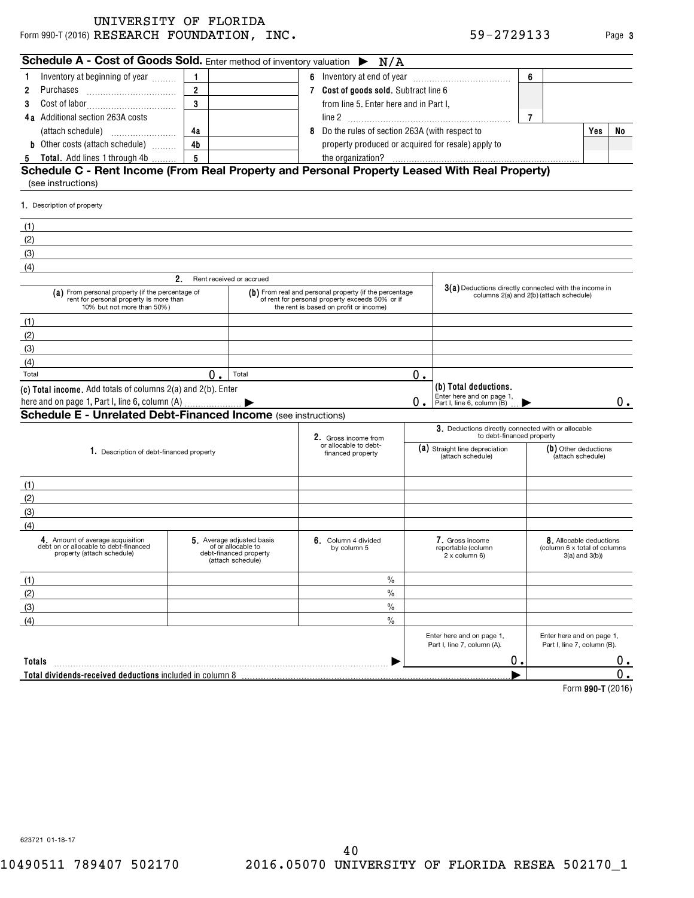UNIVERSITY OF FLORIDA
Form 990-T (2016) RESEARCH FOUNDATION, INC. 59-2729133 Page 3

## Schedule A - Cost of Goods Sold. Enter method of inventory valuation ▶ N/A

| | | | | | | |
|---|---|---|---|---|---|---|
| 1 Inventory at beginning of year | 1 | | 6 Inventory at end of year | 6 | | |
| 2 Purchases | 2 | | 7 **Cost of goods sold.** Subtract line 6 from line 5. Enter here and in Part I, line 2 | 7 | | |
| 3 Cost of labor | 3 | | | | | |
| 4a Additional section 263A costs (attach schedule) | 4a | | 8 Do the rules of section 263A (with respect to property produced or acquired for resale) apply to the organization? | | Yes | No |
| b Other costs (attach schedule) | 4b | | | | | |
| 5 **Total.** Add lines 1 through 4b | 5 | | | | | |

## Schedule C - Rent Income (From Real Property and Personal Property Leased With Real Property)

(see instructions)

1. Description of property

(1)
(2)
(3)
(4)

| | 2. Rent received or accrued | | |
|---|---|---|---|
| | (a) From personal property (if the percentage of rent for personal property is more than 10% but not more than 50%) | (b) From real and personal property (if the percentage of rent for personal property exceeds 50% or if the rent is based on profit or income) | 3(a) Deductions directly connected with the income in columns 2(a) and 2(b) (attach schedule) |
| (1) | | | |
| (2) | | | |
| (3) | | | |
| (4) | | | |
| Total | 0. | 0. | |

(c) **Total income.** Add totals of columns 2(a) and 2(b). Enter here and on page 1, Part I, line 6, column (A) ▶ 0.

(b) **Total deductions.** Enter here and on page 1, Part I, line 6, column (B) ▶ 0.

## Schedule E - Unrelated Debt-Financed Income (see instructions)

| 1. Description of debt-financed property | 2. Gross income from or allocable to debt-financed property | 3. Deductions directly connected with or allocable to debt-financed property (a) Straight line depreciation (attach schedule) | (b) Other deductions (attach schedule) |
|---|---|---|---|
| (1) | | | |
| (2) | | | |
| (3) | | | |
| (4) | | | |

| | 4. Amount of average acquisition debt on or allocable to debt-financed property (attach schedule) | 5. Average adjusted basis of or allocable to debt-financed property (attach schedule) | 6. Column 4 divided by column 5 | 7. Gross income reportable (column 2 x column 6) | 8. Allocable deductions (column 6 x total of columns 3(a) and 3(b)) |
|---|---|---|---|---|---|
| (1) | | | % | | |
| (2) | | | % | | |
| (3) | | | % | | |
| (4) | | | % | | |
| | | | | Enter here and on page 1, Part I, line 7, column (A). | Enter here and on page 1, Part I, line 7, column (B). |
| **Totals** | | | ▶ | 0. | 0. |
| **Total dividends-received deductions** included in column 8 | | | | ▶ | 0. |

Form **990-T** (2016)

623721 01-18-17

10490511 789407 502170 2016.05070 UNIVERSITY OF FLORIDA RESEA 502170_1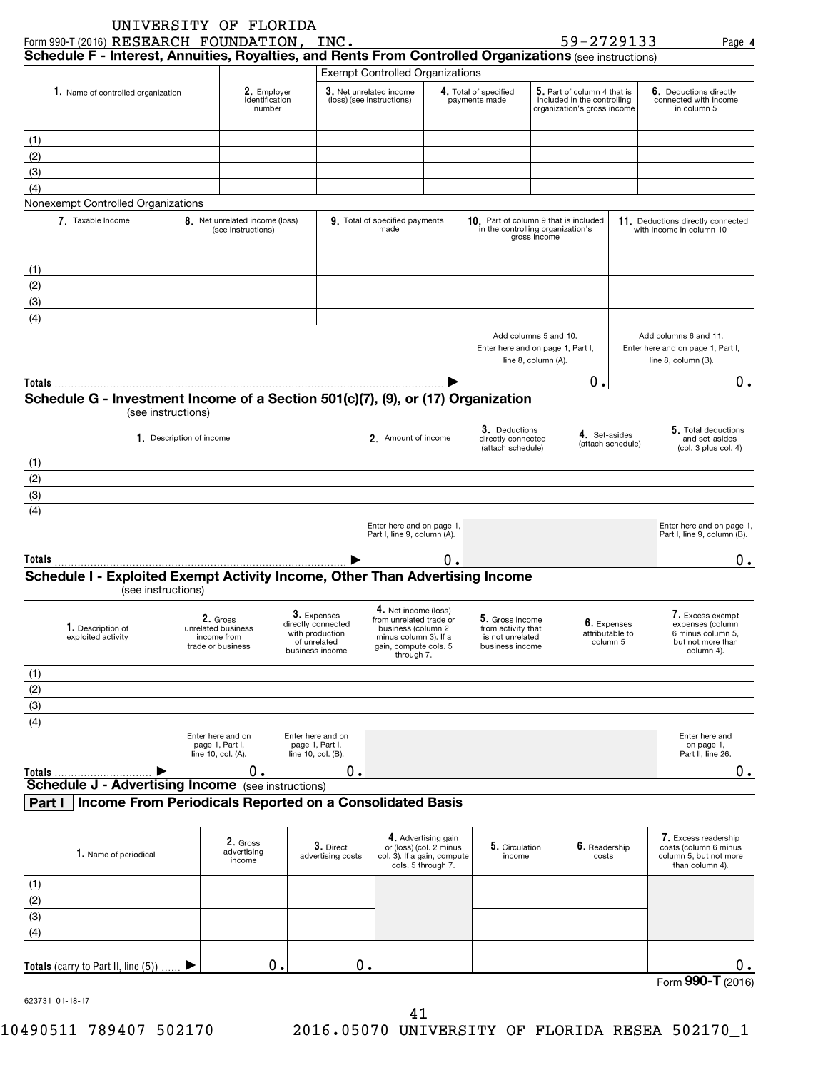UNIVERSITY OF FLORIDA

Form 990-T (2016) RESEARCH FOUNDATION, INC. 59-2729133 Page 4

## Schedule F - Interest, Annuities, Royalties, and Rents From Controlled Organizations (see instructions)

| | | Exempt Controlled Organizations | | | |
|---|---|---|---|---|---|
| 1. Name of controlled organization | 2. Employer identification number | 3. Net unrelated income (loss) (see instructions) | 4. Total of specified payments made | 5. Part of column 4 that is included in the controlling organization's gross income | 6. Deductions directly connected with income in column 5 |
| (1) | | | | | |
| (2) | | | | | |
| (3) | | | | | |
| (4) | | | | | |

Nonexempt Controlled Organizations

| 7. Taxable Income | 8. Net unrelated income (loss) (see instructions) | 9. Total of specified payments made | 10. Part of column 9 that is included in the controlling organization's gross income | 11. Deductions directly connected with income in column 10 |
|---|---|---|---|---|
| (1) | | | | |
| (2) | | | | |
| (3) | | | | |
| (4) | | | | |
| | | | Add columns 5 and 10. Enter here and on page 1, Part I, line 8, column (A). | Add columns 6 and 11. Enter here and on page 1, Part I, line 8, column (B). |
| **Totals** ▶ | | | 0. | 0. |

## Schedule G - Investment Income of a Section 501(c)(7), (9), or (17) Organization
(see instructions)

| 1. Description of income | 2. Amount of income | 3. Deductions directly connected (attach schedule) | 4. Set-asides (attach schedule) | 5. Total deductions and set-asides (col. 3 plus col. 4) |
|---|---|---|---|---|
| (1) | | | | |
| (2) | | | | |
| (3) | | | | |
| (4) | | | | |
| | Enter here and on page 1, Part I, line 9, column (A). | | | Enter here and on page 1, Part I, line 9, column (B). |
| **Totals** ▶ | 0. | | | 0. |

## Schedule I - Exploited Exempt Activity Income, Other Than Advertising Income
(see instructions)

| 1. Description of exploited activity | 2. Gross unrelated business income from trade or business | 3. Expenses directly connected with production of unrelated business income | 4. Net income (loss) from unrelated trade or business (column 2 minus column 3). If a gain, compute cols. 5 through 7. | 5. Gross income from activity that is not unrelated business income | 6. Expenses attributable to column 5 | 7. Excess exempt expenses (column 6 minus column 5, but not more than column 4). |
|---|---|---|---|---|---|---|
| (1) | | | | | | |
| (2) | | | | | | |
| (3) | | | | | | |
| (4) | | | | | | |
| | Enter here and on page 1, Part I, line 10, col. (A). | Enter here and on page 1, Part I, line 10, col. (B). | | | | Enter here and on page 1, Part II, line 26. |
| **Totals** ▶ | 0. | 0. | | | | 0. |

## Schedule J - Advertising Income (see instructions)

### Part I Income From Periodicals Reported on a Consolidated Basis

| 1. Name of periodical | 2. Gross advertising income | 3. Direct advertising costs | 4. Advertising gain or (loss) (col. 2 minus col. 3). If a gain, compute cols. 5 through 7. | 5. Circulation income | 6. Readership costs | 7. Excess readership costs (column 6 minus column 5, but not more than column 4). |
|---|---|---|---|---|---|---|
| (1) | | | | | | |
| (2) | | | | | | |
| (3) | | | | | | |
| (4) | | | | | | |
| **Totals** (carry to Part II, line (5)) ▶ | 0. | 0. | | | | 0. |

Form **990-T** (2016)

623731 01-18-17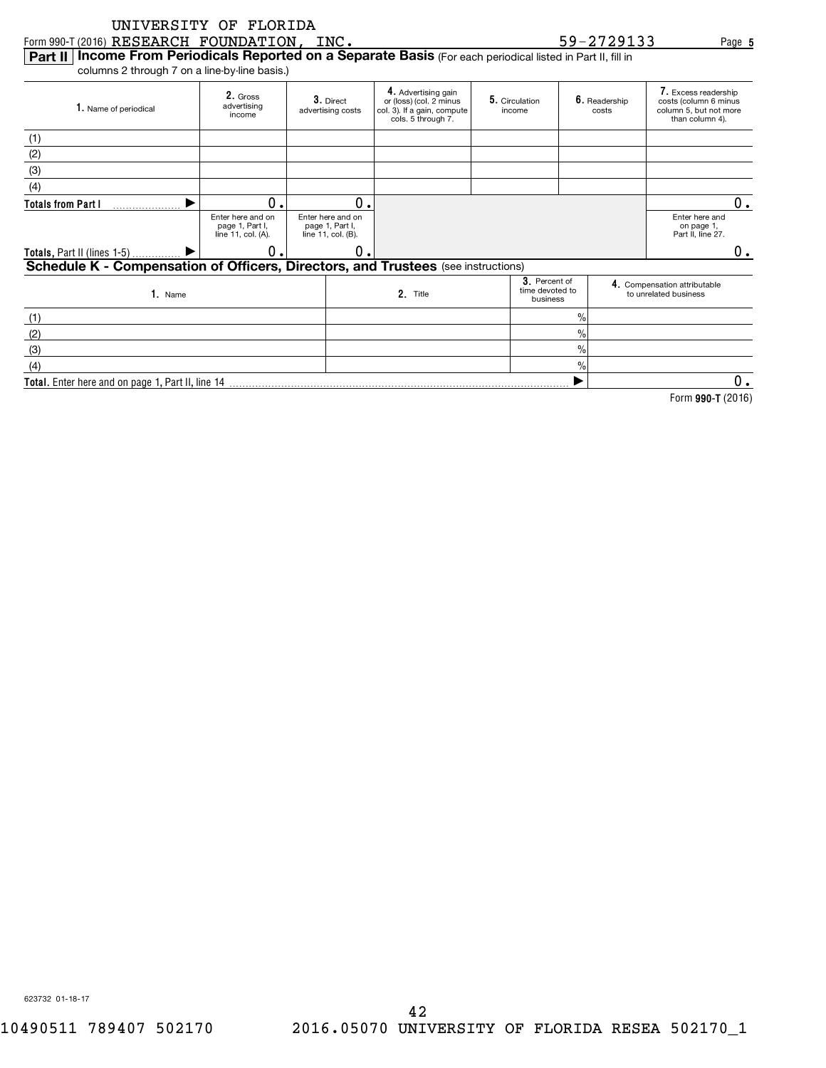UNIVERSITY OF FLORIDA
Form 990-T (2016) RESEARCH FOUNDATION, INC. 59-2729133 Page 5

**Part II | Income From Periodicals Reported on a Separate Basis** (For each periodical listed in Part II, fill in columns 2 through 7 on a line-by-line basis.)

| 1. Name of periodical | 2. Gross advertising income | 3. Direct advertising costs | 4. Advertising gain or (loss) (col. 2 minus col. 3). If a gain, compute cols. 5 through 7. | 5. Circulation income | 6. Readership costs | 7. Excess readership costs (column 6 minus column 5, but not more than column 4). |
|---|---|---|---|---|---|---|
| (1) | | | | | | |
| (2) | | | | | | |
| (3) | | | | | | |
| (4) | | | | | | |
| **Totals from Part I** ▶ | 0. | 0. | | | | 0. |
| | Enter here and on page 1, Part I, line 11, col. (A). | Enter here and on page 1, Part I, line 11, col. (B). | | | | Enter here and on page 1, Part II, line 27. |
| **Totals,** Part II (lines 1-5) ▶ | 0. | 0. | | | | 0. |

**Schedule K - Compensation of Officers, Directors, and Trustees** (see instructions)

| 1. Name | 2. Title | 3. Percent of time devoted to business | 4. Compensation attributable to unrelated business |
|---|---|---|---|
| (1) | | % | |
| (2) | | % | |
| (3) | | % | |
| (4) | | % | |
| **Total.** Enter here and on page 1, Part II, line 14 ▶ | | | 0. |

Form **990-T** (2016)

623732 01-18-17

10490511 789407 502170 2016.05070 UNIVERSITY OF FLORIDA RESEA 502170_1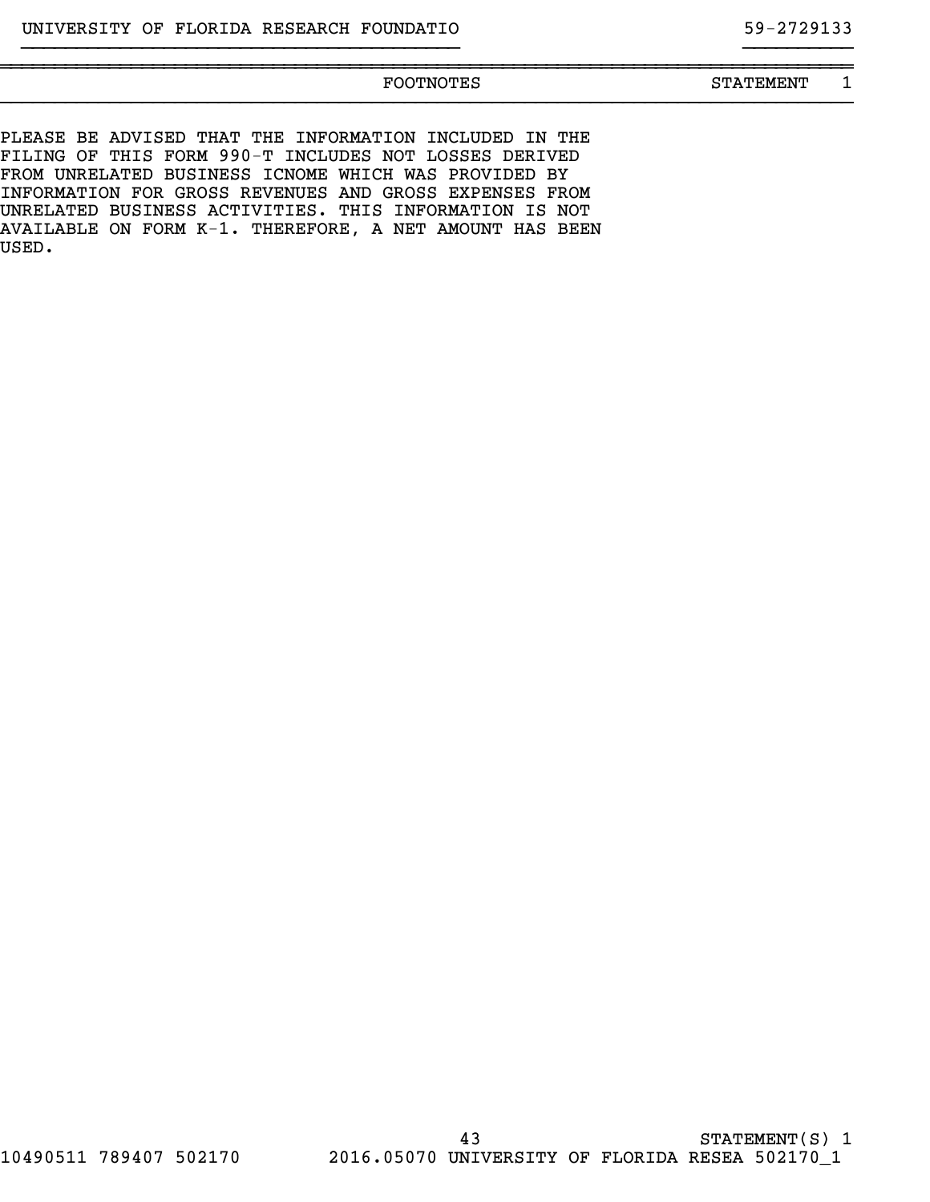| FOOTNOTES | STATEMENT 1 |
|---|---|

PLEASE BE ADVISED THAT THE INFORMATION INCLUDED IN THE FILING OF THIS FORM 990-T INCLUDES NOT LOSSES DERIVED FROM UNRELATED BUSINESS ICNOME WHICH WAS PROVIDED BY INFORMATION FOR GROSS REVENUES AND GROSS EXPENSES FROM UNRELATED BUSINESS ACTIVITIES. THIS INFORMATION IS NOT AVAILABLE ON FORM K-1. THEREFORE, A NET AMOUNT HAS BEEN USED.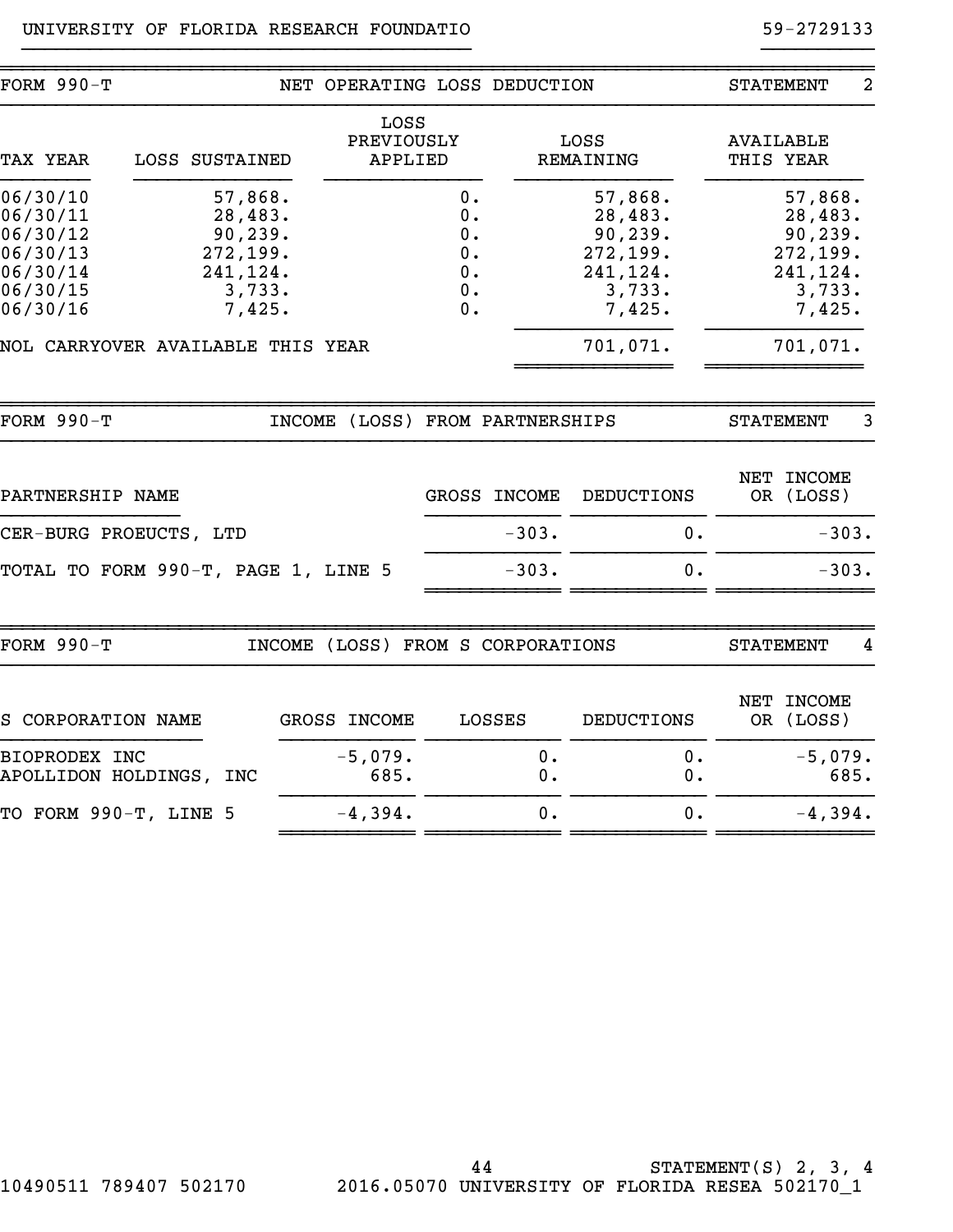UNIVERSITY OF FLORIDA RESEARCH FOUNDATIO 59-2729133

## FORM 990-T — NET OPERATING LOSS DEDUCTION — STATEMENT 2

| TAX YEAR | LOSS SUSTAINED | LOSS PREVIOUSLY APPLIED | LOSS REMAINING | AVAILABLE THIS YEAR |
|---|---|---|---|---|
| 06/30/10 | 57,868. | 0. | 57,868. | 57,868. |
| 06/30/11 | 28,483. | 0. | 28,483. | 28,483. |
| 06/30/12 | 90,239. | 0. | 90,239. | 90,239. |
| 06/30/13 | 272,199. | 0. | 272,199. | 272,199. |
| 06/30/14 | 241,124. | 0. | 241,124. | 241,124. |
| 06/30/15 | 3,733. | 0. | 3,733. | 3,733. |
| 06/30/16 | 7,425. | 0. | 7,425. | 7,425. |
| NOL CARRYOVER AVAILABLE THIS YEAR | | | 701,071. | 701,071. |

## FORM 990-T — INCOME (LOSS) FROM PARTNERSHIPS — STATEMENT 3

| PARTNERSHIP NAME | GROSS INCOME | DEDUCTIONS | NET INCOME OR (LOSS) |
|---|---|---|---|
| CER-BURG PROEUCTS, LTD | -303. | 0. | -303. |
| TOTAL TO FORM 990-T, PAGE 1, LINE 5 | -303. | 0. | -303. |

## FORM 990-T — INCOME (LOSS) FROM S CORPORATIONS — STATEMENT 4

| S CORPORATION NAME | GROSS INCOME | LOSSES | DEDUCTIONS | NET INCOME OR (LOSS) |
|---|---|---|---|---|
| BIOPRODEX INC | -5,079. | 0. | 0. | -5,079. |
| APOLLIDON HOLDINGS, INC | 685. | 0. | 0. | 685. |
| TO FORM 990-T, LINE 5 | -4,394. | 0. | 0. | -4,394. |

STATEMENT(S) 2, 3, 4

10490511 789407 502170 2016.05070 UNIVERSITY OF FLORIDA RESEA 502170_1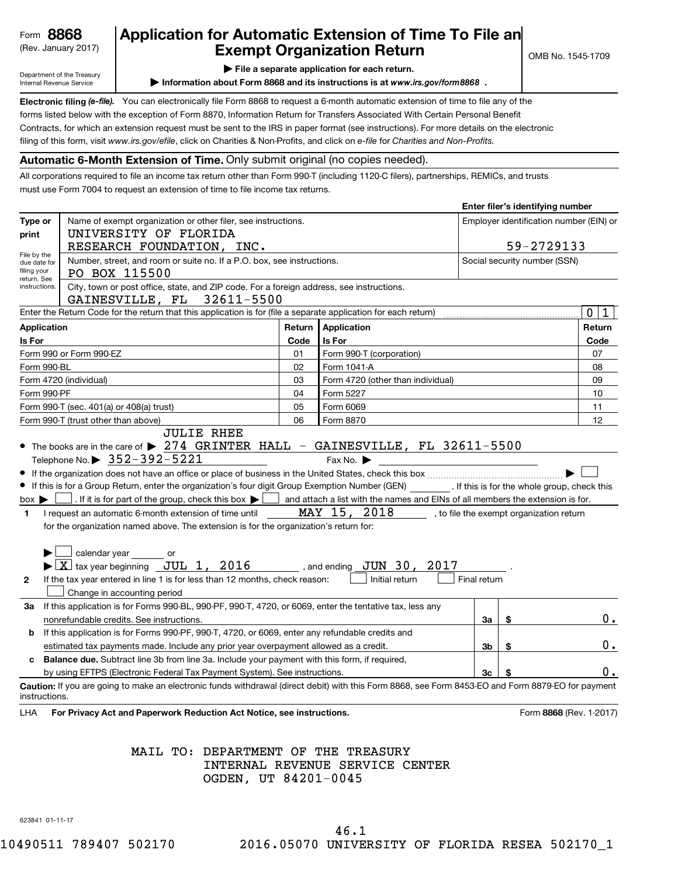Form **8868**
(Rev. January 2017)

Department of the Treasury
Internal Revenue Service

# Application for Automatic Extension of Time To File an Exempt Organization Return

▶ **File a separate application for each return.**

▶ **Information about Form 8868 and its instructions is at *www.irs.gov/form8868* .**

OMB No. 1545-1709

**Electronic filing *(e-file)*.** You can electronically file Form 8868 to request a 6-month automatic extension of time to file any of the forms listed below with the exception of Form 8870, Information Return for Transfers Associated With Certain Personal Benefit Contracts, for which an extension request must be sent to the IRS in paper format (see instructions). For more details on the electronic filing of this form, visit *www.irs.gov/efile*, click on Charities & Non-Profits, and click on *e-file* for *Charities and Non-Profits.*

## Automatic 6-Month Extension of Time. Only submit original (no copies needed).

All corporations required to file an income tax return other than Form 990-T (including 1120-C filers), partnerships, REMICs, and trusts must use Form 7004 to request an extension of time to file income tax returns.

| Type or print | | Enter filer's identifying number |
|---|---|---|
| File by the due date for filing your return. See instructions. | Name of exempt organization or other filer, see instructions.<br>UNIVERSITY OF FLORIDA<br>RESEARCH FOUNDATION, INC. | Employer identification number (EIN) or<br>59-2729133 |
| | Number, street, and room or suite no. If a P.O. box, see instructions.<br>PO BOX 115500 | Social security number (SSN) |
| | City, town or post office, state, and ZIP code. For a foreign address, see instructions.<br>GAINESVILLE, FL 32611-5500 | |

Enter the Return Code for the return that this application is for (file a separate application for each return) ..... 0 1

| Application Is For | Return Code | Application Is For | Return Code |
|---|---|---|---|
| Form 990 or Form 990-EZ | 01 | Form 990-T (corporation) | 07 |
| Form 990-BL | 02 | Form 1041-A | 08 |
| Form 4720 (individual) | 03 | Form 4720 (other than individual) | 09 |
| Form 990-PF | 04 | Form 5227 | 10 |
| Form 990-T (sec. 401(a) or 408(a) trust) | 05 | Form 6069 | 11 |
| Form 990-T (trust other than above) | 06 | Form 8870 | 12 |

- The books are in the care of ▶ JULIE RHEE
  274 GRINTER HALL - GAINESVILLE, FL 32611-5500
  Telephone No. ▶ 352-392-5221  Fax No. ▶
- If the organization does not have an office or place of business in the United States, check this box ..... ▶ ☐
- If this is for a Group Return, enter the organization's four digit Group Exemption Number (GEN) ______ . If this is for the whole group, check this box ▶ ☐ . If it is for part of the group, check this box ▶ ☐ and attach a list with the names and EINs of all members the extension is for.

**1** I request an automatic 6-month extension of time until MAY 15, 2018 , to file the exempt organization return for the organization named above. The extension is for the organization's return for:

▶ ☐ calendar year ______ or

▶ ☒ tax year beginning JUL 1, 2016 , and ending JUN 30, 2017 .

**2** If the tax year entered in line 1 is for less than 12 months, check reason: ☐ Initial return ☐ Final return
☐ Change in accounting period

| | | | |
|---|---|---|---|
| **3a** | If this application is for Forms 990-BL, 990-PF, 990-T, 4720, or 6069, enter the tentative tax, less any nonrefundable credits. See instructions. | 3a | $ 0. |
| **b** | If this application is for Forms 990-PF, 990-T, 4720, or 6069, enter any refundable credits and estimated tax payments made. Include any prior year overpayment allowed as a credit. | 3b | $ 0. |
| **c** | **Balance due.** Subtract line 3b from line 3a. Include your payment with this form, if required, by using EFTPS (Electronic Federal Tax Payment System). See instructions. | 3c | $ 0. |

**Caution:** If you are going to make an electronic funds withdrawal (direct debit) with this Form 8868, see Form 8453-EO and Form 8879-EO for payment instructions.

LHA **For Privacy Act and Paperwork Reduction Act Notice, see instructions.** Form **8868** (Rev. 1-2017)

MAIL TO: DEPARTMENT OF THE TREASURY
INTERNAL REVENUE SERVICE CENTER
OGDEN, UT 84201-0045

623841 01-11-17

46.1

10490511 789407 502170 2016.05070 UNIVERSITY OF FLORIDA RESEA 502170_1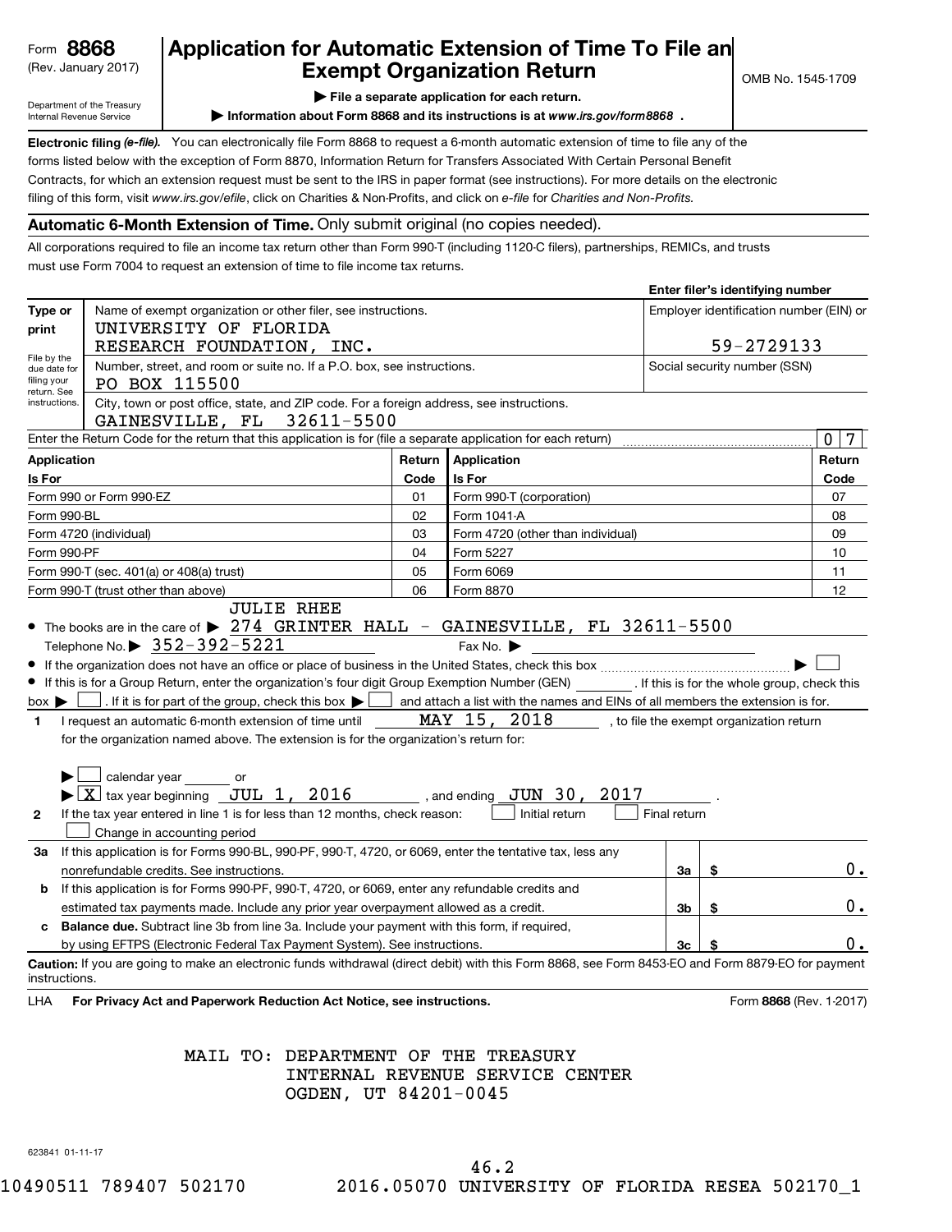Form **8868** (Rev. January 2017)

Department of the Treasury Internal Revenue Service

# Application for Automatic Extension of Time To File an Exempt Organization Return

▶ **File a separate application for each return.**

▶ **Information about Form 8868 and its instructions is at *www.irs.gov/form8868* .**

OMB No. 1545-1709

**Electronic filing *(e-file).*** You can electronically file Form 8868 to request a 6-month automatic extension of time to file any of the forms listed below with the exception of Form 8870, Information Return for Transfers Associated With Certain Personal Benefit Contracts, for which an extension request must be sent to the IRS in paper format (see instructions). For more details on the electronic filing of this form, visit *www.irs.gov/efile*, click on Charities & Non-Profits, and click on *e-file* for *Charities and Non-Profits.*

**Automatic 6-Month Extension of Time.** Only submit original (no copies needed).

All corporations required to file an income tax return other than Form 990-T (including 1120-C filers), partnerships, REMICs, and trusts must use Form 7004 to request an extension of time to file income tax returns.

**Enter filer's identifying number**

| Type or print | | |
|---|---|---|
| File by the due date for filing your return. See instructions. | Name of exempt organization or other filer, see instructions. UNIVERSITY OF FLORIDA RESEARCH FOUNDATION, INC. | Employer identification number (EIN) or 59-2729133 |
| | Number, street, and room or suite no. If a P.O. box, see instructions. PO BOX 115500 | Social security number (SSN) |
| | City, town or post office, state, and ZIP code. For a foreign address, see instructions. GAINESVILLE, FL 32611-5500 | |

Enter the Return Code for the return that this application is for (file a separate application for each return) 0 7

| Application Is For | Return Code | Application Is For | Return Code |
|---|---|---|---|
| Form 990 or Form 990-EZ | 01 | Form 990-T (corporation) | 07 |
| Form 990-BL | 02 | Form 1041-A | 08 |
| Form 4720 (individual) | 03 | Form 4720 (other than individual) | 09 |
| Form 990-PF | 04 | Form 5227 | 10 |
| Form 990-T (sec. 401(a) or 408(a) trust) | 05 | Form 6069 | 11 |
| Form 990-T (trust other than above) | 06 | Form 8870 | 12 |

- The books are in the care of ▶ JULIE RHEE 274 GRINTER HALL - GAINESVILLE, FL 32611-5500
  Telephone No. ▶ 352-392-5221 Fax No. ▶
- If the organization does not have an office or place of business in the United States, check this box ▶ ☐
- If this is for a Group Return, enter the organization's four digit Group Exemption Number (GEN) ________ . If this is for the whole group, check this box ▶ ☐ . If it is for part of the group, check this box ▶ ☐ and attach a list with the names and EINs of all members the extension is for.

**1** I request an automatic 6-month extension of time until MAY 15, 2018 , to file the exempt organization return for the organization named above. The extension is for the organization's return for:

▶ ☐ calendar year ______ or

▶ ☒ tax year beginning JUL 1, 2016 , and ending JUN 30, 2017 .

**2** If the tax year entered in line 1 is for less than 12 months, check reason: ☐ Initial return ☐ Final return ☐ Change in accounting period

| | | | |
|---|---|---|---|
| **3a** | If this application is for Forms 990-BL, 990-PF, 990-T, 4720, or 6069, enter the tentative tax, less any nonrefundable credits. See instructions. | 3a | $ 0. |
| **b** | If this application is for Forms 990-PF, 990-T, 4720, or 6069, enter any refundable credits and estimated tax payments made. Include any prior year overpayment allowed as a credit. | 3b | $ 0. |
| **c** | **Balance due.** Subtract line 3b from line 3a. Include your payment with this form, if required, by using EFTPS (Electronic Federal Tax Payment System). See instructions. | 3c | $ 0. |

**Caution:** If you are going to make an electronic funds withdrawal (direct debit) with this Form 8868, see Form 8453-EO and Form 8879-EO for payment instructions.

LHA **For Privacy Act and Paperwork Reduction Act Notice, see instructions.** Form **8868** (Rev. 1-2017)

MAIL TO: DEPARTMENT OF THE TREASURY
INTERNAL REVENUE SERVICE CENTER
OGDEN, UT 84201-0045

623841 01-11-17

10490511 789407 502170 2016.05070 UNIVERSITY OF FLORIDA RESEA 502170_1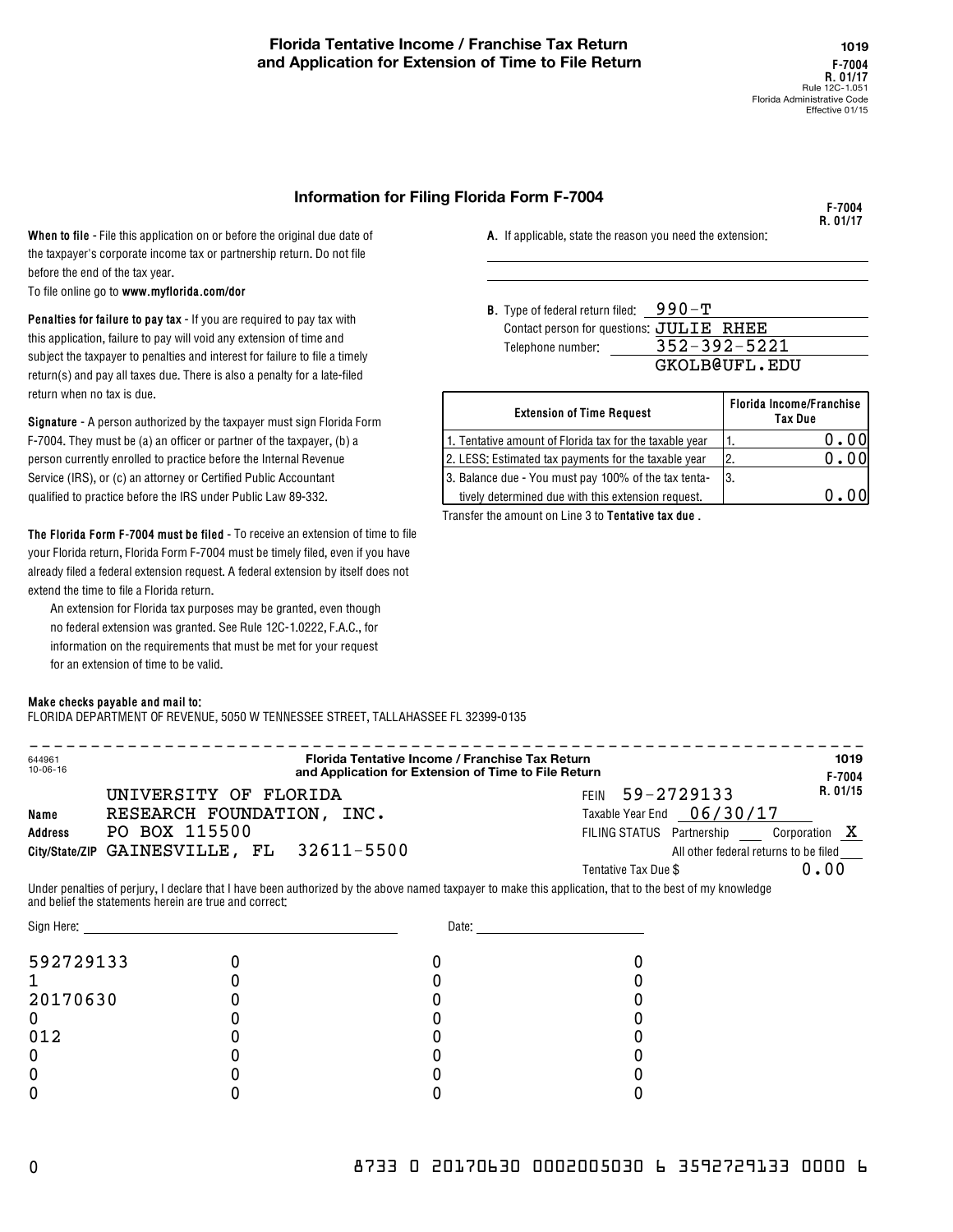**1019**

**F-7004**
**R. 01/17**
Rule 12C-1.051
Florida Administrative Code
Effective 01/15

# Florida Tentative Income / Franchise Tax Return and Application for Extension of Time to File Return

## Information for Filing Florida Form F-7004

F-7004
R. 01/17

**When to file** - File this application on or before the original due date of the taxpayer's corporate income tax or partnership return. Do not file before the end of the tax year.
To file online go to **www.myflorida.com/dor**

**Penalties for failure to pay tax** - If you are required to pay tax with this application, failure to pay will void any extension of time and subject the taxpayer to penalties and interest for failure to file a timely return(s) and pay all taxes due. There is also a penalty for a late-filed return when no tax is due.

**Signature** - A person authorized by the taxpayer must sign Florida Form F-7004. They must be (a) an officer or partner of the taxpayer, (b) a person currently enrolled to practice before the Internal Revenue Service (IRS), or (c) an attorney or Certified Public Accountant qualified to practice before the IRS under Public Law 89-332.

**The Florida Form F-7004 must be filed** - To receive an extension of time to file your Florida return, Florida Form F-7004 must be timely filed, even if you have already filed a federal extension request. A federal extension by itself does not extend the time to file a Florida return.

An extension for Florida tax purposes may be granted, even though no federal extension was granted. See Rule 12C-1.0222, F.A.C., for information on the requirements that must be met for your request for an extension of time to be valid.

**A.** If applicable, state the reason you need the extension:

**B.** Type of federal return filed: 990-T
Contact person for questions: JULIE RHEE
Telephone number: 352-392-5221
GKOLB@UFL.EDU

| Extension of Time Request | | Florida Income/Franchise Tax Due |
|---|---|---|
| 1. Tentative amount of Florida tax for the taxable year | 1. | 0.00 |
| 2. LESS: Estimated tax payments for the taxable year | 2. | 0.00 |
| 3. Balance due - You must pay 100% of the tax tentatively determined due with this extension request. | 3. | 0.00 |

Transfer the amount on Line 3 to **Tentative tax due** .

**Make checks payable and mail to:**
FLORIDA DEPARTMENT OF REVENUE, 5050 W TENNESSEE STREET, TALLAHASSEE FL 32399-0135

---

644961
10-06-16

**Florida Tentative Income / Franchise Tax Return and Application for Extension of Time to File Return**

1019
F-7004
R. 01/15

**Name** UNIVERSITY OF FLORIDA RESEARCH FOUNDATION, INC.
**Address** PO BOX 115500
**City/State/ZIP** GAINESVILLE, FL 32611-5500

FEIN 59-2729133
Taxable Year End 06/30/17
FILING STATUS Partnership ___ Corporation X
All other federal returns to be filed ___
Tentative Tax Due $ 0.00

Under penalties of perjury, I declare that I have been authorized by the above named taxpayer to make this application, that to the best of my knowledge and belief the statements herein are true and correct:

Sign Here: ____________________ Date: ____________________

| | | | |
|---|---|---|---|
| 592729133 | 0 | 0 | 0 |
| 1 | 0 | 0 | 0 |
| 20170630 | 0 | 0 | 0 |
| 0 | 0 | 0 | 0 |
| 012 | 0 | 0 | 0 |
| 0 | 0 | 0 | 0 |
| 0 | 0 | 0 | 0 |
| 0 | 0 | 0 | 0 |

0 8733 0 20170630 0002005030 6 3592729133 0000 6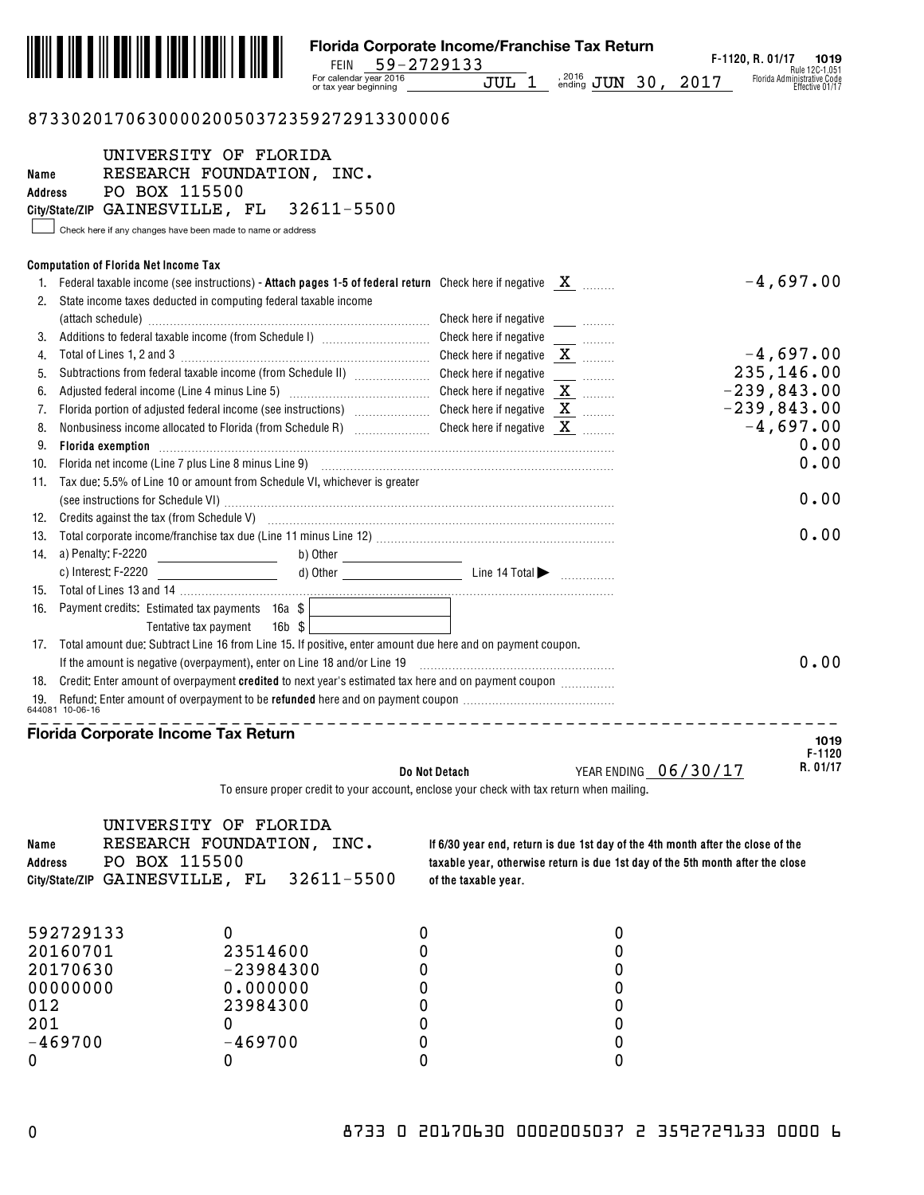# Florida Corporate Income/Franchise Tax Return

F-1120, R. 01/17 **1019**
Rule 12C-1.051
Florida Administrative Code
Effective 01/17

FEIN 59-2729133

For calendar year 2016 or tax year beginning JUL 1, 2016 ending JUN 30, 2017

87330201706300002005037235927291330000 6

Name: UNIVERSITY OF FLORIDA RESEARCH FOUNDATION, INC.
Address: PO BOX 115500
City/State/ZIP: GAINESVILLE, FL 32611-5500

☐ Check here if any changes have been made to name or address

**Computation of Florida Net Income Tax**

| Line | Description | Check here if negative | Amount |
|---|---|---|---|
| 1. | Federal taxable income (see instructions) - **Attach pages 1-5 of federal return** | X | -4,697.00 |
| 2. | State income taxes deducted in computing federal taxable income (attach schedule) | | |
| 3. | Additions to federal taxable income (from Schedule I) | | |
| 4. | Total of Lines 1, 2 and 3 | X | -4,697.00 |
| 5. | Subtractions from federal taxable income (from Schedule II) | | 235,146.00 |
| 6. | Adjusted federal income (Line 4 minus Line 5) | X | -239,843.00 |
| 7. | Florida portion of adjusted federal income (see instructions) | X | -239,843.00 |
| 8. | Nonbusiness income allocated to Florida (from Schedule R) | X | -4,697.00 |
| 9. | **Florida exemption** | | 0.00 |
| 10. | Florida net income (Line 7 plus Line 8 minus Line 9) | | 0.00 |
| 11. | Tax due: 5.5% of Line 10 or amount from Schedule VI, whichever is greater (see instructions for Schedule VI) | | 0.00 |
| 12. | Credits against the tax (from Schedule V) | | |
| 13. | Total corporate income/franchise tax due (Line 11 minus Line 12) | | 0.00 |
| 14. | a) Penalty: F-2220 ____ b) Other ____ c) Interest: F-2220 ____ d) Other ____ Line 14 Total ▶ | | |
| 15. | Total of Lines 13 and 14 | | |
| 16. | Payment credits: Estimated tax payments 16a $ ____ Tentative tax payment 16b $ ____ | | |
| 17. | Total amount due: Subtract Line 16 from Line 15. If positive, enter amount due here and on payment coupon. If the amount is negative (overpayment), enter on Line 18 and/or Line 19 | | 0.00 |
| 18. | Credit: Enter amount of overpayment **credited** to next year's estimated tax here and on payment coupon | | |
| 19. | Refund: Enter amount of overpayment to be **refunded** here and on payment coupon | | |

644081 10-06-16

---

## Florida Corporate Income Tax Return

1019
F-1120
R. 01/17

**Do Not Detach** YEAR ENDING 06/30/17

To ensure proper credit to your account, enclose your check with tax return when mailing.

Name: UNIVERSITY OF FLORIDA RESEARCH FOUNDATION, INC.
Address: PO BOX 115500
City/State/ZIP: GAINESVILLE, FL 32611-5500

**If 6/30 year end, return is due 1st day of the 4th month after the close of the taxable year, otherwise return is due 1st day of the 5th month after the close of the taxable year.**

| | | | |
|---|---|---|---|
| 592729133 | 0 | 0 | 0 |
| 20160701 | 23514600 | 0 | 0 |
| 20170630 | -23984300 | 0 | 0 |
| 00000000 | 0.000000 | 0 | 0 |
| 012 | 23984300 | 0 | 0 |
| 201 | 0 | 0 | 0 |
| -469700 | -469700 | 0 | 0 |
| 0 | 0 | 0 | 0 |

0 8733 0 20170630 0002005037 2 3592729133 0000 6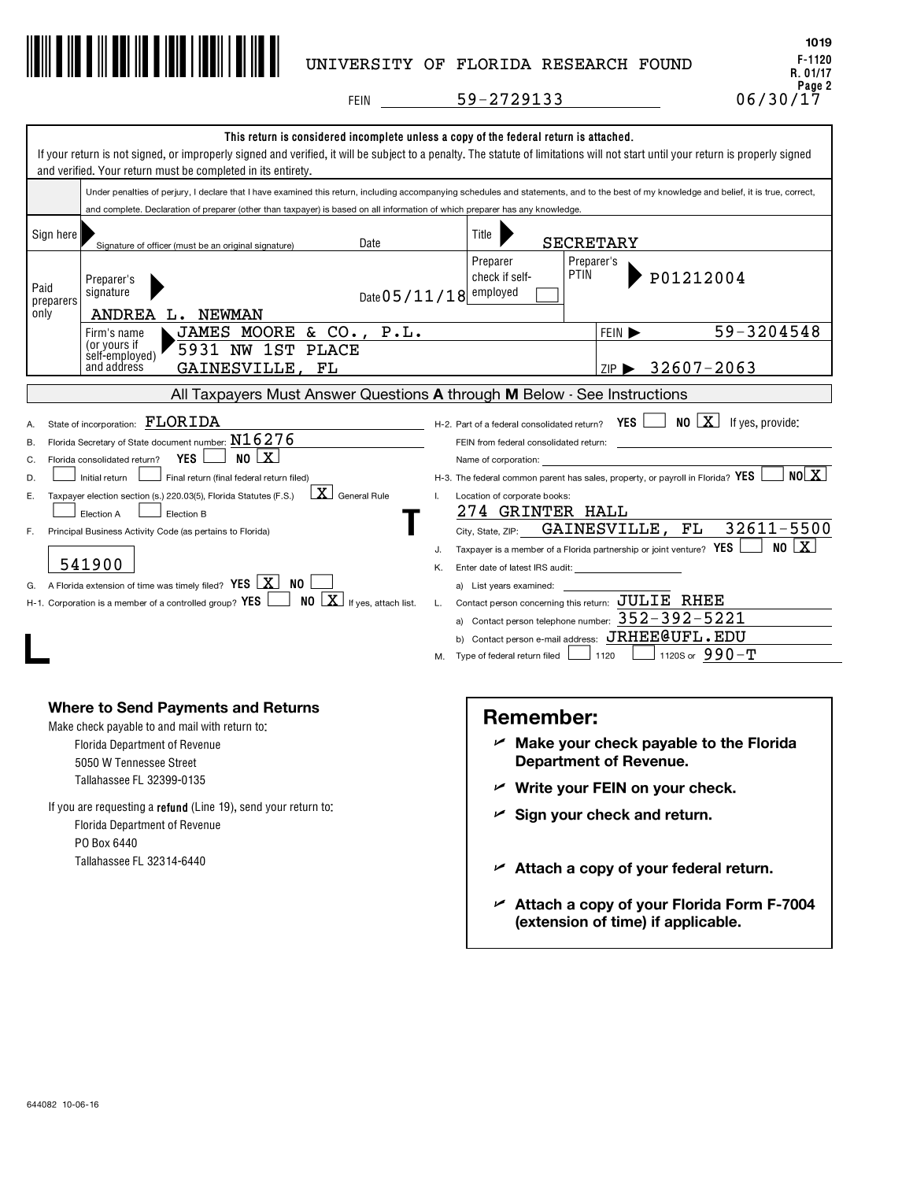UNIVERSITY OF FLORIDA RESEARCH FOUND

1019
F-1120
R. 01/17
Page 2

FEIN 59-2729133 06/30/17

**This return is considered incomplete unless a copy of the federal return is attached.**

If your return is not signed, or improperly signed and verified, it will be subject to a penalty. The statute of limitations will not start until your return is properly signed and verified. Your return must be completed in its entirety.

| | |
|---|---|
| | Under penalties of perjury, I declare that I have examined this return, including accompanying schedules and statements, and to the best of my knowledge and belief, it is true, correct, and complete. Declaration of preparer (other than taxpayer) is based on all information of which preparer has any knowledge. |
| Sign here | Signature of officer (must be an original signature) Date — Title: SECRETARY |
| Paid preparers only | Preparer's signature: ANDREA L. NEWMAN — Date 05/11/18 — Preparer check if self-employed ☐ — Preparer's PTIN: P01212004 |
| | Firm's name (or yours if self-employed) and address: JAMES MOORE & CO., P.L., 5931 NW 1ST PLACE, GAINESVILLE, FL — FEIN: 59-3204548 — ZIP: 32607-2063 |

**All Taxpayers Must Answer Questions A through M Below - See Instructions**

A. State of incorporation: FLORIDA

B. Florida Secretary of State document number: N16276

C. Florida consolidated return? YES ☐ NO [X]

D. ☐ Initial return ☐ Final return (final federal return filed)

E. Taxpayer election section (s.) 220.03(5), Florida Statutes (F.S.) [X] General Rule ☐ Election A ☐ Election B

F. Principal Business Activity Code (as pertains to Florida): 541900

G. A Florida extension of time was timely filed? YES [X] NO ☐

H-1. Corporation is a member of a controlled group? YES ☐ NO [X] If yes, attach list.

H-2. Part of a federal consolidated return? YES ☐ NO [X] If yes, provide:
FEIN from federal consolidated return:
Name of corporation:

H-3. The federal common parent has sales, property, or payroll in Florida? YES ☐ NO [X]

I. Location of corporate books: 274 GRINTER HALL
City, State, ZIP: GAINESVILLE, FL 32611-5500

J. Taxpayer is a member of a Florida partnership or joint venture? YES ☐ NO [X]

K. Enter date of latest IRS audit:
a) List years examined:

L. Contact person concerning this return: JULIE RHEE
a) Contact person telephone number: 352-392-5221
b) Contact person e-mail address: JRHEE@UFL.EDU

M. Type of federal return filed ☐ 1120 ☐ 1120S or 990-T

### Where to Send Payments and Returns

Make check payable to and mail with return to:
Florida Department of Revenue
5050 W Tennessee Street
Tallahassee FL 32399-0135

If you are requesting a **refund** (Line 19), send your return to:
Florida Department of Revenue
PO Box 6440
Tallahassee FL 32314-6440

### Remember:

- **Make your check payable to the Florida Department of Revenue.**
- **Write your FEIN on your check.**
- **Sign your check and return.**
- **Attach a copy of your federal return.**
- **Attach a copy of your Florida Form F-7004 (extension of time) if applicable.**

644082 10-06-16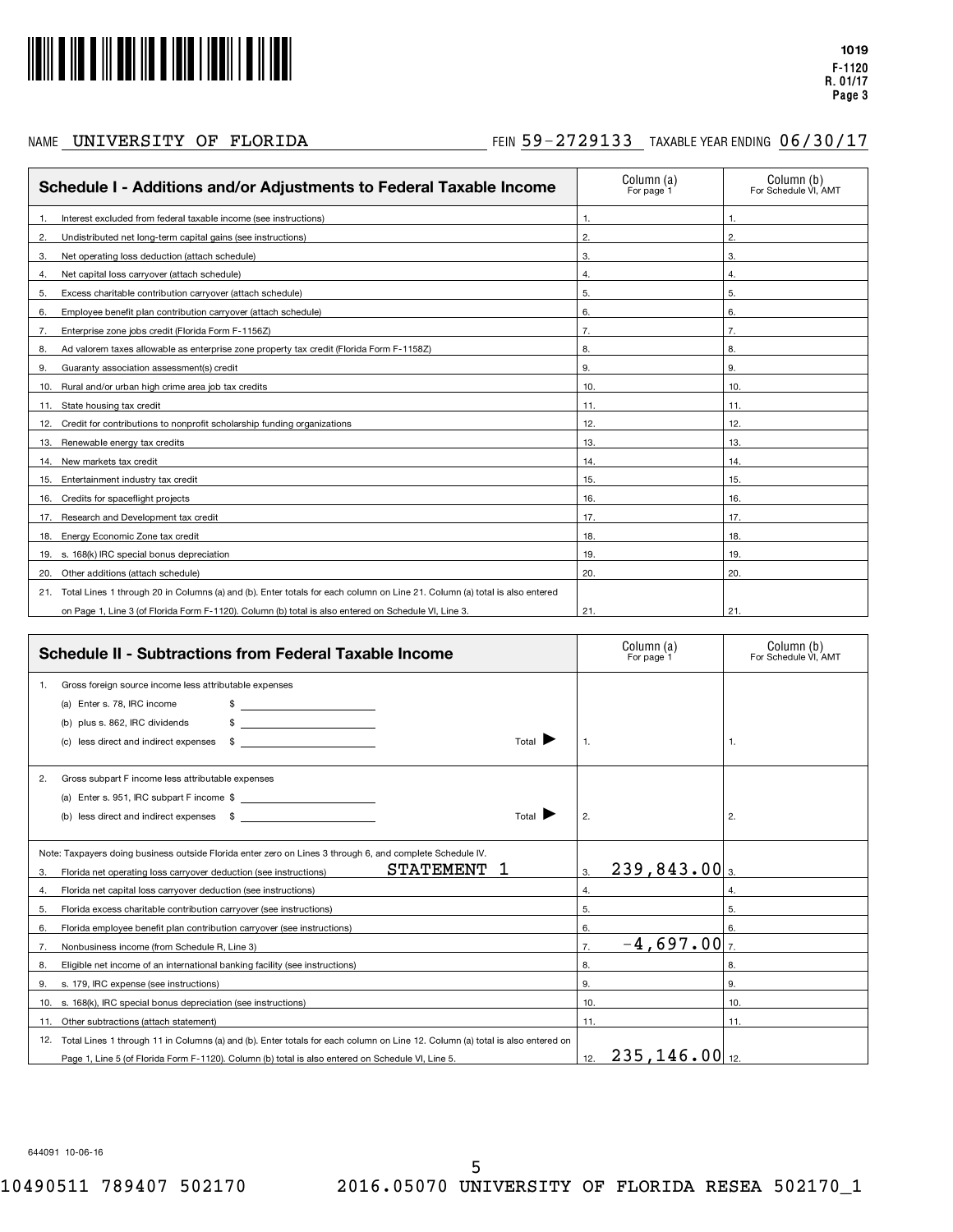1019
F-1120
R. 01/17
Page 3

NAME UNIVERSITY OF FLORIDA FEIN 59-2729133 TAXABLE YEAR ENDING 06/30/17

| Schedule I - Additions and/or Adjustments to Federal Taxable Income | Column (a) For page 1 | Column (b) For Schedule VI, AMT |
|---|---|---|
| 1. Interest excluded from federal taxable income (see instructions) | 1. | 1. |
| 2. Undistributed net long-term capital gains (see instructions) | 2. | 2. |
| 3. Net operating loss deduction (attach schedule) | 3. | 3. |
| 4. Net capital loss carryover (attach schedule) | 4. | 4. |
| 5. Excess charitable contribution carryover (attach schedule) | 5. | 5. |
| 6. Employee benefit plan contribution carryover (attach schedule) | 6. | 6. |
| 7. Enterprise zone jobs credit (Florida Form F-1156Z) | 7. | 7. |
| 8. Ad valorem taxes allowable as enterprise zone property tax credit (Florida Form F-1158Z) | 8. | 8. |
| 9. Guaranty association assessment(s) credit | 9. | 9. |
| 10. Rural and/or urban high crime area job tax credits | 10. | 10. |
| 11. State housing tax credit | 11. | 11. |
| 12. Credit for contributions to nonprofit scholarship funding organizations | 12. | 12. |
| 13. Renewable energy tax credits | 13. | 13. |
| 14. New markets tax credit | 14. | 14. |
| 15. Entertainment industry tax credit | 15. | 15. |
| 16. Credits for spaceflight projects | 16. | 16. |
| 17. Research and Development tax credit | 17. | 17. |
| 18. Energy Economic Zone tax credit | 18. | 18. |
| 19. s. 168(k) IRC special bonus depreciation | 19. | 19. |
| 20. Other additions (attach schedule) | 20. | 20. |
| 21. Total Lines 1 through 20 in Columns (a) and (b). Enter totals for each column on Line 21. Column (a) total is also entered on Page 1, Line 3 (of Florida Form F-1120). Column (b) total is also entered on Schedule VI, Line 3. | 21. | 21. |

| Schedule II - Subtractions from Federal Taxable Income | Column (a) For page 1 | Column (b) For Schedule VI, AMT |
|---|---|---|
| 1. Gross foreign source income less attributable expenses<br>(a) Enter s. 78, IRC income $<br>(b) plus s. 862, IRC dividends $<br>(c) less direct and indirect expenses $ Total ▶ | 1. | 1. |
| 2. Gross subpart F income less attributable expenses<br>(a) Enter s. 951, IRC subpart F income $<br>(b) less direct and indirect expenses $ Total ▶ | 2. | 2. |
| Note: Taxpayers doing business outside Florida enter zero on Lines 3 through 6, and complete Schedule IV. | | |
| 3. Florida net operating loss carryover deduction (see instructions) STATEMENT 1 | 3. 239,843.00 | 3. |
| 4. Florida net capital loss carryover deduction (see instructions) | 4. | 4. |
| 5. Florida excess charitable contribution carryover (see instructions) | 5. | 5. |
| 6. Florida employee benefit plan contribution carryover (see instructions) | 6. | 6. |
| 7. Nonbusiness income (from Schedule R, Line 3) | 7. -4,697.00 | 7. |
| 8. Eligible net income of an international banking facility (see instructions) | 8. | 8. |
| 9. s. 179, IRC expense (see instructions) | 9. | 9. |
| 10. s. 168(k), IRC special bonus depreciation (see instructions) | 10. | 10. |
| 11. Other subtractions (attach statement) | 11. | 11. |
| 12. Total Lines 1 through 11 in Columns (a) and (b). Enter totals for each column on Line 12. Column (a) total is also entered on Page 1, Line 5 (of Florida Form F-1120). Column (b) total is also entered on Schedule VI, Line 5. | 12. 235,146.00 | 12. |

644091 10-06-16

10490511 789407 502170 2016.05070 UNIVERSITY OF FLORIDA RESEA 502170_1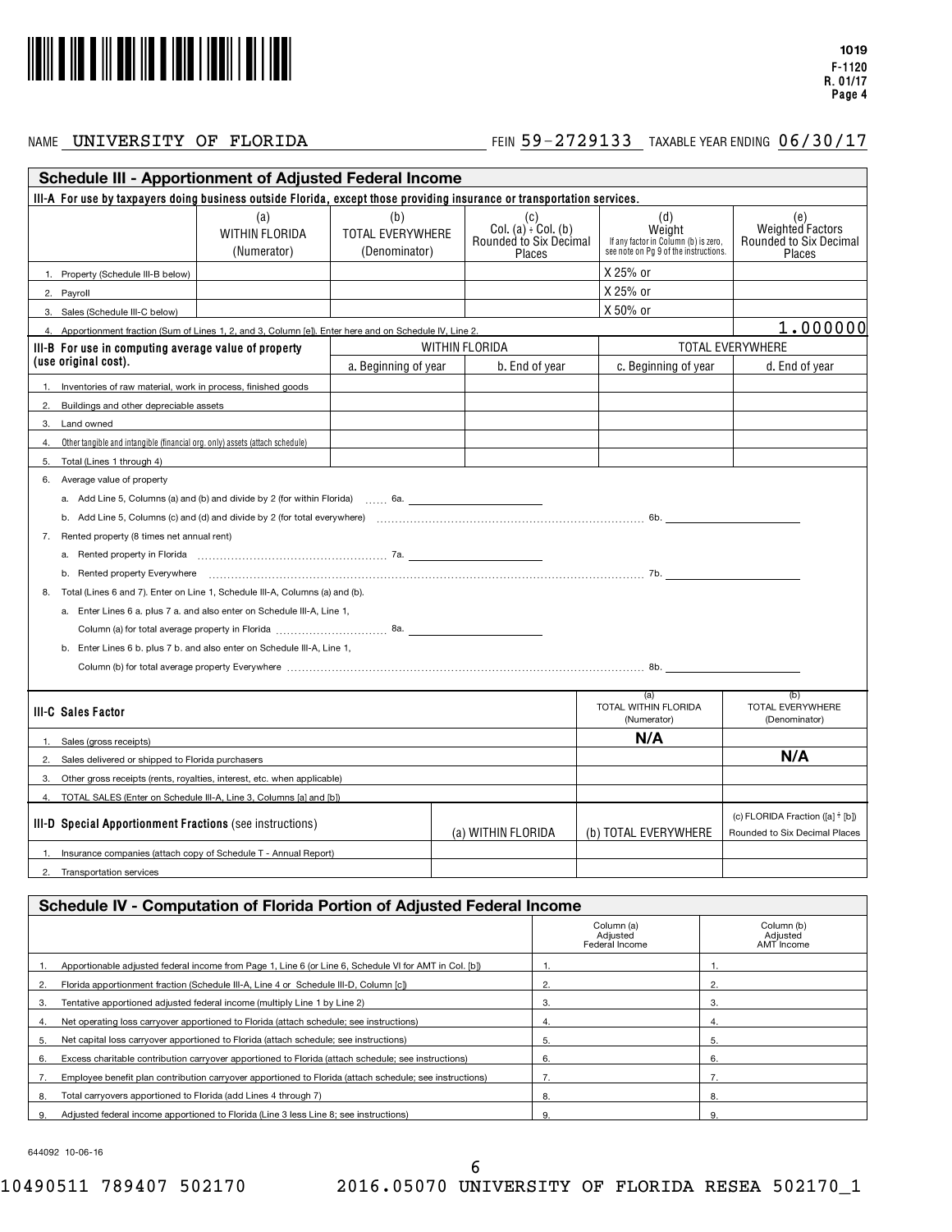1019
F-1120
R. 01/17
Page 4

NAME UNIVERSITY OF FLORIDA FEIN 59-2729133 TAXABLE YEAR ENDING 06/30/17

## Schedule III - Apportionment of Adjusted Federal Income

**III-A For use by taxpayers doing business outside Florida, except those providing insurance or transportation services.**

| | (a) WITHIN FLORIDA (Numerator) | (b) TOTAL EVERYWHERE (Denominator) | (c) Col. (a) ÷ Col. (b) Rounded to Six Decimal Places | (d) Weight If any factor in Column (b) is zero, see note on Pg 9 of the instructions. | (e) Weighted Factors Rounded to Six Decimal Places |
|---|---|---|---|---|---|
| 1. Property (Schedule III-B below) | | | | X 25% or | |
| 2. Payroll | | | | X 25% or | |
| 3. Sales (Schedule III-C below) | | | | X 50% or | |
| 4. Apportionment fraction (Sum of Lines 1, 2, and 3, Column [e]). Enter here and on Schedule IV, Line 2. | | | | | 1.000000 |

**III-B For use in computing average value of property (use original cost).**

| | WITHIN FLORIDA | | TOTAL EVERYWHERE | |
|---|---|---|---|---|
| | a. Beginning of year | b. End of year | c. Beginning of year | d. End of year |
| 1. Inventories of raw material, work in process, finished goods | | | | |
| 2. Buildings and other depreciable assets | | | | |
| 3. Land owned | | | | |
| 4. Other tangible and intangible (financial org. only) assets (attach schedule) | | | | |
| 5. Total (Lines 1 through 4) | | | | |

6. Average value of property
   a. Add Line 5, Columns (a) and (b) and divide by 2 (for within Florida) ...... 6a.
   b. Add Line 5, Columns (c) and (d) and divide by 2 (for total everywhere) ...... 6b.
7. Rented property (8 times net annual rent)
   a. Rented property in Florida ...... 7a.
   b. Rented property Everywhere ...... 7b.
8. Total (Lines 6 and 7). Enter on Line 1, Schedule III-A, Columns (a) and (b).
   a. Enter Lines 6 a. plus 7 a. and also enter on Schedule III-A, Line 1, Column (a) for total average property in Florida ...... 8a.
   b. Enter Lines 6 b. plus 7 b. and also enter on Schedule III-A, Line 1, Column (b) for total average property Everywhere ...... 8b.

| III-C Sales Factor | (a) TOTAL WITHIN FLORIDA (Numerator) | (b) TOTAL EVERYWHERE (Denominator) |
|---|---|---|
| 1. Sales (gross receipts) | N/A | |
| 2. Sales delivered or shipped to Florida purchasers | | N/A |
| 3. Other gross receipts (rents, royalties, interest, etc. when applicable) | | |
| 4. TOTAL SALES (Enter on Schedule III-A, Line 3, Columns [a] and [b]) | | |

| III-D Special Apportionment Fractions (see instructions) | (a) WITHIN FLORIDA | (b) TOTAL EVERYWHERE | (c) FLORIDA Fraction ([a] ÷ [b]) Rounded to Six Decimal Places |
|---|---|---|---|
| 1. Insurance companies (attach copy of Schedule T - Annual Report) | | | |
| 2. Transportation services | | | |

## Schedule IV - Computation of Florida Portion of Adjusted Federal Income

| | Column (a) Adjusted Federal Income | Column (b) Adjusted AMT Income |
|---|---|---|
| 1. Apportionable adjusted federal income from Page 1, Line 6 (or Line 6, Schedule VI for AMT in Col. [b]) | 1. | 1. |
| 2. Florida apportionment fraction (Schedule III-A, Line 4 or Schedule III-D, Column [c]) | 2. | 2. |
| 3. Tentative apportioned adjusted federal income (multiply Line 1 by Line 2) | 3. | 3. |
| 4. Net operating loss carryover apportioned to Florida (attach schedule; see instructions) | 4. | 4. |
| 5. Net capital loss carryover apportioned to Florida (attach schedule; see instructions) | 5. | 5. |
| 6. Excess charitable contribution carryover apportioned to Florida (attach schedule; see instructions) | 6. | 6. |
| 7. Employee benefit plan contribution carryover apportioned to Florida (attach schedule; see instructions) | 7. | 7. |
| 8. Total carryovers apportioned to Florida (add Lines 4 through 7) | 8. | 8. |
| 9. Adjusted federal income apportioned to Florida (Line 3 less Line 8; see instructions) | 9. | 9. |

644092 10-06-16

10490511 789407 502170 2016.05070 UNIVERSITY OF FLORIDA RESEA 502170_1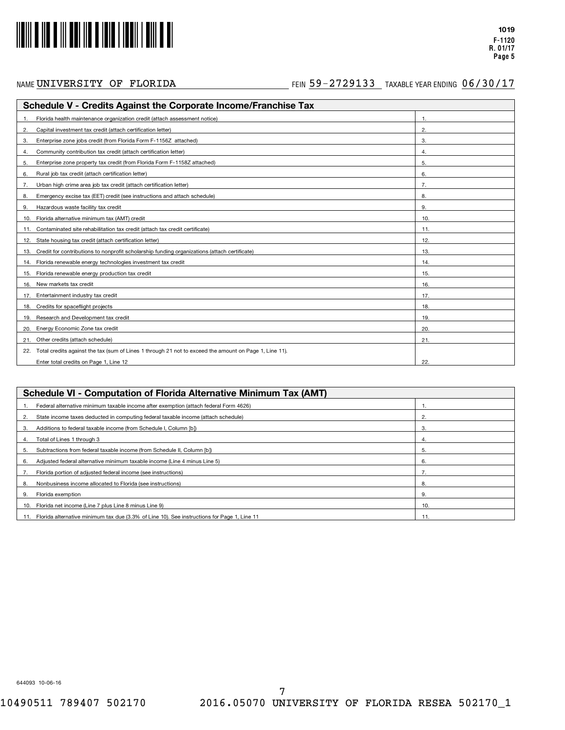1019
F-1120
R. 01/17
Page 5

NAME UNIVERSITY OF FLORIDA FEIN 59-2729133 TAXABLE YEAR ENDING 06/30/17

## Schedule V - Credits Against the Corporate Income/Franchise Tax

| | | |
|---|---|---|
| 1. | Florida health maintenance organization credit (attach assessment notice) | 1. |
| 2. | Capital investment tax credit (attach certification letter) | 2. |
| 3. | Enterprise zone jobs credit (from Florida Form F-1156Z attached) | 3. |
| 4. | Community contribution tax credit (attach certification letter) | 4. |
| 5. | Enterprise zone property tax credit (from Florida Form F-1158Z attached) | 5. |
| 6. | Rural job tax credit (attach certification letter) | 6. |
| 7. | Urban high crime area job tax credit (attach certification letter) | 7. |
| 8. | Emergency excise tax (EET) credit (see instructions and attach schedule) | 8. |
| 9. | Hazardous waste facility tax credit | 9. |
| 10. | Florida alternative minimum tax (AMT) credit | 10. |
| 11. | Contaminated site rehabilitation tax credit (attach tax credit certificate) | 11. |
| 12. | State housing tax credit (attach certification letter) | 12. |
| 13. | Credit for contributions to nonprofit scholarship funding organizations (attach certificate) | 13. |
| 14. | Florida renewable energy technologies investment tax credit | 14. |
| 15. | Florida renewable energy production tax credit | 15. |
| 16. | New markets tax credit | 16. |
| 17. | Entertainment industry tax credit | 17. |
| 18. | Credits for spaceflight projects | 18. |
| 19. | Research and Development tax credit | 19. |
| 20. | Energy Economic Zone tax credit | 20. |
| 21. | Other credits (attach schedule) | 21. |
| 22. | Total credits against the tax (sum of Lines 1 through 21 not to exceed the amount on Page 1, Line 11). Enter total credits on Page 1, Line 12 | 22. |

## Schedule VI - Computation of Florida Alternative Minimum Tax (AMT)

| | | |
|---|---|---|
| 1. | Federal alternative minimum taxable income after exemption (attach federal Form 4626) | 1. |
| 2. | State income taxes deducted in computing federal taxable income (attach schedule) | 2. |
| 3. | Additions to federal taxable income (from Schedule I, Column [b]) | 3. |
| 4. | Total of Lines 1 through 3 | 4. |
| 5. | Subtractions from federal taxable income (from Schedule II, Column [b]) | 5. |
| 6. | Adjusted federal alternative minimum taxable income (Line 4 minus Line 5) | 6. |
| 7. | Florida portion of adjusted federal income (see instructions) | 7. |
| 8. | Nonbusiness income allocated to Florida (see instructions) | 8. |
| 9. | Florida exemption | 9. |
| 10. | Florida net income (Line 7 plus Line 8 minus Line 9) | 10. |
| 11. | Florida alternative minimum tax due (3.3% of Line 10). See instructions for Page 1, Line 11 | 11. |

644093 10-06-16

10490511 789407 502170 2016.05070 UNIVERSITY OF FLORIDA RESEA 502170_1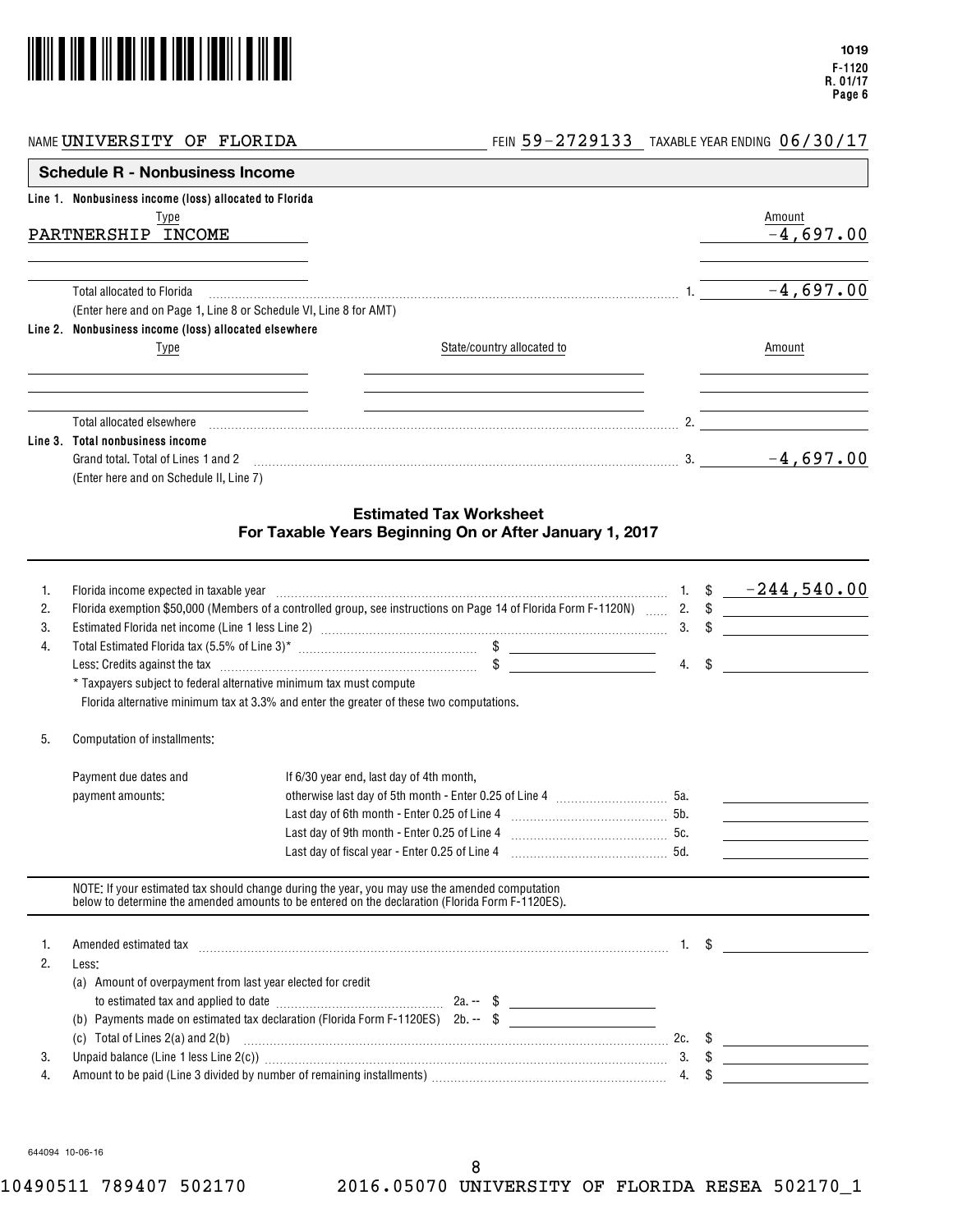1019
F-1120
R. 01/17
Page 6

NAME UNIVERSITY OF FLORIDA    FEIN 59-2729133    TAXABLE YEAR ENDING 06/30/17

## Schedule R - Nonbusiness Income

**Line 1. Nonbusiness income (loss) allocated to Florida**

| Type | Amount |
|---|---|
| PARTNERSHIP INCOME | -4,697.00 |
| | |
| Total allocated to Florida (Enter here and on Page 1, Line 8 or Schedule VI, Line 8 for AMT) ... 1. | -4,697.00 |

**Line 2. Nonbusiness income (loss) allocated elsewhere**

| Type | State/country allocated to | Amount |
|---|---|---|
| | | |
| | | |
| Total allocated elsewhere ... 2. | | |

**Line 3. Total nonbusiness income**

| | |
|---|---|
| Grand total. Total of Lines 1 and 2 (Enter here and on Schedule II, Line 7) ... 3. | -4,697.00 |

### Estimated Tax Worksheet
### For Taxable Years Beginning On or After January 1, 2017

| | | | | |
|---|---|---|---|---|
| 1. | Florida income expected in taxable year | | 1. | $ -244,540.00 |
| 2. | Florida exemption $50,000 (Members of a controlled group, see instructions on Page 14 of Florida Form F-1120N) | | 2. | $ |
| 3. | Estimated Florida net income (Line 1 less Line 2) | | 3. | $ |
| 4. | Total Estimated Florida tax (5.5% of Line 3)* | $ | | |
| | Less: Credits against the tax | $ | 4. | $ |

\* Taxpayers subject to federal alternative minimum tax must compute Florida alternative minimum tax at 3.3% and enter the greater of these two computations.

5. Computation of installments:

| Payment due dates and payment amounts: | | |
|---|---|---|
| | If 6/30 year end, last day of 4th month, otherwise last day of 5th month - Enter 0.25 of Line 4 | 5a. |
| | Last day of 6th month - Enter 0.25 of Line 4 | 5b. |
| | Last day of 9th month - Enter 0.25 of Line 4 | 5c. |
| | Last day of fiscal year - Enter 0.25 of Line 4 | 5d. |

NOTE: If your estimated tax should change during the year, you may use the amended computation below to determine the amended amounts to be entered on the declaration (Florida Form F-1120ES).

| | | | | |
|---|---|---|---|---|
| 1. | Amended estimated tax | | 1. | $ |
| 2. | Less: | | | |
| | (a) Amount of overpayment from last year elected for credit to estimated tax and applied to date | 2a. -- $ | | |
| | (b) Payments made on estimated tax declaration (Florida Form F-1120ES) | 2b. -- $ | | |
| | (c) Total of Lines 2(a) and 2(b) | | 2c. | $ |
| 3. | Unpaid balance (Line 1 less Line 2(c)) | | 3. | $ |
| 4. | Amount to be paid (Line 3 divided by number of remaining installments) | | 4. | $ |

644094 10-06-16

10490511 789407 502170    2016.05070 UNIVERSITY OF FLORIDA RESEA 502170_1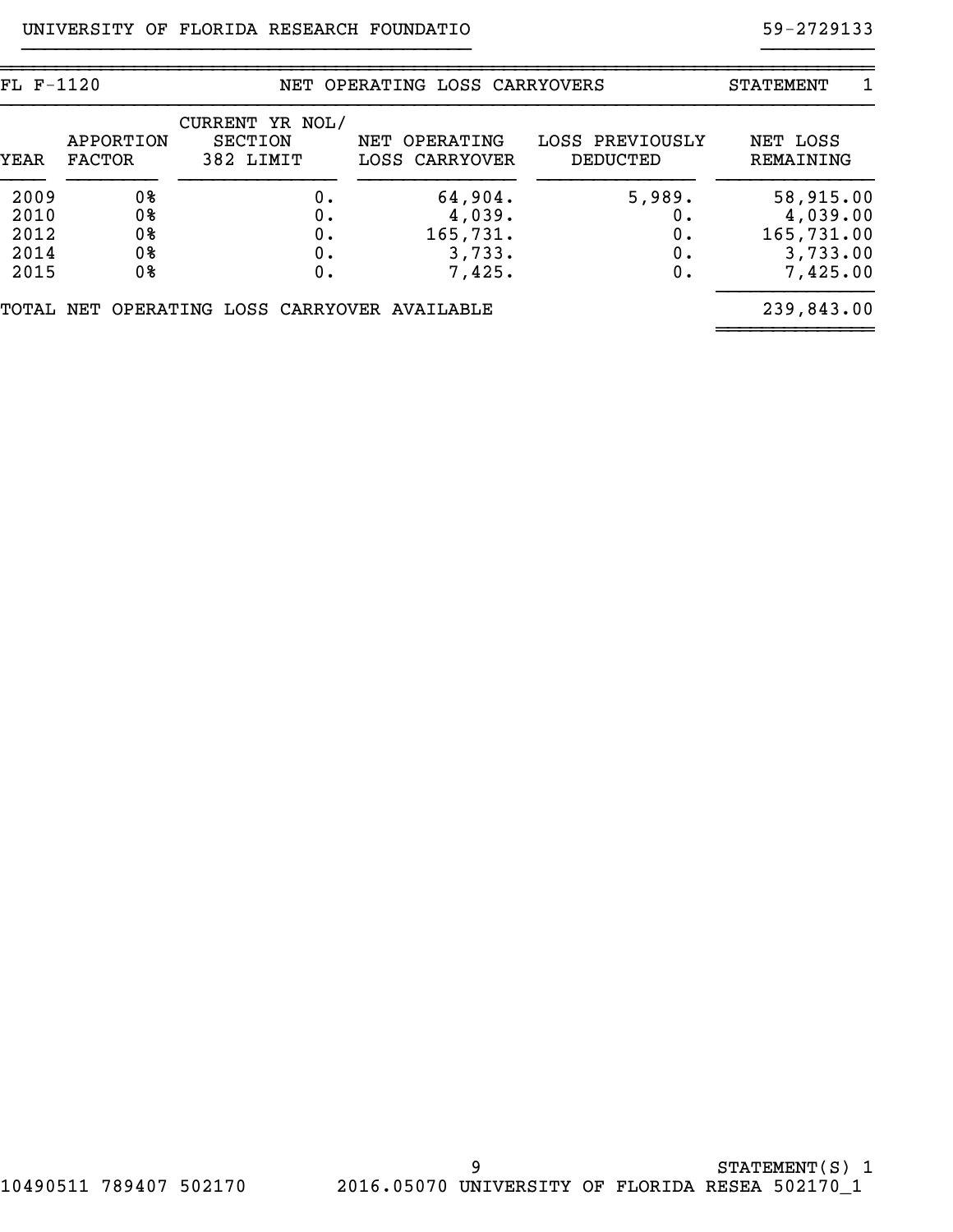UNIVERSITY OF FLORIDA RESEARCH FOUNDATIO 59-2729133

FL F-1120 NET OPERATING LOSS CARRYOVERS STATEMENT 1

| YEAR | APPORTION FACTOR | CURRENT YR NOL/ SECTION 382 LIMIT | NET OPERATING LOSS CARRYOVER | LOSS PREVIOUSLY DEDUCTED | NET LOSS REMAINING |
|---|---|---|---|---|---|
| 2009 | 0% | 0. | 64,904. | 5,989. | 58,915.00 |
| 2010 | 0% | 0. | 4,039. | 0. | 4,039.00 |
| 2012 | 0% | 0. | 165,731. | 0. | 165,731.00 |
| 2014 | 0% | 0. | 3,733. | 0. | 3,733.00 |
| 2015 | 0% | 0. | 7,425. | 0. | 7,425.00 |
| TOTAL NET OPERATING LOSS CARRYOVER AVAILABLE | | | | | 239,843.00 |

STATEMENT(S) 1

10490511 789407 502170 2016.05070 UNIVERSITY OF FLORIDA RESEA 502170_1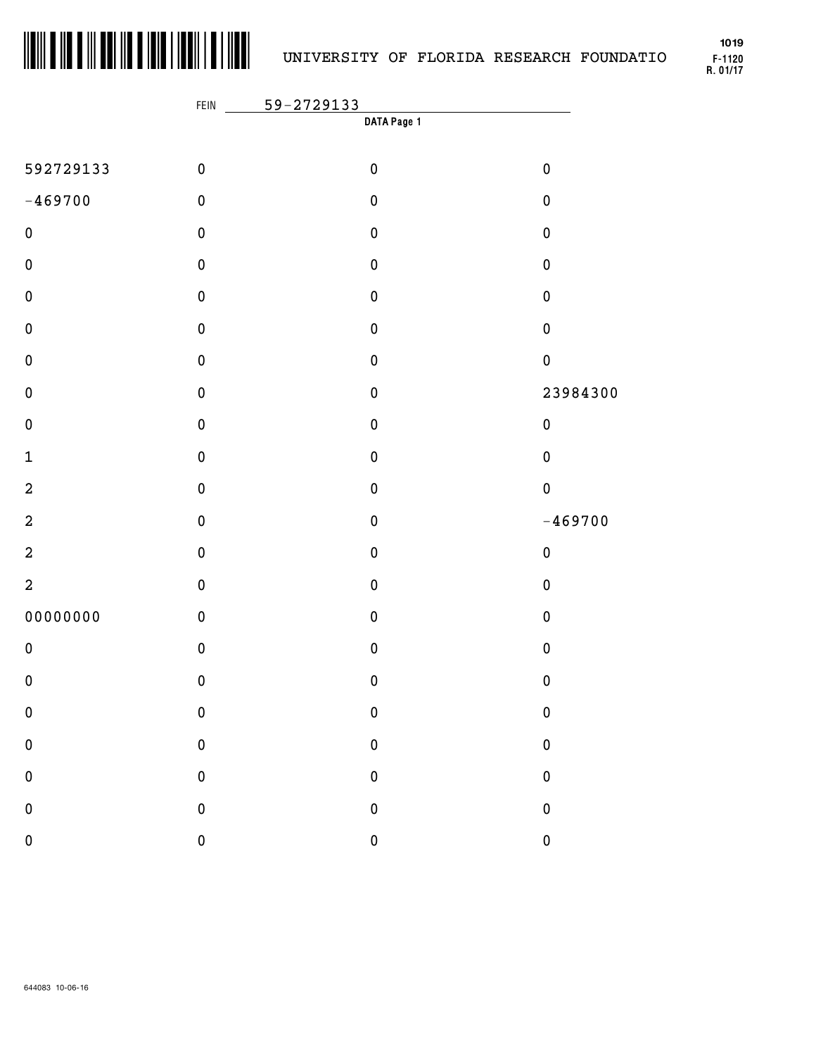UNIVERSITY OF FLORIDA RESEARCH FOUNDATIO

1019
F-1120
R. 01/17

FEIN 59-2729133

**DATA Page 1**

| | | | |
|---|---|---|---|
| 592729133 | 0 | 0 | 0 |
| -469700 | 0 | 0 | 0 |
| 0 | 0 | 0 | 0 |
| 0 | 0 | 0 | 0 |
| 0 | 0 | 0 | 0 |
| 0 | 0 | 0 | 0 |
| 0 | 0 | 0 | 0 |
| 0 | 0 | 0 | 23984300 |
| 0 | 0 | 0 | 0 |
| 1 | 0 | 0 | 0 |
| 2 | 0 | 0 | 0 |
| 2 | 0 | 0 | -469700 |
| 2 | 0 | 0 | 0 |
| 2 | 0 | 0 | 0 |
| 00000000 | 0 | 0 | 0 |
| 0 | 0 | 0 | 0 |
| 0 | 0 | 0 | 0 |
| 0 | 0 | 0 | 0 |
| 0 | 0 | 0 | 0 |
| 0 | 0 | 0 | 0 |
| 0 | 0 | 0 | 0 |
| 0 | 0 | 0 | 0 |

644083 10-06-16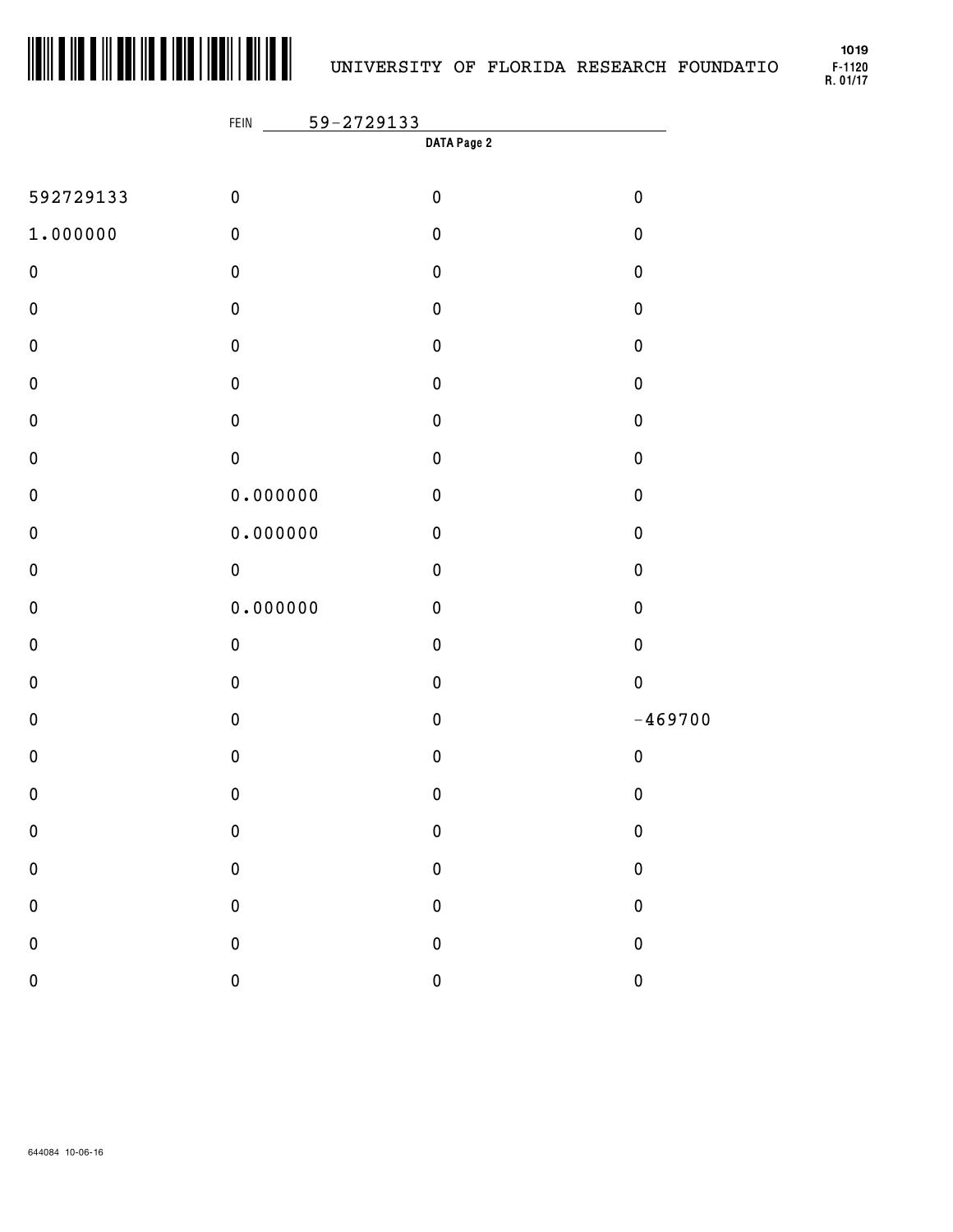UNIVERSITY OF FLORIDA RESEARCH FOUNDATIO

1019
F-1120
R. 01/17

FEIN 59-2729133

**DATA Page 2**

| | | | |
|---|---|---|---|
| 592729133 | 0 | 0 | 0 |
| 1.000000 | 0 | 0 | 0 |
| 0 | 0 | 0 | 0 |
| 0 | 0 | 0 | 0 |
| 0 | 0 | 0 | 0 |
| 0 | 0 | 0 | 0 |
| 0 | 0 | 0 | 0 |
| 0 | 0 | 0 | 0 |
| 0 | 0.000000 | 0 | 0 |
| 0 | 0.000000 | 0 | 0 |
| 0 | 0 | 0 | 0 |
| 0 | 0.000000 | 0 | 0 |
| 0 | 0 | 0 | 0 |
| 0 | 0 | 0 | 0 |
| 0 | 0 | 0 | -469700 |
| 0 | 0 | 0 | 0 |
| 0 | 0 | 0 | 0 |
| 0 | 0 | 0 | 0 |
| 0 | 0 | 0 | 0 |
| 0 | 0 | 0 | 0 |
| 0 | 0 | 0 | 0 |
| 0 | 0 | 0 | 0 |

644084 10-06-16